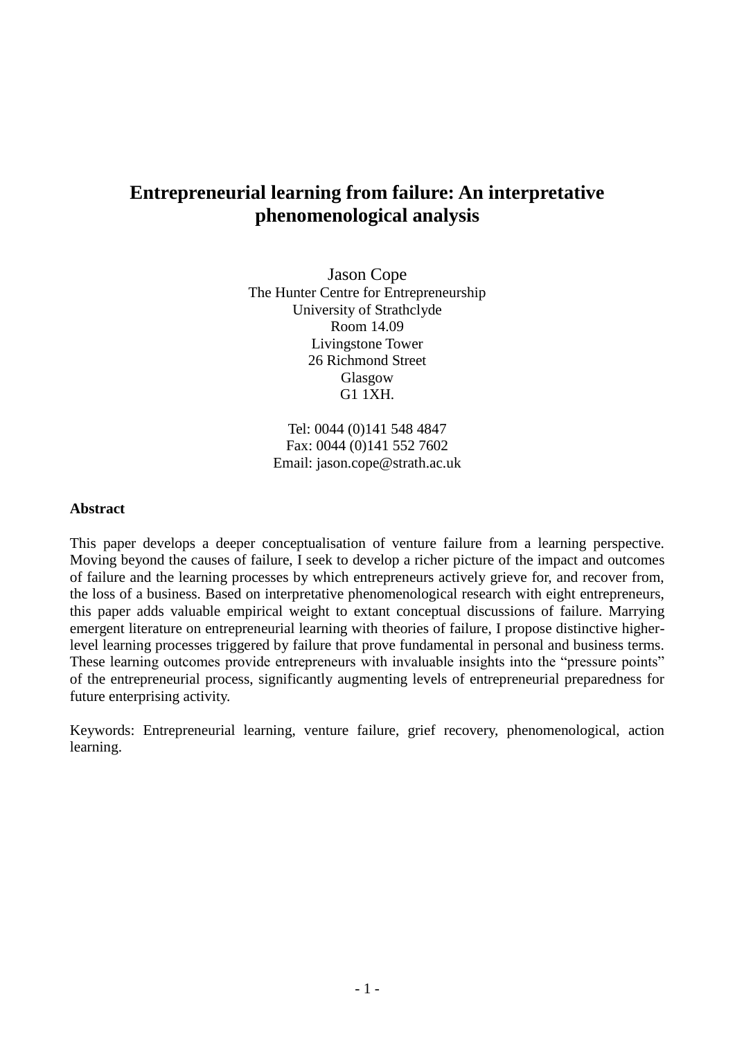# Entrepreneurial learning from failure: An interpretative phenomenological analysis

Jason Cope
The Hunter Centre for Entrepreneurship
University of Strathclyde
Room 14.09
Livingstone Tower
26 Richmond Street
Glasgow
G1 1XH.

Tel: 0044 (0)141 548 4847
Fax: 0044 (0)141 552 7602
Email: jason.cope@strath.ac.uk

**Abstract**

This paper develops a deeper conceptualisation of venture failure from a learning perspective. Moving beyond the causes of failure, I seek to develop a richer picture of the impact and outcomes of failure and the learning processes by which entrepreneurs actively grieve for, and recover from, the loss of a business. Based on interpretative phenomenological research with eight entrepreneurs, this paper adds valuable empirical weight to extant conceptual discussions of failure. Marrying emergent literature on entrepreneurial learning with theories of failure, I propose distinctive higher-level learning processes triggered by failure that prove fundamental in personal and business terms. These learning outcomes provide entrepreneurs with invaluable insights into the "pressure points" of the entrepreneurial process, significantly augmenting levels of entrepreneurial preparedness for future enterprising activity.

Keywords: Entrepreneurial learning, venture failure, grief recovery, phenomenological, action learning.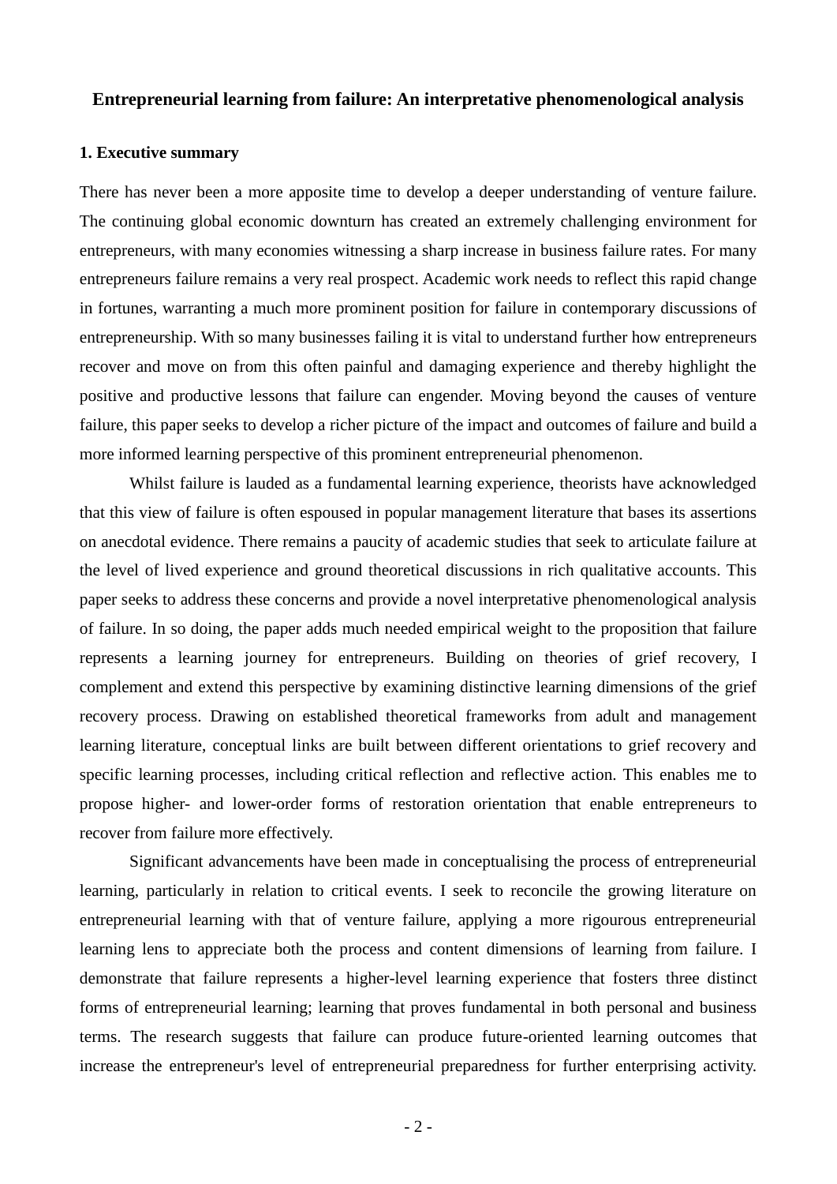# Entrepreneurial learning from failure: An interpretative phenomenological analysis

## 1. Executive summary

There has never been a more apposite time to develop a deeper understanding of venture failure. The continuing global economic downturn has created an extremely challenging environment for entrepreneurs, with many economies witnessing a sharp increase in business failure rates. For many entrepreneurs failure remains a very real prospect. Academic work needs to reflect this rapid change in fortunes, warranting a much more prominent position for failure in contemporary discussions of entrepreneurship. With so many businesses failing it is vital to understand further how entrepreneurs recover and move on from this often painful and damaging experience and thereby highlight the positive and productive lessons that failure can engender. Moving beyond the causes of venture failure, this paper seeks to develop a richer picture of the impact and outcomes of failure and build a more informed learning perspective of this prominent entrepreneurial phenomenon.

Whilst failure is lauded as a fundamental learning experience, theorists have acknowledged that this view of failure is often espoused in popular management literature that bases its assertions on anecdotal evidence. There remains a paucity of academic studies that seek to articulate failure at the level of lived experience and ground theoretical discussions in rich qualitative accounts. This paper seeks to address these concerns and provide a novel interpretative phenomenological analysis of failure. In so doing, the paper adds much needed empirical weight to the proposition that failure represents a learning journey for entrepreneurs. Building on theories of grief recovery, I complement and extend this perspective by examining distinctive learning dimensions of the grief recovery process. Drawing on established theoretical frameworks from adult and management learning literature, conceptual links are built between different orientations to grief recovery and specific learning processes, including critical reflection and reflective action. This enables me to propose higher- and lower-order forms of restoration orientation that enable entrepreneurs to recover from failure more effectively.

Significant advancements have been made in conceptualising the process of entrepreneurial learning, particularly in relation to critical events. I seek to reconcile the growing literature on entrepreneurial learning with that of venture failure, applying a more rigourous entrepreneurial learning lens to appreciate both the process and content dimensions of learning from failure. I demonstrate that failure represents a higher-level learning experience that fosters three distinct forms of entrepreneurial learning; learning that proves fundamental in both personal and business terms. The research suggests that failure can produce future-oriented learning outcomes that increase the entrepreneur's level of entrepreneurial preparedness for further enterprising activity.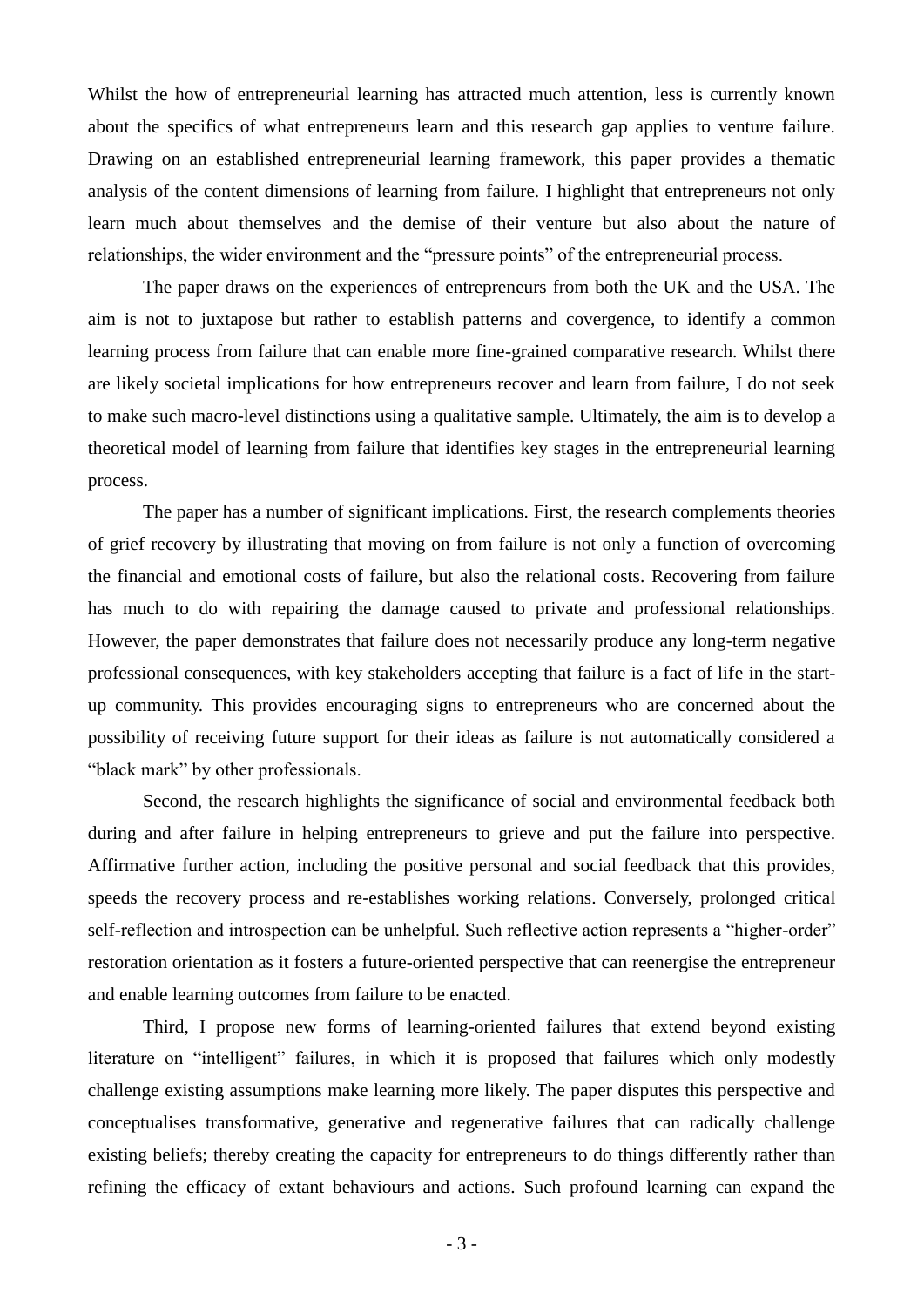Whilst the how of entrepreneurial learning has attracted much attention, less is currently known about the specifics of what entrepreneurs learn and this research gap applies to venture failure. Drawing on an established entrepreneurial learning framework, this paper provides a thematic analysis of the content dimensions of learning from failure. I highlight that entrepreneurs not only learn much about themselves and the demise of their venture but also about the nature of relationships, the wider environment and the "pressure points" of the entrepreneurial process.

The paper draws on the experiences of entrepreneurs from both the UK and the USA. The aim is not to juxtapose but rather to establish patterns and covergence, to identify a common learning process from failure that can enable more fine-grained comparative research. Whilst there are likely societal implications for how entrepreneurs recover and learn from failure, I do not seek to make such macro-level distinctions using a qualitative sample. Ultimately, the aim is to develop a theoretical model of learning from failure that identifies key stages in the entrepreneurial learning process.

The paper has a number of significant implications. First, the research complements theories of grief recovery by illustrating that moving on from failure is not only a function of overcoming the financial and emotional costs of failure, but also the relational costs. Recovering from failure has much to do with repairing the damage caused to private and professional relationships. However, the paper demonstrates that failure does not necessarily produce any long-term negative professional consequences, with key stakeholders accepting that failure is a fact of life in the start-up community. This provides encouraging signs to entrepreneurs who are concerned about the possibility of receiving future support for their ideas as failure is not automatically considered a "black mark" by other professionals.

Second, the research highlights the significance of social and environmental feedback both during and after failure in helping entrepreneurs to grieve and put the failure into perspective. Affirmative further action, including the positive personal and social feedback that this provides, speeds the recovery process and re-establishes working relations. Conversely, prolonged critical self-reflection and introspection can be unhelpful. Such reflective action represents a "higher-order" restoration orientation as it fosters a future-oriented perspective that can reenergise the entrepreneur and enable learning outcomes from failure to be enacted.

Third, I propose new forms of learning-oriented failures that extend beyond existing literature on "intelligent" failures, in which it is proposed that failures which only modestly challenge existing assumptions make learning more likely. The paper disputes this perspective and conceptualises transformative, generative and regenerative failures that can radically challenge existing beliefs; thereby creating the capacity for entrepreneurs to do things differently rather than refining the efficacy of extant behaviours and actions. Such profound learning can expand the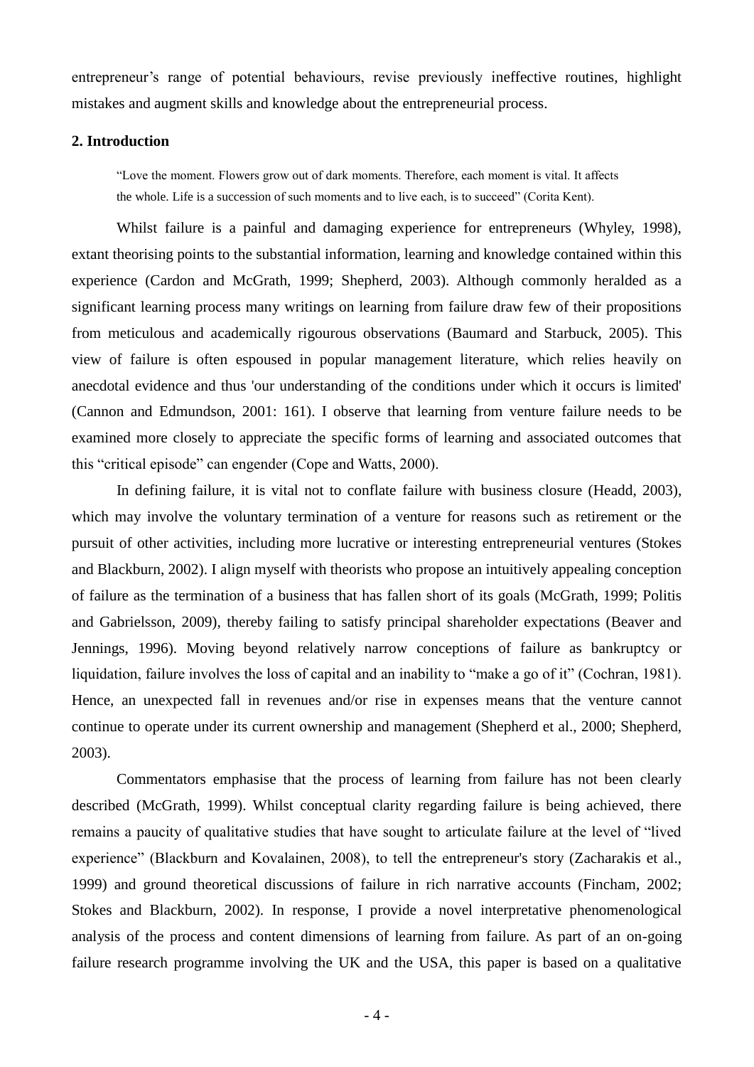entrepreneur's range of potential behaviours, revise previously ineffective routines, highlight mistakes and augment skills and knowledge about the entrepreneurial process.

## 2. Introduction

> "Love the moment. Flowers grow out of dark moments. Therefore, each moment is vital. It affects the whole. Life is a succession of such moments and to live each, is to succeed" (Corita Kent).

Whilst failure is a painful and damaging experience for entrepreneurs (Whyley, 1998), extant theorising points to the substantial information, learning and knowledge contained within this experience (Cardon and McGrath, 1999; Shepherd, 2003). Although commonly heralded as a significant learning process many writings on learning from failure draw few of their propositions from meticulous and academically rigourous observations (Baumard and Starbuck, 2005). This view of failure is often espoused in popular management literature, which relies heavily on anecdotal evidence and thus 'our understanding of the conditions under which it occurs is limited' (Cannon and Edmundson, 2001: 161). I observe that learning from venture failure needs to be examined more closely to appreciate the specific forms of learning and associated outcomes that this "critical episode" can engender (Cope and Watts, 2000).

In defining failure, it is vital not to conflate failure with business closure (Headd, 2003), which may involve the voluntary termination of a venture for reasons such as retirement or the pursuit of other activities, including more lucrative or interesting entrepreneurial ventures (Stokes and Blackburn, 2002). I align myself with theorists who propose an intuitively appealing conception of failure as the termination of a business that has fallen short of its goals (McGrath, 1999; Politis and Gabrielsson, 2009), thereby failing to satisfy principal shareholder expectations (Beaver and Jennings, 1996). Moving beyond relatively narrow conceptions of failure as bankruptcy or liquidation, failure involves the loss of capital and an inability to "make a go of it" (Cochran, 1981). Hence, an unexpected fall in revenues and/or rise in expenses means that the venture cannot continue to operate under its current ownership and management (Shepherd et al., 2000; Shepherd, 2003).

Commentators emphasise that the process of learning from failure has not been clearly described (McGrath, 1999). Whilst conceptual clarity regarding failure is being achieved, there remains a paucity of qualitative studies that have sought to articulate failure at the level of "lived experience" (Blackburn and Kovalainen, 2008), to tell the entrepreneur's story (Zacharakis et al., 1999) and ground theoretical discussions of failure in rich narrative accounts (Fincham, 2002; Stokes and Blackburn, 2002). In response, I provide a novel interpretative phenomenological analysis of the process and content dimensions of learning from failure. As part of an on-going failure research programme involving the UK and the USA, this paper is based on a qualitative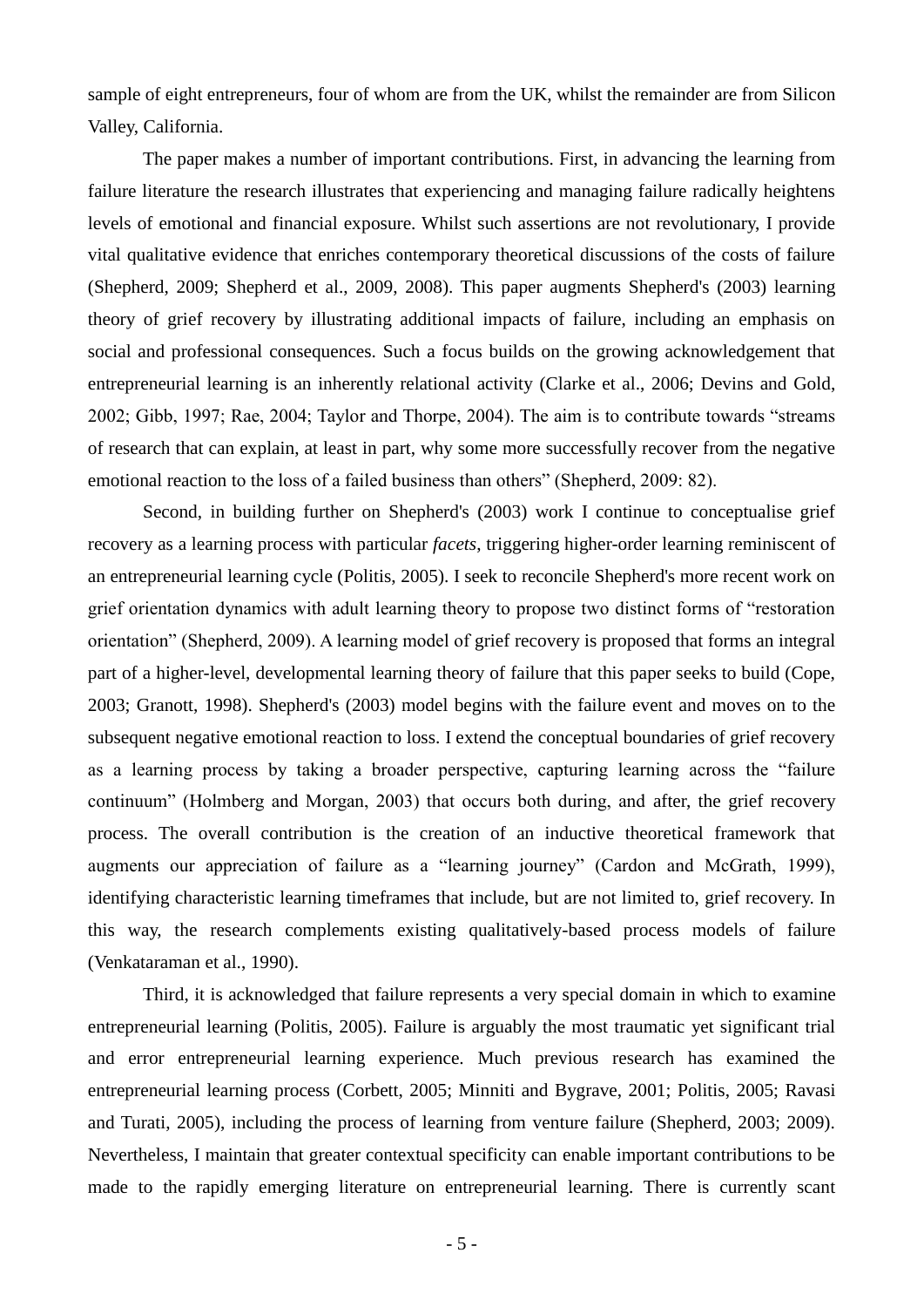sample of eight entrepreneurs, four of whom are from the UK, whilst the remainder are from Silicon Valley, California.

The paper makes a number of important contributions. First, in advancing the learning from failure literature the research illustrates that experiencing and managing failure radically heightens levels of emotional and financial exposure. Whilst such assertions are not revolutionary, I provide vital qualitative evidence that enriches contemporary theoretical discussions of the costs of failure (Shepherd, 2009; Shepherd et al., 2009, 2008). This paper augments Shepherd's (2003) learning theory of grief recovery by illustrating additional impacts of failure, including an emphasis on social and professional consequences. Such a focus builds on the growing acknowledgement that entrepreneurial learning is an inherently relational activity (Clarke et al., 2006; Devins and Gold, 2002; Gibb, 1997; Rae, 2004; Taylor and Thorpe, 2004). The aim is to contribute towards "streams of research that can explain, at least in part, why some more successfully recover from the negative emotional reaction to the loss of a failed business than others" (Shepherd, 2009: 82).

Second, in building further on Shepherd's (2003) work I continue to conceptualise grief recovery as a learning process with particular *facets*, triggering higher-order learning reminiscent of an entrepreneurial learning cycle (Politis, 2005). I seek to reconcile Shepherd's more recent work on grief orientation dynamics with adult learning theory to propose two distinct forms of "restoration orientation" (Shepherd, 2009). A learning model of grief recovery is proposed that forms an integral part of a higher-level, developmental learning theory of failure that this paper seeks to build (Cope, 2003; Granott, 1998). Shepherd's (2003) model begins with the failure event and moves on to the subsequent negative emotional reaction to loss. I extend the conceptual boundaries of grief recovery as a learning process by taking a broader perspective, capturing learning across the "failure continuum" (Holmberg and Morgan, 2003) that occurs both during, and after, the grief recovery process. The overall contribution is the creation of an inductive theoretical framework that augments our appreciation of failure as a "learning journey" (Cardon and McGrath, 1999), identifying characteristic learning timeframes that include, but are not limited to, grief recovery. In this way, the research complements existing qualitatively-based process models of failure (Venkataraman et al., 1990).

Third, it is acknowledged that failure represents a very special domain in which to examine entrepreneurial learning (Politis, 2005). Failure is arguably the most traumatic yet significant trial and error entrepreneurial learning experience. Much previous research has examined the entrepreneurial learning process (Corbett, 2005; Minniti and Bygrave, 2001; Politis, 2005; Ravasi and Turati, 2005), including the process of learning from venture failure (Shepherd, 2003; 2009). Nevertheless, I maintain that greater contextual specificity can enable important contributions to be made to the rapidly emerging literature on entrepreneurial learning. There is currently scant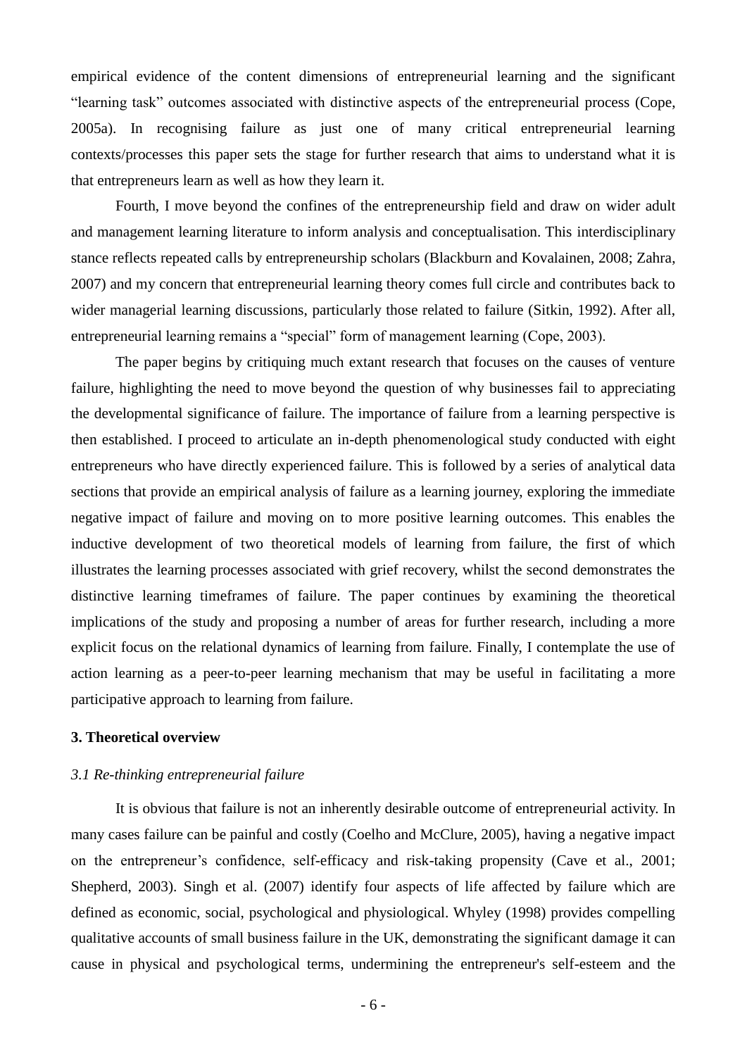empirical evidence of the content dimensions of entrepreneurial learning and the significant "learning task" outcomes associated with distinctive aspects of the entrepreneurial process (Cope, 2005a). In recognising failure as just one of many critical entrepreneurial learning contexts/processes this paper sets the stage for further research that aims to understand what it is that entrepreneurs learn as well as how they learn it.

Fourth, I move beyond the confines of the entrepreneurship field and draw on wider adult and management learning literature to inform analysis and conceptualisation. This interdisciplinary stance reflects repeated calls by entrepreneurship scholars (Blackburn and Kovalainen, 2008; Zahra, 2007) and my concern that entrepreneurial learning theory comes full circle and contributes back to wider managerial learning discussions, particularly those related to failure (Sitkin, 1992). After all, entrepreneurial learning remains a "special" form of management learning (Cope, 2003).

The paper begins by critiquing much extant research that focuses on the causes of venture failure, highlighting the need to move beyond the question of why businesses fail to appreciating the developmental significance of failure. The importance of failure from a learning perspective is then established. I proceed to articulate an in-depth phenomenological study conducted with eight entrepreneurs who have directly experienced failure. This is followed by a series of analytical data sections that provide an empirical analysis of failure as a learning journey, exploring the immediate negative impact of failure and moving on to more positive learning outcomes. This enables the inductive development of two theoretical models of learning from failure, the first of which illustrates the learning processes associated with grief recovery, whilst the second demonstrates the distinctive learning timeframes of failure. The paper continues by examining the theoretical implications of the study and proposing a number of areas for further research, including a more explicit focus on the relational dynamics of learning from failure. Finally, I contemplate the use of action learning as a peer-to-peer learning mechanism that may be useful in facilitating a more participative approach to learning from failure.

## 3. Theoretical overview

### *3.1 Re-thinking entrepreneurial failure*

It is obvious that failure is not an inherently desirable outcome of entrepreneurial activity. In many cases failure can be painful and costly (Coelho and McClure, 2005), having a negative impact on the entrepreneur's confidence, self-efficacy and risk-taking propensity (Cave et al., 2001; Shepherd, 2003). Singh et al. (2007) identify four aspects of life affected by failure which are defined as economic, social, psychological and physiological. Whyley (1998) provides compelling qualitative accounts of small business failure in the UK, demonstrating the significant damage it can cause in physical and psychological terms, undermining the entrepreneur's self-esteem and the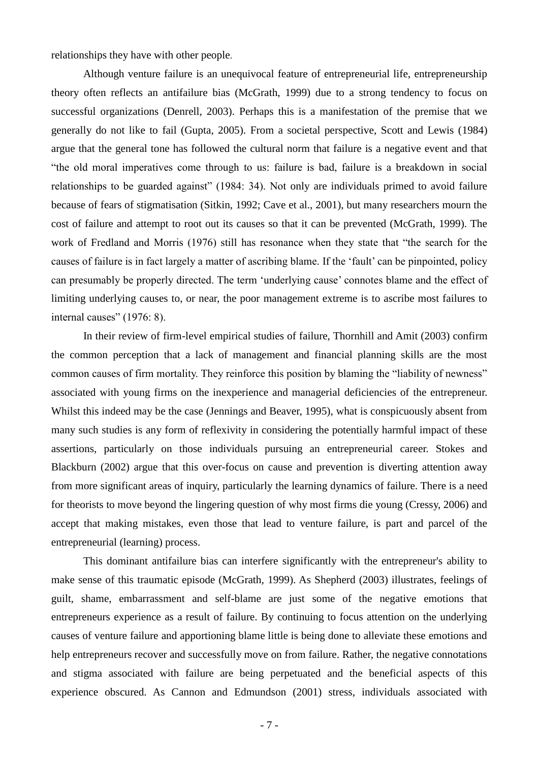relationships they have with other people.

Although venture failure is an unequivocal feature of entrepreneurial life, entrepreneurship theory often reflects an antifailure bias (McGrath, 1999) due to a strong tendency to focus on successful organizations (Denrell, 2003). Perhaps this is a manifestation of the premise that we generally do not like to fail (Gupta, 2005). From a societal perspective, Scott and Lewis (1984) argue that the general tone has followed the cultural norm that failure is a negative event and that "the old moral imperatives come through to us: failure is bad, failure is a breakdown in social relationships to be guarded against" (1984: 34). Not only are individuals primed to avoid failure because of fears of stigmatisation (Sitkin, 1992; Cave et al., 2001), but many researchers mourn the cost of failure and attempt to root out its causes so that it can be prevented (McGrath, 1999). The work of Fredland and Morris (1976) still has resonance when they state that "the search for the causes of failure is in fact largely a matter of ascribing blame. If the 'fault' can be pinpointed, policy can presumably be properly directed. The term 'underlying cause' connotes blame and the effect of limiting underlying causes to, or near, the poor management extreme is to ascribe most failures to internal causes" (1976: 8).

In their review of firm-level empirical studies of failure, Thornhill and Amit (2003) confirm the common perception that a lack of management and financial planning skills are the most common causes of firm mortality. They reinforce this position by blaming the "liability of newness" associated with young firms on the inexperience and managerial deficiencies of the entrepreneur. Whilst this indeed may be the case (Jennings and Beaver, 1995), what is conspicuously absent from many such studies is any form of reflexivity in considering the potentially harmful impact of these assertions, particularly on those individuals pursuing an entrepreneurial career. Stokes and Blackburn (2002) argue that this over-focus on cause and prevention is diverting attention away from more significant areas of inquiry, particularly the learning dynamics of failure. There is a need for theorists to move beyond the lingering question of why most firms die young (Cressy, 2006) and accept that making mistakes, even those that lead to venture failure, is part and parcel of the entrepreneurial (learning) process.

This dominant antifailure bias can interfere significantly with the entrepreneur's ability to make sense of this traumatic episode (McGrath, 1999). As Shepherd (2003) illustrates, feelings of guilt, shame, embarrassment and self-blame are just some of the negative emotions that entrepreneurs experience as a result of failure. By continuing to focus attention on the underlying causes of venture failure and apportioning blame little is being done to alleviate these emotions and help entrepreneurs recover and successfully move on from failure. Rather, the negative connotations and stigma associated with failure are being perpetuated and the beneficial aspects of this experience obscured. As Cannon and Edmundson (2001) stress, individuals associated with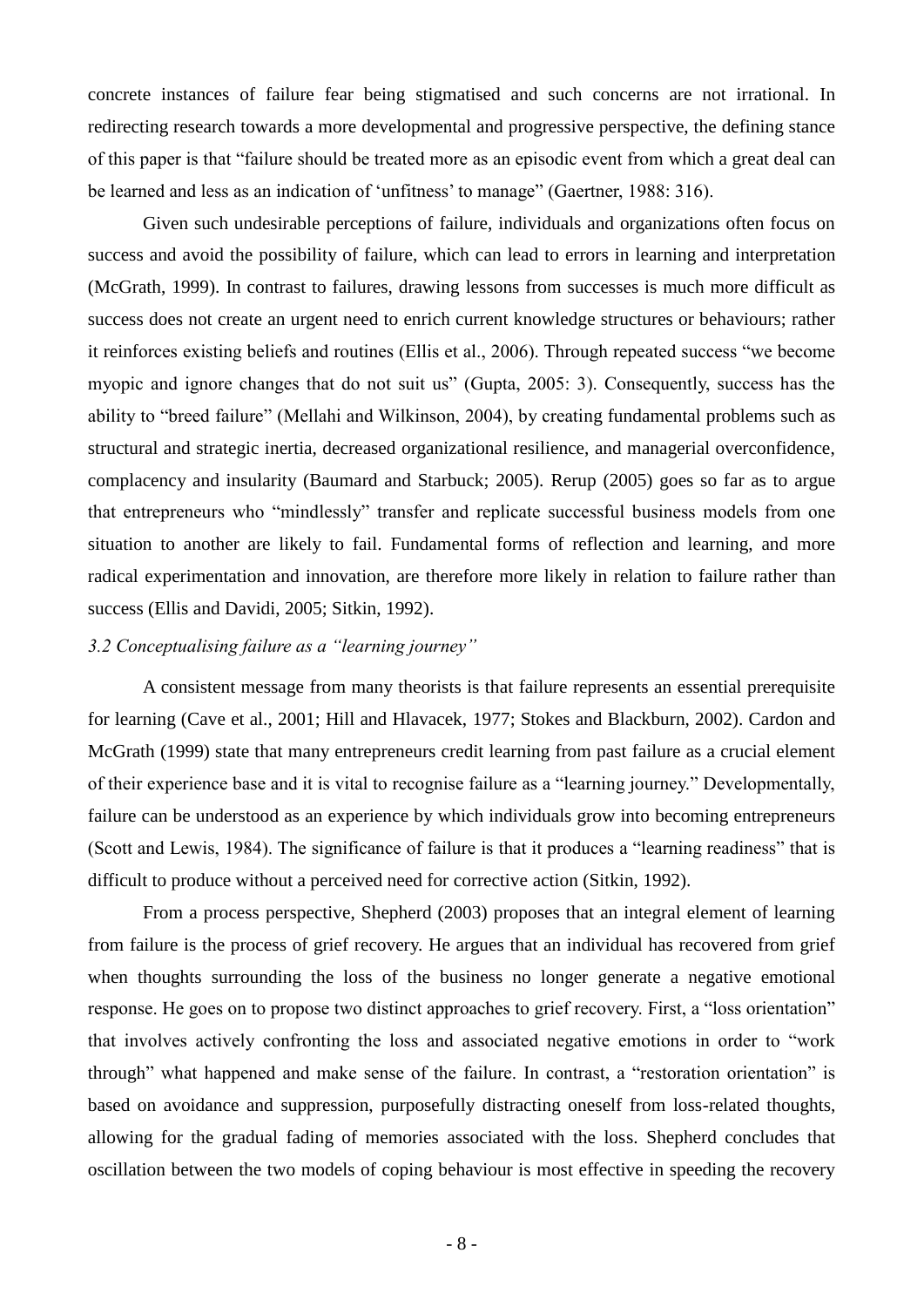concrete instances of failure fear being stigmatised and such concerns are not irrational. In redirecting research towards a more developmental and progressive perspective, the defining stance of this paper is that "failure should be treated more as an episodic event from which a great deal can be learned and less as an indication of 'unfitness' to manage" (Gaertner, 1988: 316).

Given such undesirable perceptions of failure, individuals and organizations often focus on success and avoid the possibility of failure, which can lead to errors in learning and interpretation (McGrath, 1999). In contrast to failures, drawing lessons from successes is much more difficult as success does not create an urgent need to enrich current knowledge structures or behaviours; rather it reinforces existing beliefs and routines (Ellis et al., 2006). Through repeated success "we become myopic and ignore changes that do not suit us" (Gupta, 2005: 3). Consequently, success has the ability to "breed failure" (Mellahi and Wilkinson, 2004), by creating fundamental problems such as structural and strategic inertia, decreased organizational resilience, and managerial overconfidence, complacency and insularity (Baumard and Starbuck; 2005). Rerup (2005) goes so far as to argue that entrepreneurs who "mindlessly" transfer and replicate successful business models from one situation to another are likely to fail. Fundamental forms of reflection and learning, and more radical experimentation and innovation, are therefore more likely in relation to failure rather than success (Ellis and Davidi, 2005; Sitkin, 1992).

### *3.2 Conceptualising failure as a "learning journey"*

A consistent message from many theorists is that failure represents an essential prerequisite for learning (Cave et al., 2001; Hill and Hlavacek, 1977; Stokes and Blackburn, 2002). Cardon and McGrath (1999) state that many entrepreneurs credit learning from past failure as a crucial element of their experience base and it is vital to recognise failure as a "learning journey." Developmentally, failure can be understood as an experience by which individuals grow into becoming entrepreneurs (Scott and Lewis, 1984). The significance of failure is that it produces a "learning readiness" that is difficult to produce without a perceived need for corrective action (Sitkin, 1992).

From a process perspective, Shepherd (2003) proposes that an integral element of learning from failure is the process of grief recovery. He argues that an individual has recovered from grief when thoughts surrounding the loss of the business no longer generate a negative emotional response. He goes on to propose two distinct approaches to grief recovery. First, a "loss orientation" that involves actively confronting the loss and associated negative emotions in order to "work through" what happened and make sense of the failure. In contrast, a "restoration orientation" is based on avoidance and suppression, purposefully distracting oneself from loss-related thoughts, allowing for the gradual fading of memories associated with the loss. Shepherd concludes that oscillation between the two models of coping behaviour is most effective in speeding the recovery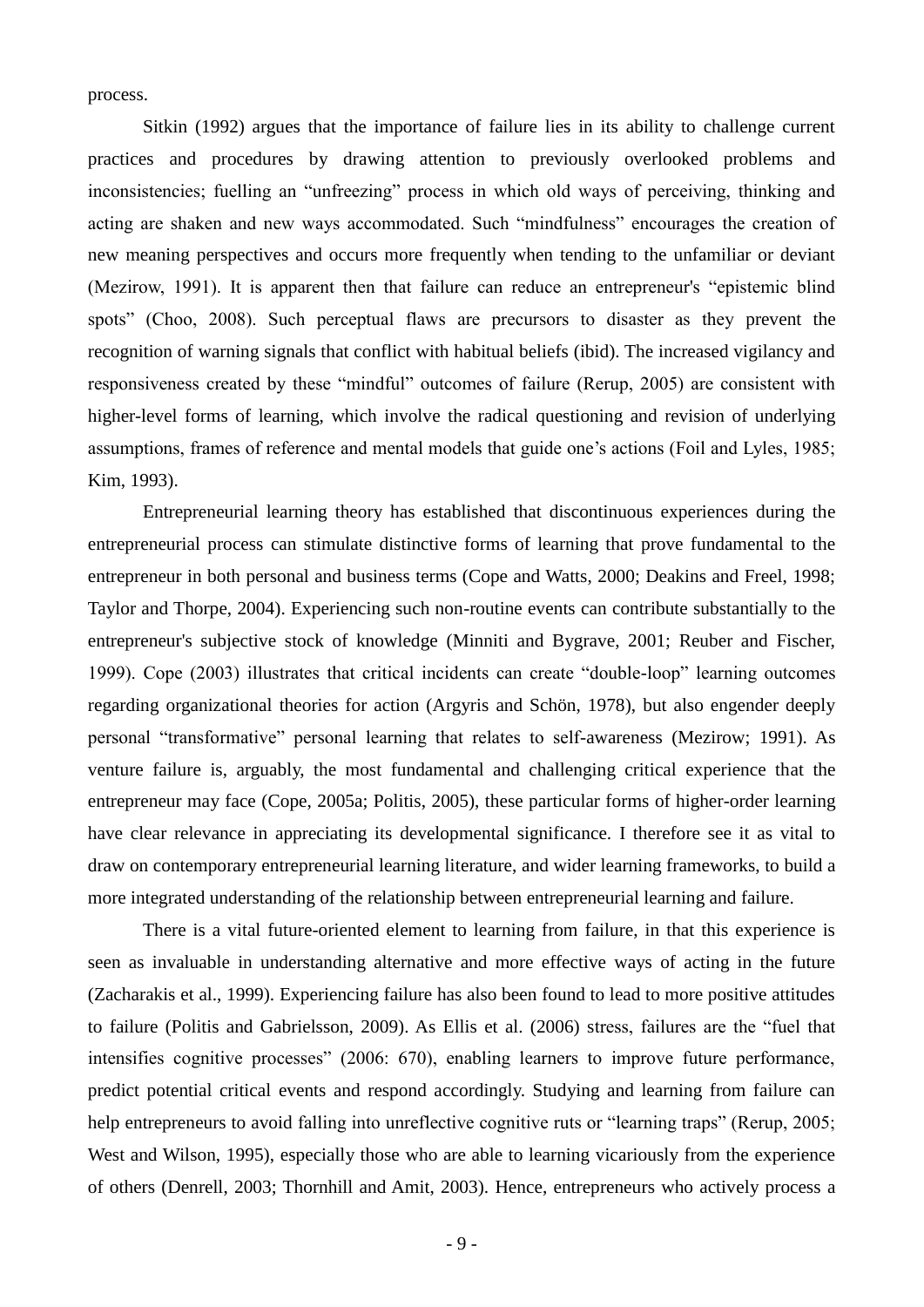process.

Sitkin (1992) argues that the importance of failure lies in its ability to challenge current practices and procedures by drawing attention to previously overlooked problems and inconsistencies; fuelling an "unfreezing" process in which old ways of perceiving, thinking and acting are shaken and new ways accommodated. Such "mindfulness" encourages the creation of new meaning perspectives and occurs more frequently when tending to the unfamiliar or deviant (Mezirow, 1991). It is apparent then that failure can reduce an entrepreneur's "epistemic blind spots" (Choo, 2008). Such perceptual flaws are precursors to disaster as they prevent the recognition of warning signals that conflict with habitual beliefs (ibid). The increased vigilancy and responsiveness created by these "mindful" outcomes of failure (Rerup, 2005) are consistent with higher-level forms of learning, which involve the radical questioning and revision of underlying assumptions, frames of reference and mental models that guide one's actions (Foil and Lyles, 1985; Kim, 1993).

Entrepreneurial learning theory has established that discontinuous experiences during the entrepreneurial process can stimulate distinctive forms of learning that prove fundamental to the entrepreneur in both personal and business terms (Cope and Watts, 2000; Deakins and Freel, 1998; Taylor and Thorpe, 2004). Experiencing such non-routine events can contribute substantially to the entrepreneur's subjective stock of knowledge (Minniti and Bygrave, 2001; Reuber and Fischer, 1999). Cope (2003) illustrates that critical incidents can create "double-loop" learning outcomes regarding organizational theories for action (Argyris and Schön, 1978), but also engender deeply personal "transformative" personal learning that relates to self-awareness (Mezirow; 1991). As venture failure is, arguably, the most fundamental and challenging critical experience that the entrepreneur may face (Cope, 2005a; Politis, 2005), these particular forms of higher-order learning have clear relevance in appreciating its developmental significance. I therefore see it as vital to draw on contemporary entrepreneurial learning literature, and wider learning frameworks, to build a more integrated understanding of the relationship between entrepreneurial learning and failure.

There is a vital future-oriented element to learning from failure, in that this experience is seen as invaluable in understanding alternative and more effective ways of acting in the future (Zacharakis et al., 1999). Experiencing failure has also been found to lead to more positive attitudes to failure (Politis and Gabrielsson, 2009). As Ellis et al. (2006) stress, failures are the "fuel that intensifies cognitive processes" (2006: 670), enabling learners to improve future performance, predict potential critical events and respond accordingly. Studying and learning from failure can help entrepreneurs to avoid falling into unreflective cognitive ruts or "learning traps" (Rerup, 2005; West and Wilson, 1995), especially those who are able to learning vicariously from the experience of others (Denrell, 2003; Thornhill and Amit, 2003). Hence, entrepreneurs who actively process a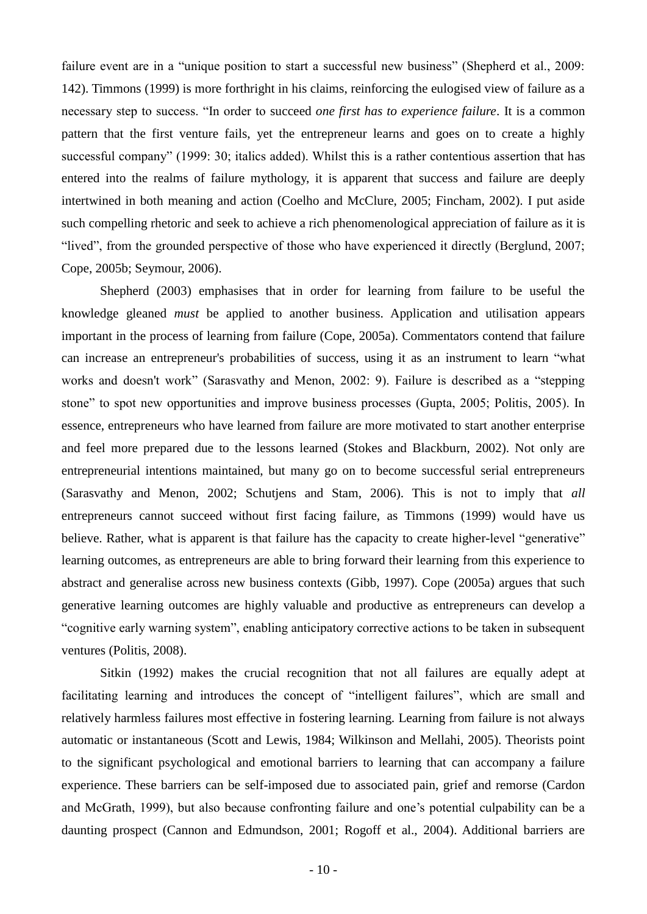failure event are in a "unique position to start a successful new business" (Shepherd et al., 2009: 142). Timmons (1999) is more forthright in his claims, reinforcing the eulogised view of failure as a necessary step to success. "In order to succeed *one first has to experience failure*. It is a common pattern that the first venture fails, yet the entrepreneur learns and goes on to create a highly successful company" (1999: 30; italics added). Whilst this is a rather contentious assertion that has entered into the realms of failure mythology, it is apparent that success and failure are deeply intertwined in both meaning and action (Coelho and McClure, 2005; Fincham, 2002). I put aside such compelling rhetoric and seek to achieve a rich phenomenological appreciation of failure as it is "lived", from the grounded perspective of those who have experienced it directly (Berglund, 2007; Cope, 2005b; Seymour, 2006).

Shepherd (2003) emphasises that in order for learning from failure to be useful the knowledge gleaned *must* be applied to another business. Application and utilisation appears important in the process of learning from failure (Cope, 2005a). Commentators contend that failure can increase an entrepreneur's probabilities of success, using it as an instrument to learn "what works and doesn't work" (Sarasvathy and Menon, 2002: 9). Failure is described as a "stepping stone" to spot new opportunities and improve business processes (Gupta, 2005; Politis, 2005). In essence, entrepreneurs who have learned from failure are more motivated to start another enterprise and feel more prepared due to the lessons learned (Stokes and Blackburn, 2002). Not only are entrepreneurial intentions maintained, but many go on to become successful serial entrepreneurs (Sarasvathy and Menon, 2002; Schutjens and Stam, 2006). This is not to imply that *all* entrepreneurs cannot succeed without first facing failure, as Timmons (1999) would have us believe. Rather, what is apparent is that failure has the capacity to create higher-level "generative" learning outcomes, as entrepreneurs are able to bring forward their learning from this experience to abstract and generalise across new business contexts (Gibb, 1997). Cope (2005a) argues that such generative learning outcomes are highly valuable and productive as entrepreneurs can develop a "cognitive early warning system", enabling anticipatory corrective actions to be taken in subsequent ventures (Politis, 2008).

Sitkin (1992) makes the crucial recognition that not all failures are equally adept at facilitating learning and introduces the concept of "intelligent failures", which are small and relatively harmless failures most effective in fostering learning. Learning from failure is not always automatic or instantaneous (Scott and Lewis, 1984; Wilkinson and Mellahi, 2005). Theorists point to the significant psychological and emotional barriers to learning that can accompany a failure experience. These barriers can be self-imposed due to associated pain, grief and remorse (Cardon and McGrath, 1999), but also because confronting failure and one's potential culpability can be a daunting prospect (Cannon and Edmundson, 2001; Rogoff et al., 2004). Additional barriers are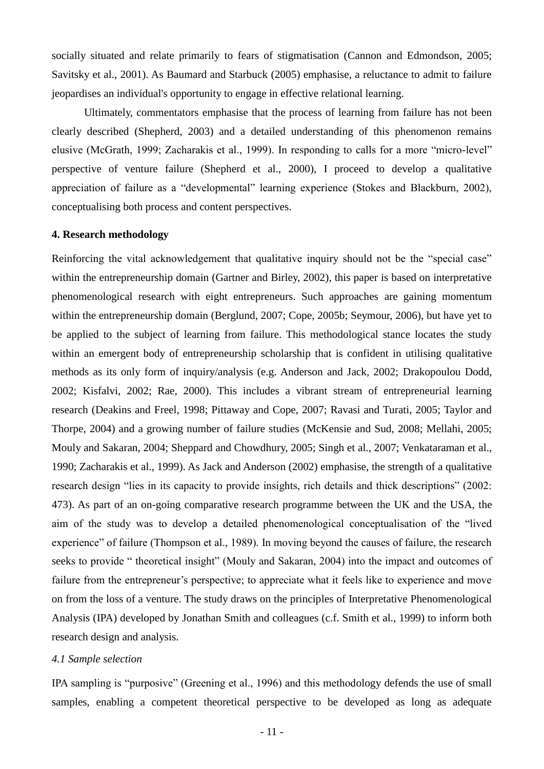socially situated and relate primarily to fears of stigmatisation (Cannon and Edmondson, 2005; Savitsky et al., 2001). As Baumard and Starbuck (2005) emphasise, a reluctance to admit to failure jeopardises an individual's opportunity to engage in effective relational learning.

Ultimately, commentators emphasise that the process of learning from failure has not been clearly described (Shepherd, 2003) and a detailed understanding of this phenomenon remains elusive (McGrath, 1999; Zacharakis et al., 1999). In responding to calls for a more "micro-level" perspective of venture failure (Shepherd et al., 2000), I proceed to develop a qualitative appreciation of failure as a "developmental" learning experience (Stokes and Blackburn, 2002), conceptualising both process and content perspectives.

## 4. Research methodology

Reinforcing the vital acknowledgement that qualitative inquiry should not be the "special case" within the entrepreneurship domain (Gartner and Birley, 2002), this paper is based on interpretative phenomenological research with eight entrepreneurs. Such approaches are gaining momentum within the entrepreneurship domain (Berglund, 2007; Cope, 2005b; Seymour, 2006), but have yet to be applied to the subject of learning from failure. This methodological stance locates the study within an emergent body of entrepreneurship scholarship that is confident in utilising qualitative methods as its only form of inquiry/analysis (e.g. Anderson and Jack, 2002; Drakopoulou Dodd, 2002; Kisfalvi, 2002; Rae, 2000). This includes a vibrant stream of entrepreneurial learning research (Deakins and Freel, 1998; Pittaway and Cope, 2007; Ravasi and Turati, 2005; Taylor and Thorpe, 2004) and a growing number of failure studies (McKensie and Sud, 2008; Mellahi, 2005; Mouly and Sakaran, 2004; Sheppard and Chowdhury, 2005; Singh et al., 2007; Venkataraman et al., 1990; Zacharakis et al., 1999). As Jack and Anderson (2002) emphasise, the strength of a qualitative research design "lies in its capacity to provide insights, rich details and thick descriptions" (2002: 473). As part of an on-going comparative research programme between the UK and the USA, the aim of the study was to develop a detailed phenomenological conceptualisation of the "lived experience" of failure (Thompson et al., 1989). In moving beyond the causes of failure, the research seeks to provide " theoretical insight" (Mouly and Sakaran, 2004) into the impact and outcomes of failure from the entrepreneur's perspective; to appreciate what it feels like to experience and move on from the loss of a venture. The study draws on the principles of Interpretative Phenomenological Analysis (IPA) developed by Jonathan Smith and colleagues (c.f. Smith et al., 1999) to inform both research design and analysis.

### *4.1 Sample selection*

IPA sampling is "purposive" (Greening et al., 1996) and this methodology defends the use of small samples, enabling a competent theoretical perspective to be developed as long as adequate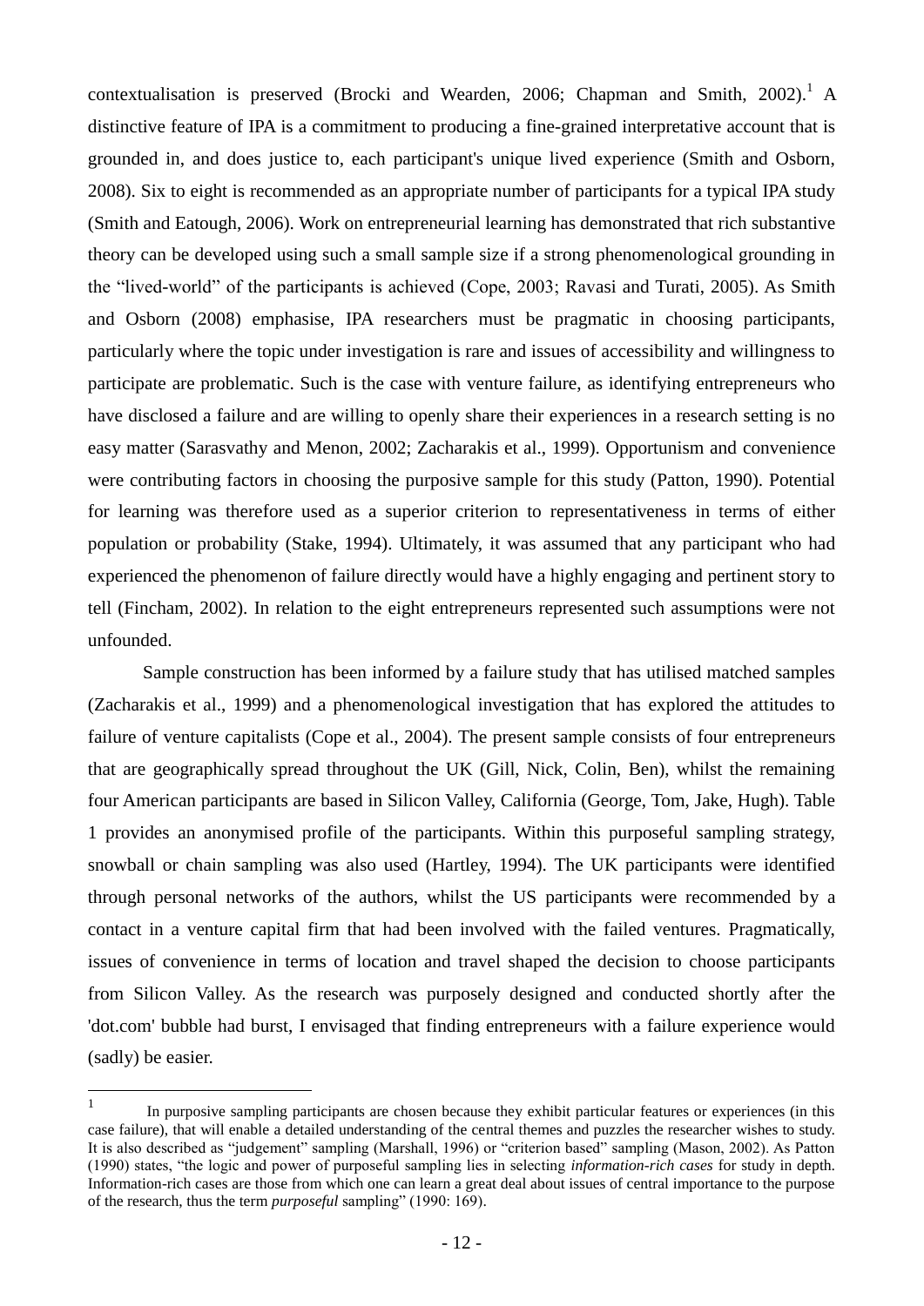contextualisation is preserved (Brocki and Wearden, 2006; Chapman and Smith, 2002).[1] A distinctive feature of IPA is a commitment to producing a fine-grained interpretative account that is grounded in, and does justice to, each participant's unique lived experience (Smith and Osborn, 2008). Six to eight is recommended as an appropriate number of participants for a typical IPA study (Smith and Eatough, 2006). Work on entrepreneurial learning has demonstrated that rich substantive theory can be developed using such a small sample size if a strong phenomenological grounding in the "lived-world" of the participants is achieved (Cope, 2003; Ravasi and Turati, 2005). As Smith and Osborn (2008) emphasise, IPA researchers must be pragmatic in choosing participants, particularly where the topic under investigation is rare and issues of accessibility and willingness to participate are problematic. Such is the case with venture failure, as identifying entrepreneurs who have disclosed a failure and are willing to openly share their experiences in a research setting is no easy matter (Sarasvathy and Menon, 2002; Zacharakis et al., 1999). Opportunism and convenience were contributing factors in choosing the purposive sample for this study (Patton, 1990). Potential for learning was therefore used as a superior criterion to representativeness in terms of either population or probability (Stake, 1994). Ultimately, it was assumed that any participant who had experienced the phenomenon of failure directly would have a highly engaging and pertinent story to tell (Fincham, 2002). In relation to the eight entrepreneurs represented such assumptions were not unfounded.

Sample construction has been informed by a failure study that has utilised matched samples (Zacharakis et al., 1999) and a phenomenological investigation that has explored the attitudes to failure of venture capitalists (Cope et al., 2004). The present sample consists of four entrepreneurs that are geographically spread throughout the UK (Gill, Nick, Colin, Ben), whilst the remaining four American participants are based in Silicon Valley, California (George, Tom, Jake, Hugh). Table 1 provides an anonymised profile of the participants. Within this purposeful sampling strategy, snowball or chain sampling was also used (Hartley, 1994). The UK participants were identified through personal networks of the authors, whilst the US participants were recommended by a contact in a venture capital firm that had been involved with the failed ventures. Pragmatically, issues of convenience in terms of location and travel shaped the decision to choose participants from Silicon Valley. As the research was purposely designed and conducted shortly after the 'dot.com' bubble had burst, I envisaged that finding entrepreneurs with a failure experience would (sadly) be easier.

[1] In purposive sampling participants are chosen because they exhibit particular features or experiences (in this case failure), that will enable a detailed understanding of the central themes and puzzles the researcher wishes to study. It is also described as "judgement" sampling (Marshall, 1996) or "criterion based" sampling (Mason, 2002). As Patton (1990) states, "the logic and power of purposeful sampling lies in selecting *information-rich cases* for study in depth. Information-rich cases are those from which one can learn a great deal about issues of central importance to the purpose of the research, thus the term *purposeful* sampling" (1990: 169).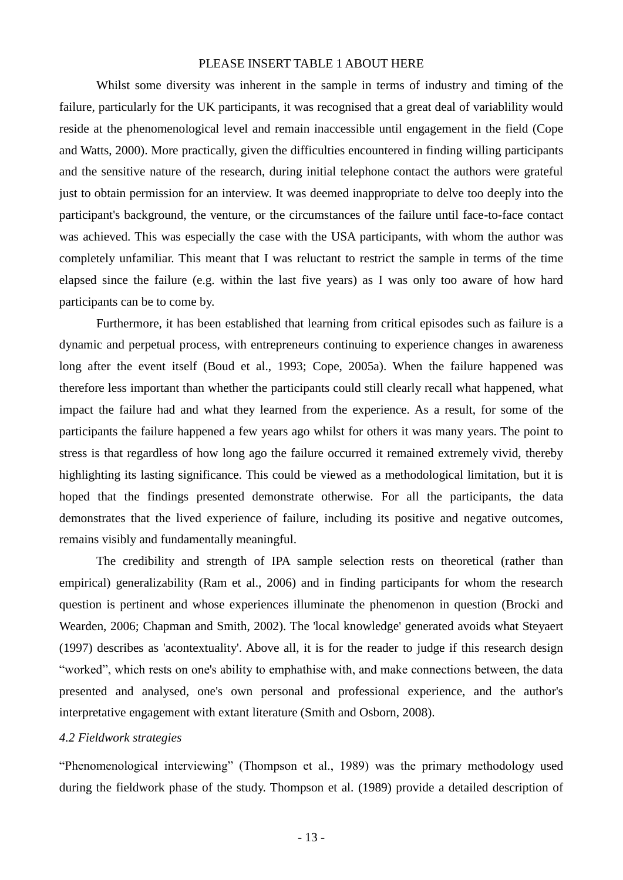PLEASE INSERT TABLE 1 ABOUT HERE

Whilst some diversity was inherent in the sample in terms of industry and timing of the failure, particularly for the UK participants, it was recognised that a great deal of variablility would reside at the phenomenological level and remain inaccessible until engagement in the field (Cope and Watts, 2000). More practically, given the difficulties encountered in finding willing participants and the sensitive nature of the research, during initial telephone contact the authors were grateful just to obtain permission for an interview. It was deemed inappropriate to delve too deeply into the participant's background, the venture, or the circumstances of the failure until face-to-face contact was achieved. This was especially the case with the USA participants, with whom the author was completely unfamiliar. This meant that I was reluctant to restrict the sample in terms of the time elapsed since the failure (e.g. within the last five years) as I was only too aware of how hard participants can be to come by.

Furthermore, it has been established that learning from critical episodes such as failure is a dynamic and perpetual process, with entrepreneurs continuing to experience changes in awareness long after the event itself (Boud et al., 1993; Cope, 2005a). When the failure happened was therefore less important than whether the participants could still clearly recall what happened, what impact the failure had and what they learned from the experience. As a result, for some of the participants the failure happened a few years ago whilst for others it was many years. The point to stress is that regardless of how long ago the failure occurred it remained extremely vivid, thereby highlighting its lasting significance. This could be viewed as a methodological limitation, but it is hoped that the findings presented demonstrate otherwise. For all the participants, the data demonstrates that the lived experience of failure, including its positive and negative outcomes, remains visibly and fundamentally meaningful.

The credibility and strength of IPA sample selection rests on theoretical (rather than empirical) generalizability (Ram et al., 2006) and in finding participants for whom the research question is pertinent and whose experiences illuminate the phenomenon in question (Brocki and Wearden, 2006; Chapman and Smith, 2002). The 'local knowledge' generated avoids what Steyaert (1997) describes as 'acontextuality'. Above all, it is for the reader to judge if this research design "worked", which rests on one's ability to emphathise with, and make connections between, the data presented and analysed, one's own personal and professional experience, and the author's interpretative engagement with extant literature (Smith and Osborn, 2008).

*4.2 Fieldwork strategies*

"Phenomenological interviewing" (Thompson et al., 1989) was the primary methodology used during the fieldwork phase of the study. Thompson et al. (1989) provide a detailed description of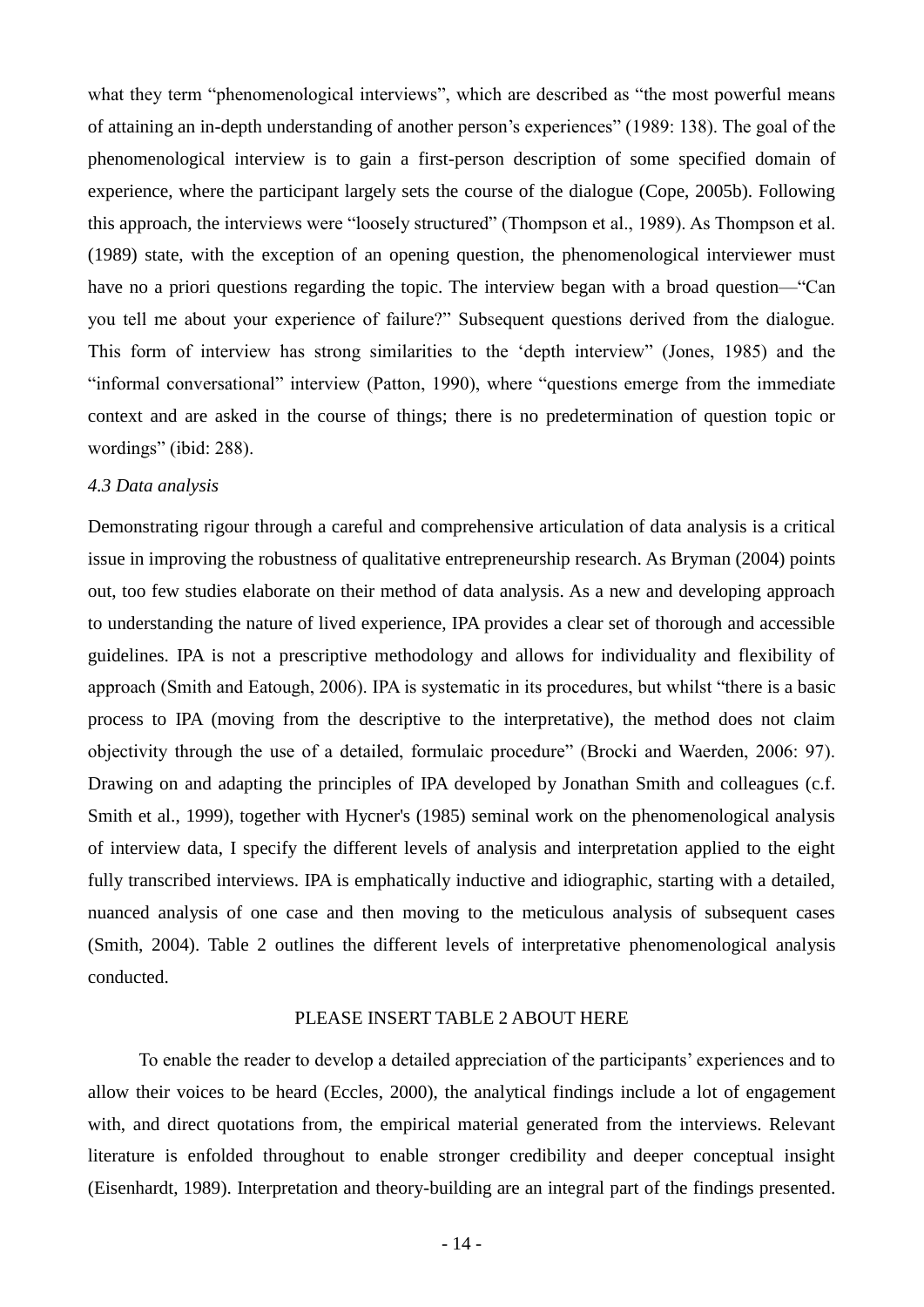what they term "phenomenological interviews", which are described as "the most powerful means of attaining an in-depth understanding of another person's experiences" (1989: 138). The goal of the phenomenological interview is to gain a first-person description of some specified domain of experience, where the participant largely sets the course of the dialogue (Cope, 2005b). Following this approach, the interviews were "loosely structured" (Thompson et al., 1989). As Thompson et al. (1989) state, with the exception of an opening question, the phenomenological interviewer must have no a priori questions regarding the topic. The interview began with a broad question—"Can you tell me about your experience of failure?" Subsequent questions derived from the dialogue. This form of interview has strong similarities to the 'depth interview" (Jones, 1985) and the "informal conversational" interview (Patton, 1990), where "questions emerge from the immediate context and are asked in the course of things; there is no predetermination of question topic or wordings" (ibid: 288).

*4.3 Data analysis*

Demonstrating rigour through a careful and comprehensive articulation of data analysis is a critical issue in improving the robustness of qualitative entrepreneurship research. As Bryman (2004) points out, too few studies elaborate on their method of data analysis. As a new and developing approach to understanding the nature of lived experience, IPA provides a clear set of thorough and accessible guidelines. IPA is not a prescriptive methodology and allows for individuality and flexibility of approach (Smith and Eatough, 2006). IPA is systematic in its procedures, but whilst "there is a basic process to IPA (moving from the descriptive to the interpretative), the method does not claim objectivity through the use of a detailed, formulaic procedure" (Brocki and Waerden, 2006: 97). Drawing on and adapting the principles of IPA developed by Jonathan Smith and colleagues (c.f. Smith et al., 1999), together with Hycner's (1985) seminal work on the phenomenological analysis of interview data, I specify the different levels of analysis and interpretation applied to the eight fully transcribed interviews. IPA is emphatically inductive and idiographic, starting with a detailed, nuanced analysis of one case and then moving to the meticulous analysis of subsequent cases (Smith, 2004). Table 2 outlines the different levels of interpretative phenomenological analysis conducted.

PLEASE INSERT TABLE 2 ABOUT HERE

To enable the reader to develop a detailed appreciation of the participants' experiences and to allow their voices to be heard (Eccles, 2000), the analytical findings include a lot of engagement with, and direct quotations from, the empirical material generated from the interviews. Relevant literature is enfolded throughout to enable stronger credibility and deeper conceptual insight (Eisenhardt, 1989). Interpretation and theory-building are an integral part of the findings presented.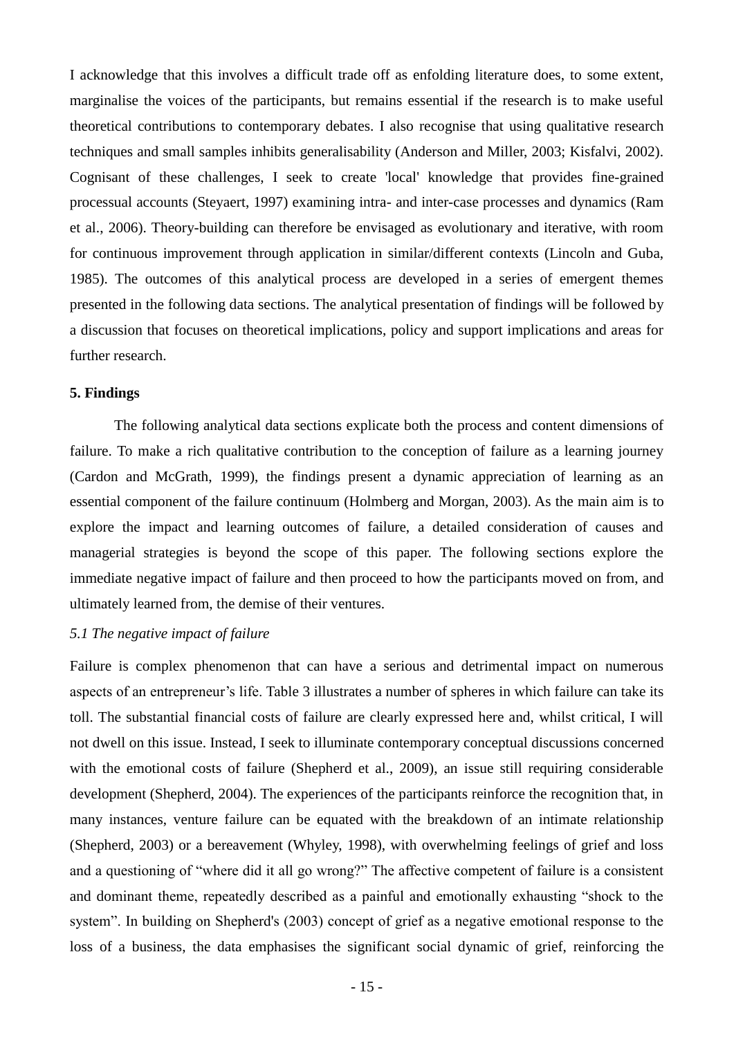I acknowledge that this involves a difficult trade off as enfolding literature does, to some extent, marginalise the voices of the participants, but remains essential if the research is to make useful theoretical contributions to contemporary debates. I also recognise that using qualitative research techniques and small samples inhibits generalisability (Anderson and Miller, 2003; Kisfalvi, 2002). Cognisant of these challenges, I seek to create 'local' knowledge that provides fine-grained processual accounts (Steyaert, 1997) examining intra- and inter-case processes and dynamics (Ram et al., 2006). Theory-building can therefore be envisaged as evolutionary and iterative, with room for continuous improvement through application in similar/different contexts (Lincoln and Guba, 1985). The outcomes of this analytical process are developed in a series of emergent themes presented in the following data sections. The analytical presentation of findings will be followed by a discussion that focuses on theoretical implications, policy and support implications and areas for further research.

## 5. Findings

The following analytical data sections explicate both the process and content dimensions of failure. To make a rich qualitative contribution to the conception of failure as a learning journey (Cardon and McGrath, 1999), the findings present a dynamic appreciation of learning as an essential component of the failure continuum (Holmberg and Morgan, 2003). As the main aim is to explore the impact and learning outcomes of failure, a detailed consideration of causes and managerial strategies is beyond the scope of this paper. The following sections explore the immediate negative impact of failure and then proceed to how the participants moved on from, and ultimately learned from, the demise of their ventures.

### *5.1 The negative impact of failure*

Failure is complex phenomenon that can have a serious and detrimental impact on numerous aspects of an entrepreneur's life. Table 3 illustrates a number of spheres in which failure can take its toll. The substantial financial costs of failure are clearly expressed here and, whilst critical, I will not dwell on this issue. Instead, I seek to illuminate contemporary conceptual discussions concerned with the emotional costs of failure (Shepherd et al., 2009), an issue still requiring considerable development (Shepherd, 2004). The experiences of the participants reinforce the recognition that, in many instances, venture failure can be equated with the breakdown of an intimate relationship (Shepherd, 2003) or a bereavement (Whyley, 1998), with overwhelming feelings of grief and loss and a questioning of "where did it all go wrong?" The affective competent of failure is a consistent and dominant theme, repeatedly described as a painful and emotionally exhausting "shock to the system". In building on Shepherd's (2003) concept of grief as a negative emotional response to the loss of a business, the data emphasises the significant social dynamic of grief, reinforcing the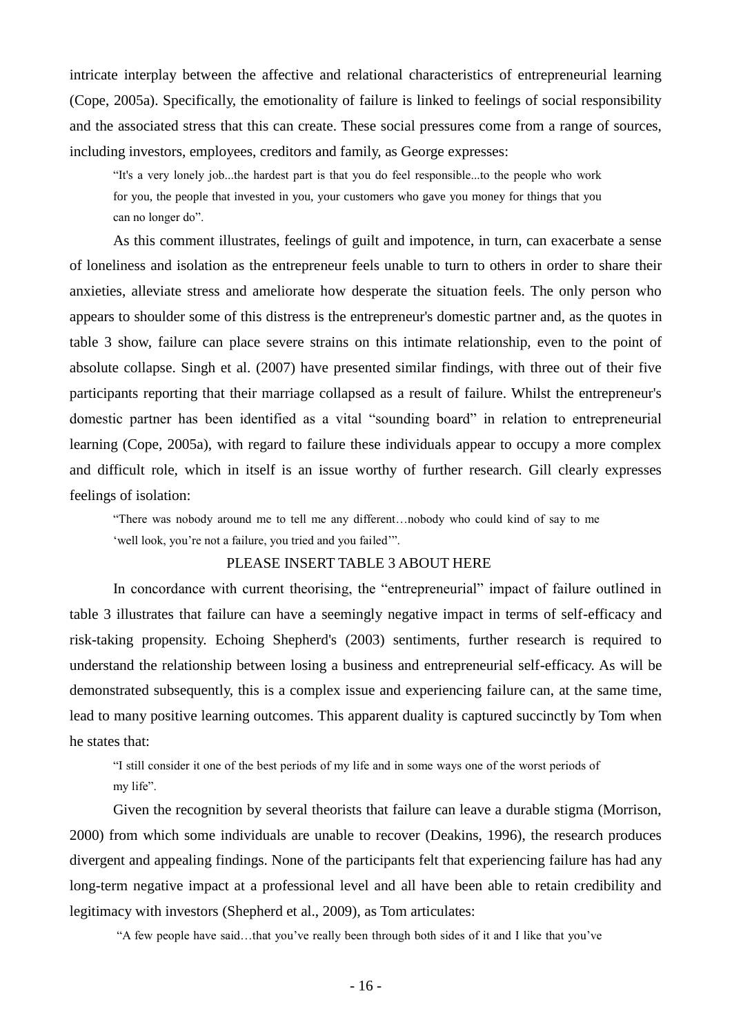intricate interplay between the affective and relational characteristics of entrepreneurial learning (Cope, 2005a). Specifically, the emotionality of failure is linked to feelings of social responsibility and the associated stress that this can create. These social pressures come from a range of sources, including investors, employees, creditors and family, as George expresses:

> "It's a very lonely job...the hardest part is that you do feel responsible...to the people who work for you, the people that invested in you, your customers who gave you money for things that you can no longer do".

As this comment illustrates, feelings of guilt and impotence, in turn, can exacerbate a sense of loneliness and isolation as the entrepreneur feels unable to turn to others in order to share their anxieties, alleviate stress and ameliorate how desperate the situation feels. The only person who appears to shoulder some of this distress is the entrepreneur's domestic partner and, as the quotes in table 3 show, failure can place severe strains on this intimate relationship, even to the point of absolute collapse. Singh et al. (2007) have presented similar findings, with three out of their five participants reporting that their marriage collapsed as a result of failure. Whilst the entrepreneur's domestic partner has been identified as a vital "sounding board" in relation to entrepreneurial learning (Cope, 2005a), with regard to failure these individuals appear to occupy a more complex and difficult role, which in itself is an issue worthy of further research. Gill clearly expresses feelings of isolation:

> "There was nobody around me to tell me any different…nobody who could kind of say to me 'well look, you're not a failure, you tried and you failed'".

PLEASE INSERT TABLE 3 ABOUT HERE

In concordance with current theorising, the "entrepreneurial" impact of failure outlined in table 3 illustrates that failure can have a seemingly negative impact in terms of self-efficacy and risk-taking propensity. Echoing Shepherd's (2003) sentiments, further research is required to understand the relationship between losing a business and entrepreneurial self-efficacy. As will be demonstrated subsequently, this is a complex issue and experiencing failure can, at the same time, lead to many positive learning outcomes. This apparent duality is captured succinctly by Tom when he states that:

> "I still consider it one of the best periods of my life and in some ways one of the worst periods of my life".

Given the recognition by several theorists that failure can leave a durable stigma (Morrison, 2000) from which some individuals are unable to recover (Deakins, 1996), the research produces divergent and appealing findings. None of the participants felt that experiencing failure has had any long-term negative impact at a professional level and all have been able to retain credibility and legitimacy with investors (Shepherd et al., 2009), as Tom articulates:

> "A few people have said…that you've really been through both sides of it and I like that you've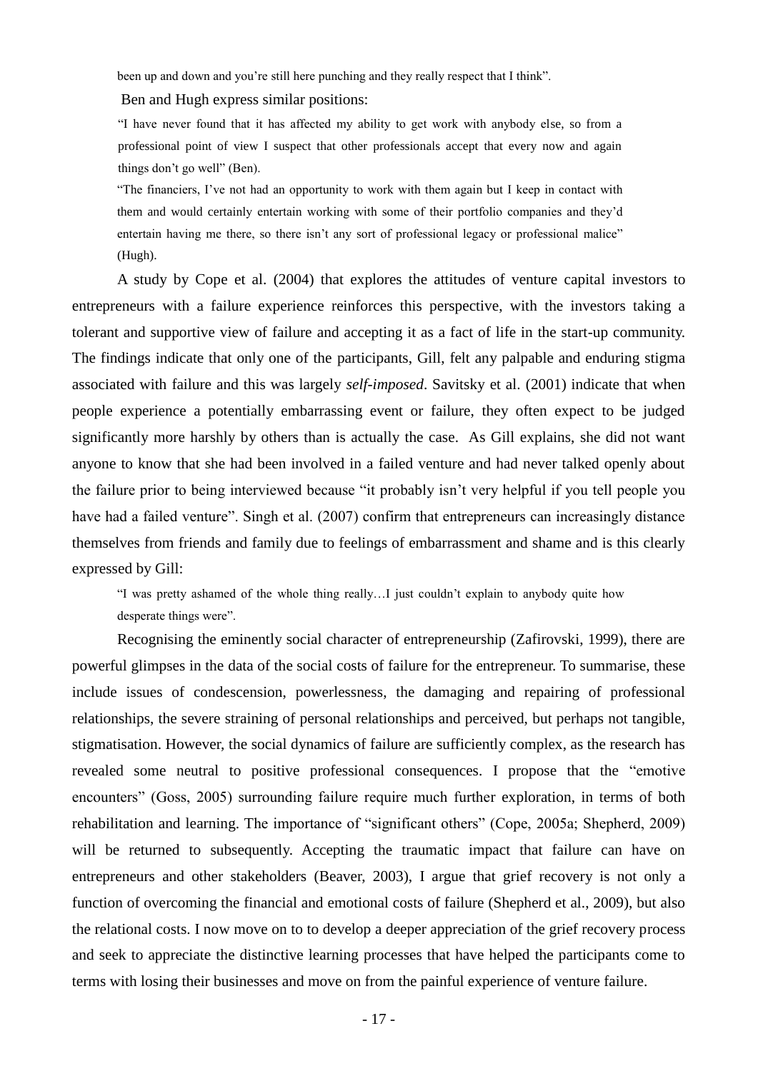been up and down and you're still here punching and they really respect that I think".

Ben and Hugh express similar positions:

> "I have never found that it has affected my ability to get work with anybody else, so from a professional point of view I suspect that other professionals accept that every now and again things don't go well" (Ben).

> "The financiers, I've not had an opportunity to work with them again but I keep in contact with them and would certainly entertain working with some of their portfolio companies and they'd entertain having me there, so there isn't any sort of professional legacy or professional malice" (Hugh).

A study by Cope et al. (2004) that explores the attitudes of venture capital investors to entrepreneurs with a failure experience reinforces this perspective, with the investors taking a tolerant and supportive view of failure and accepting it as a fact of life in the start-up community. The findings indicate that only one of the participants, Gill, felt any palpable and enduring stigma associated with failure and this was largely ***self-imposed***. Savitsky et al. (2001) indicate that when people experience a potentially embarrassing event or failure, they often expect to be judged significantly more harshly by others than is actually the case. As Gill explains, she did not want anyone to know that she had been involved in a failed venture and had never talked openly about the failure prior to being interviewed because "it probably isn't very helpful if you tell people you have had a failed venture". Singh et al. (2007) confirm that entrepreneurs can increasingly distance themselves from friends and family due to feelings of embarrassment and shame and is this clearly expressed by Gill:

> "I was pretty ashamed of the whole thing really…I just couldn't explain to anybody quite how desperate things were".

Recognising the eminently social character of entrepreneurship (Zafirovski, 1999), there are powerful glimpses in the data of the social costs of failure for the entrepreneur. To summarise, these include issues of condescension, powerlessness, the damaging and repairing of professional relationships, the severe straining of personal relationships and perceived, but perhaps not tangible, stigmatisation. However, the social dynamics of failure are sufficiently complex, as the research has revealed some neutral to positive professional consequences. I propose that the "emotive encounters" (Goss, 2005) surrounding failure require much further exploration, in terms of both rehabilitation and learning. The importance of "significant others" (Cope, 2005a; Shepherd, 2009) will be returned to subsequently. Accepting the traumatic impact that failure can have on entrepreneurs and other stakeholders (Beaver, 2003), I argue that grief recovery is not only a function of overcoming the financial and emotional costs of failure (Shepherd et al., 2009), but also the relational costs. I now move on to to develop a deeper appreciation of the grief recovery process and seek to appreciate the distinctive learning processes that have helped the participants come to terms with losing their businesses and move on from the painful experience of venture failure.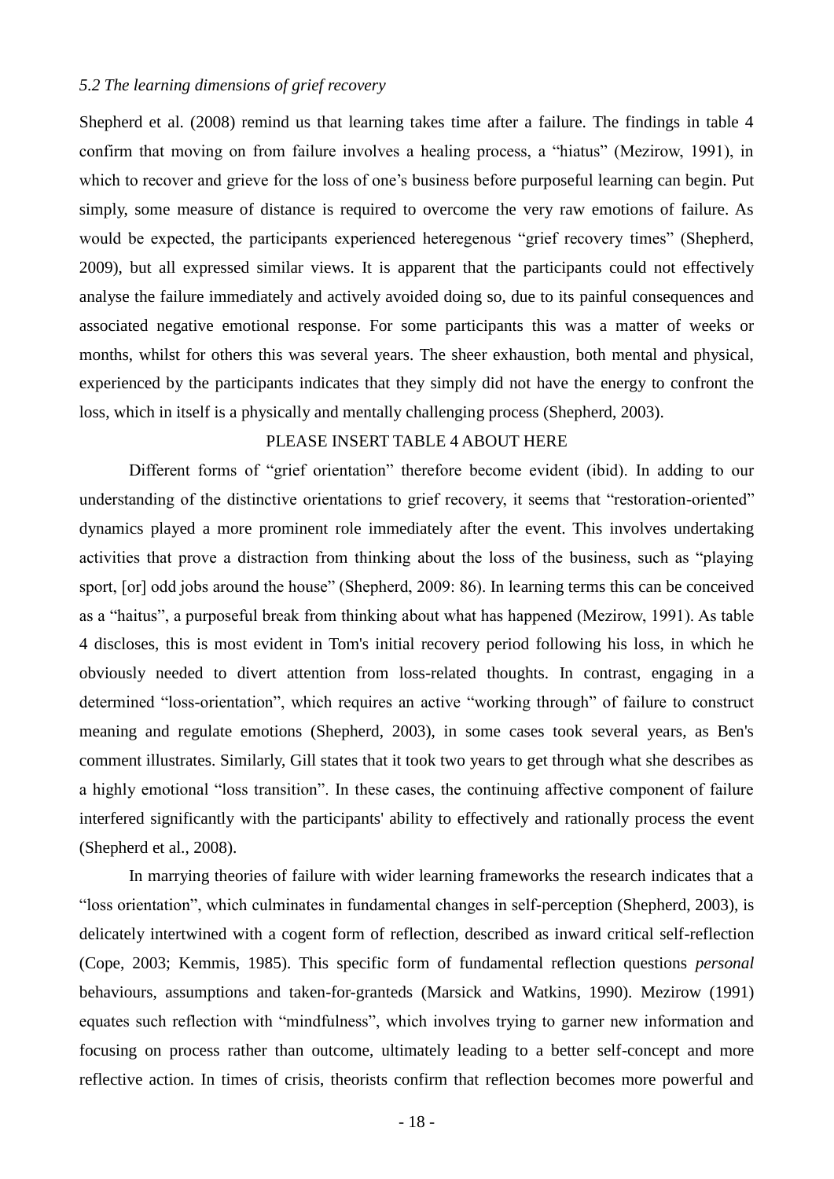*5.2 The learning dimensions of grief recovery*

Shepherd et al. (2008) remind us that learning takes time after a failure. The findings in table 4 confirm that moving on from failure involves a healing process, a "hiatus" (Mezirow, 1991), in which to recover and grieve for the loss of one's business before purposeful learning can begin. Put simply, some measure of distance is required to overcome the very raw emotions of failure. As would be expected, the participants experienced heteregenous "grief recovery times" (Shepherd, 2009), but all expressed similar views. It is apparent that the participants could not effectively analyse the failure immediately and actively avoided doing so, due to its painful consequences and associated negative emotional response. For some participants this was a matter of weeks or months, whilst for others this was several years. The sheer exhaustion, both mental and physical, experienced by the participants indicates that they simply did not have the energy to confront the loss, which in itself is a physically and mentally challenging process (Shepherd, 2003).

PLEASE INSERT TABLE 4 ABOUT HERE

Different forms of "grief orientation" therefore become evident (ibid). In adding to our understanding of the distinctive orientations to grief recovery, it seems that "restoration-oriented" dynamics played a more prominent role immediately after the event. This involves undertaking activities that prove a distraction from thinking about the loss of the business, such as "playing sport, [or] odd jobs around the house" (Shepherd, 2009: 86). In learning terms this can be conceived as a "haitus", a purposeful break from thinking about what has happened (Mezirow, 1991). As table 4 discloses, this is most evident in Tom's initial recovery period following his loss, in which he obviously needed to divert attention from loss-related thoughts. In contrast, engaging in a determined "loss-orientation", which requires an active "working through" of failure to construct meaning and regulate emotions (Shepherd, 2003), in some cases took several years, as Ben's comment illustrates. Similarly, Gill states that it took two years to get through what she describes as a highly emotional "loss transition". In these cases, the continuing affective component of failure interfered significantly with the participants' ability to effectively and rationally process the event (Shepherd et al., 2008).

In marrying theories of failure with wider learning frameworks the research indicates that a "loss orientation", which culminates in fundamental changes in self-perception (Shepherd, 2003), is delicately intertwined with a cogent form of reflection, described as inward critical self-reflection (Cope, 2003; Kemmis, 1985). This specific form of fundamental reflection questions *personal* behaviours, assumptions and taken-for-granteds (Marsick and Watkins, 1990). Mezirow (1991) equates such reflection with "mindfulness", which involves trying to garner new information and focusing on process rather than outcome, ultimately leading to a better self-concept and more reflective action. In times of crisis, theorists confirm that reflection becomes more powerful and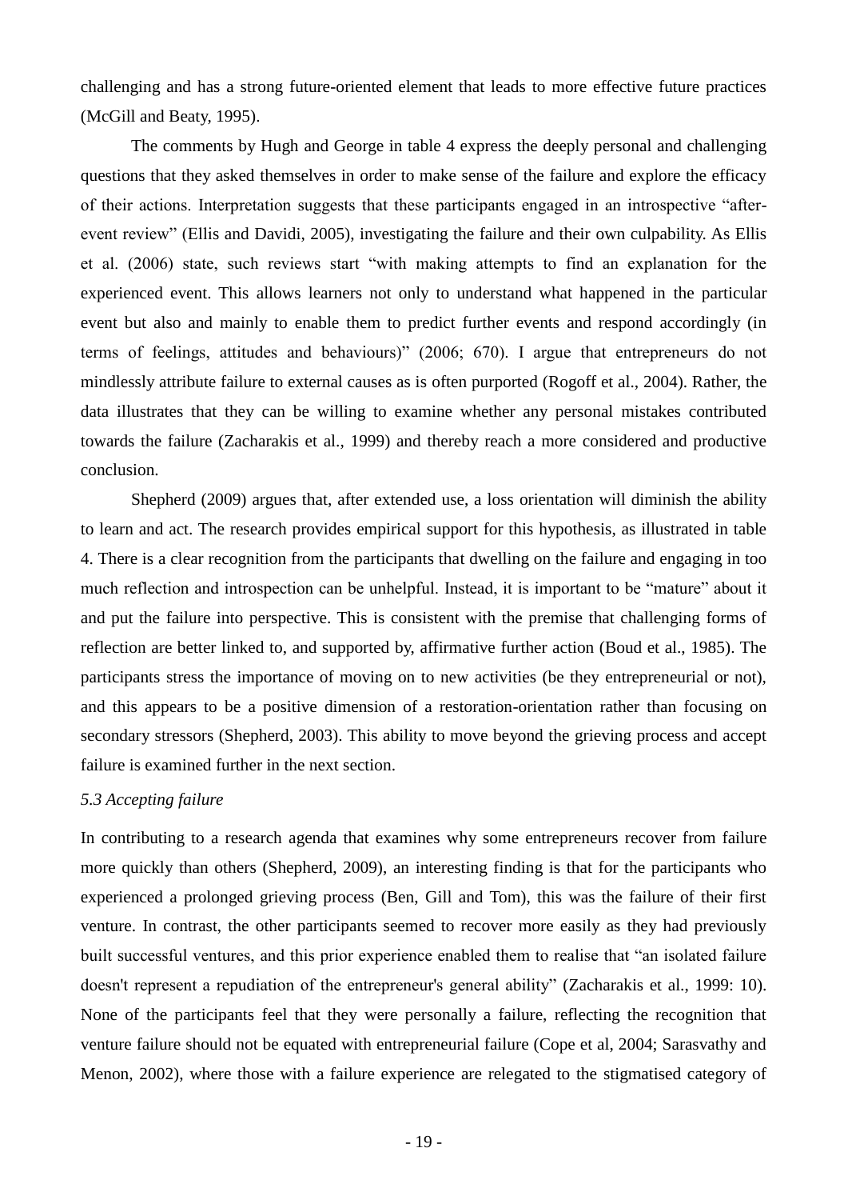challenging and has a strong future-oriented element that leads to more effective future practices (McGill and Beaty, 1995).

The comments by Hugh and George in table 4 express the deeply personal and challenging questions that they asked themselves in order to make sense of the failure and explore the efficacy of their actions. Interpretation suggests that these participants engaged in an introspective "after-event review" (Ellis and Davidi, 2005), investigating the failure and their own culpability. As Ellis et al. (2006) state, such reviews start "with making attempts to find an explanation for the experienced event. This allows learners not only to understand what happened in the particular event but also and mainly to enable them to predict further events and respond accordingly (in terms of feelings, attitudes and behaviours)" (2006; 670). I argue that entrepreneurs do not mindlessly attribute failure to external causes as is often purported (Rogoff et al., 2004). Rather, the data illustrates that they can be willing to examine whether any personal mistakes contributed towards the failure (Zacharakis et al., 1999) and thereby reach a more considered and productive conclusion.

Shepherd (2009) argues that, after extended use, a loss orientation will diminish the ability to learn and act. The research provides empirical support for this hypothesis, as illustrated in table 4. There is a clear recognition from the participants that dwelling on the failure and engaging in too much reflection and introspection can be unhelpful. Instead, it is important to be "mature" about it and put the failure into perspective. This is consistent with the premise that challenging forms of reflection are better linked to, and supported by, affirmative further action (Boud et al., 1985). The participants stress the importance of moving on to new activities (be they entrepreneurial or not), and this appears to be a positive dimension of a restoration-orientation rather than focusing on secondary stressors (Shepherd, 2003). This ability to move beyond the grieving process and accept failure is examined further in the next section.

*5.3 Accepting failure*

In contributing to a research agenda that examines why some entrepreneurs recover from failure more quickly than others (Shepherd, 2009), an interesting finding is that for the participants who experienced a prolonged grieving process (Ben, Gill and Tom), this was the failure of their first venture. In contrast, the other participants seemed to recover more easily as they had previously built successful ventures, and this prior experience enabled them to realise that "an isolated failure doesn't represent a repudiation of the entrepreneur's general ability" (Zacharakis et al., 1999: 10). None of the participants feel that they were personally a failure, reflecting the recognition that venture failure should not be equated with entrepreneurial failure (Cope et al, 2004; Sarasvathy and Menon, 2002), where those with a failure experience are relegated to the stigmatised category of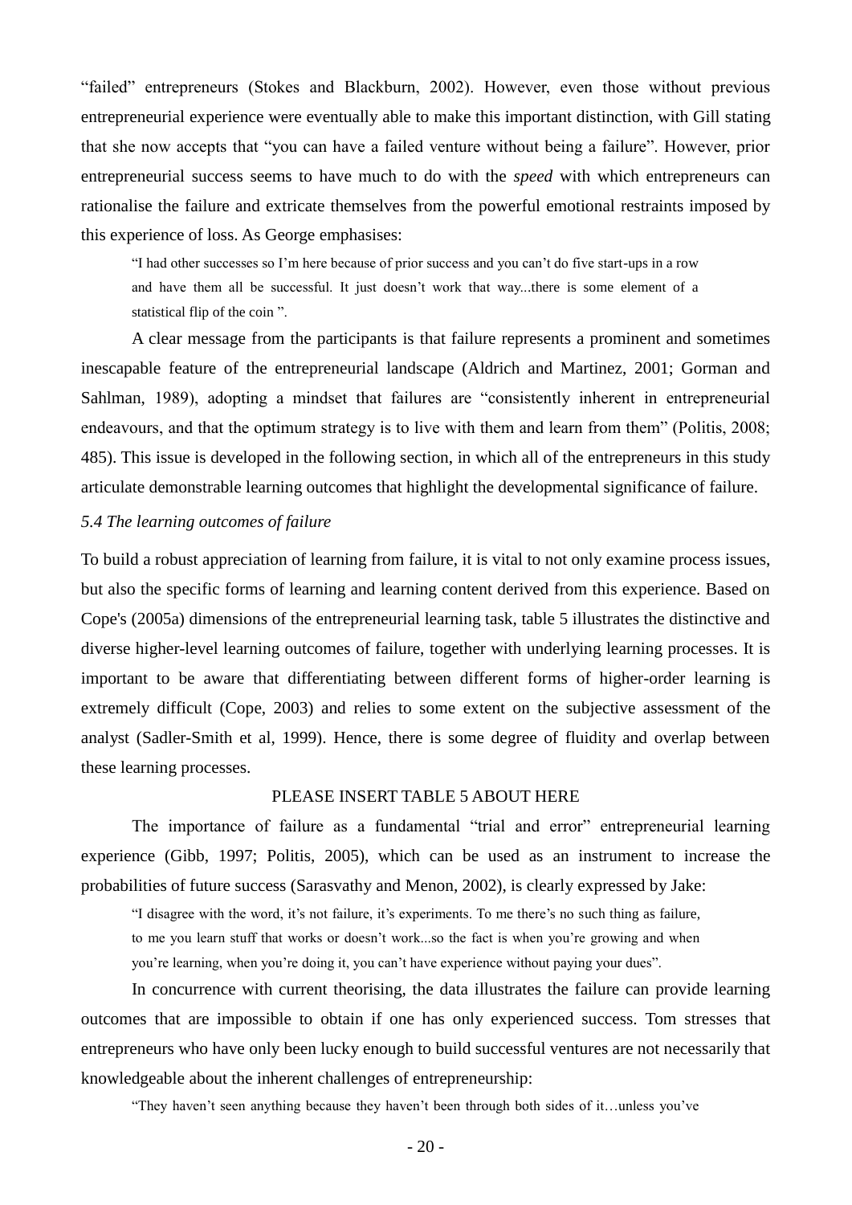"failed" entrepreneurs (Stokes and Blackburn, 2002). However, even those without previous entrepreneurial experience were eventually able to make this important distinction, with Gill stating that she now accepts that "you can have a failed venture without being a failure". However, prior entrepreneurial success seems to have much to do with the *speed* with which entrepreneurs can rationalise the failure and extricate themselves from the powerful emotional restraints imposed by this experience of loss. As George emphasises:

> "I had other successes so I'm here because of prior success and you can't do five start-ups in a row and have them all be successful. It just doesn't work that way...there is some element of a statistical flip of the coin ".

A clear message from the participants is that failure represents a prominent and sometimes inescapable feature of the entrepreneurial landscape (Aldrich and Martinez, 2001; Gorman and Sahlman, 1989), adopting a mindset that failures are "consistently inherent in entrepreneurial endeavours, and that the optimum strategy is to live with them and learn from them" (Politis, 2008; 485). This issue is developed in the following section, in which all of the entrepreneurs in this study articulate demonstrable learning outcomes that highlight the developmental significance of failure.

### *5.4 The learning outcomes of failure*

To build a robust appreciation of learning from failure, it is vital to not only examine process issues, but also the specific forms of learning and learning content derived from this experience. Based on Cope's (2005a) dimensions of the entrepreneurial learning task, table 5 illustrates the distinctive and diverse higher-level learning outcomes of failure, together with underlying learning processes. It is important to be aware that differentiating between different forms of higher-order learning is extremely difficult (Cope, 2003) and relies to some extent on the subjective assessment of the analyst (Sadler-Smith et al, 1999). Hence, there is some degree of fluidity and overlap between these learning processes.

PLEASE INSERT TABLE 5 ABOUT HERE

The importance of failure as a fundamental "trial and error" entrepreneurial learning experience (Gibb, 1997; Politis, 2005), which can be used as an instrument to increase the probabilities of future success (Sarasvathy and Menon, 2002), is clearly expressed by Jake:

> "I disagree with the word, it's not failure, it's experiments. To me there's no such thing as failure, to me you learn stuff that works or doesn't work...so the fact is when you're growing and when you're learning, when you're doing it, you can't have experience without paying your dues".

In concurrence with current theorising, the data illustrates the failure can provide learning outcomes that are impossible to obtain if one has only experienced success. Tom stresses that entrepreneurs who have only been lucky enough to build successful ventures are not necessarily that knowledgeable about the inherent challenges of entrepreneurship:

> "They haven't seen anything because they haven't been through both sides of it…unless you've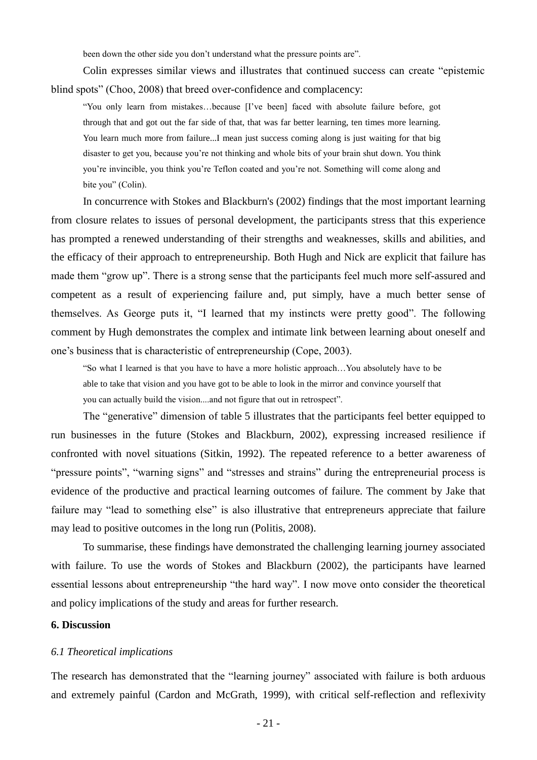been down the other side you don't understand what the pressure points are".

Colin expresses similar views and illustrates that continued success can create "epistemic blind spots" (Choo, 2008) that breed over-confidence and complacency:

> "You only learn from mistakes…because [I've been] faced with absolute failure before, got through that and got out the far side of that, that was far better learning, ten times more learning. You learn much more from failure...I mean just success coming along is just waiting for that big disaster to get you, because you're not thinking and whole bits of your brain shut down. You think you're invincible, you think you're Teflon coated and you're not. Something will come along and bite you" (Colin).

In concurrence with Stokes and Blackburn's (2002) findings that the most important learning from closure relates to issues of personal development, the participants stress that this experience has prompted a renewed understanding of their strengths and weaknesses, skills and abilities, and the efficacy of their approach to entrepreneurship. Both Hugh and Nick are explicit that failure has made them "grow up". There is a strong sense that the participants feel much more self-assured and competent as a result of experiencing failure and, put simply, have a much better sense of themselves. As George puts it, "I learned that my instincts were pretty good". The following comment by Hugh demonstrates the complex and intimate link between learning about oneself and one's business that is characteristic of entrepreneurship (Cope, 2003).

> "So what I learned is that you have to have a more holistic approach…You absolutely have to be able to take that vision and you have got to be able to look in the mirror and convince yourself that you can actually build the vision....and not figure that out in retrospect".

The "generative" dimension of table 5 illustrates that the participants feel better equipped to run businesses in the future (Stokes and Blackburn, 2002), expressing increased resilience if confronted with novel situations (Sitkin, 1992). The repeated reference to a better awareness of "pressure points", "warning signs" and "stresses and strains" during the entrepreneurial process is evidence of the productive and practical learning outcomes of failure. The comment by Jake that failure may "lead to something else" is also illustrative that entrepreneurs appreciate that failure may lead to positive outcomes in the long run (Politis, 2008).

To summarise, these findings have demonstrated the challenging learning journey associated with failure. To use the words of Stokes and Blackburn (2002), the participants have learned essential lessons about entrepreneurship "the hard way". I now move onto consider the theoretical and policy implications of the study and areas for further research.

## 6. Discussion

### *6.1 Theoretical implications*

The research has demonstrated that the "learning journey" associated with failure is both arduous and extremely painful (Cardon and McGrath, 1999), with critical self-reflection and reflexivity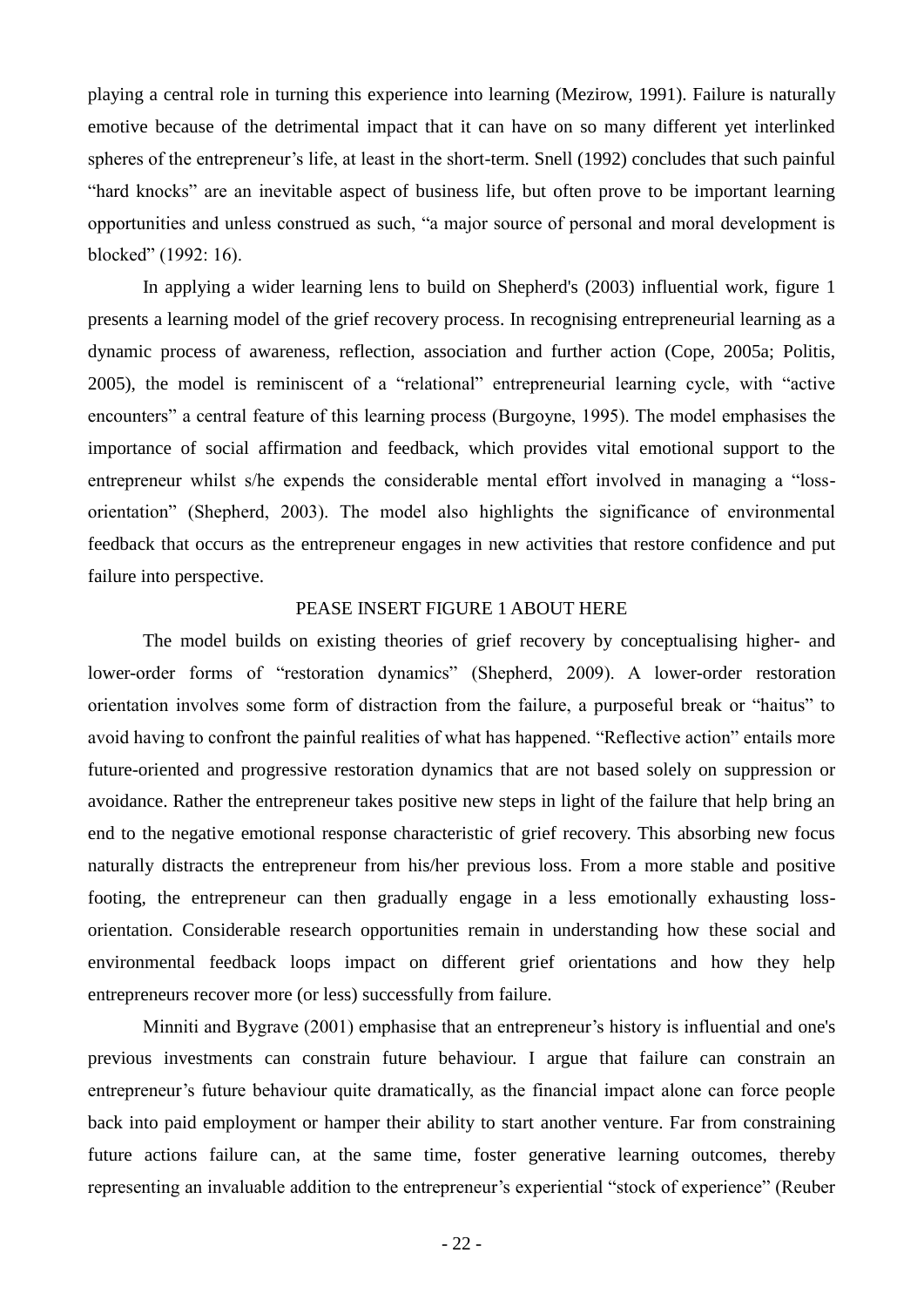playing a central role in turning this experience into learning (Mezirow, 1991). Failure is naturally emotive because of the detrimental impact that it can have on so many different yet interlinked spheres of the entrepreneur's life, at least in the short-term. Snell (1992) concludes that such painful "hard knocks" are an inevitable aspect of business life, but often prove to be important learning opportunities and unless construed as such, "a major source of personal and moral development is blocked" (1992: 16).

In applying a wider learning lens to build on Shepherd's (2003) influential work, figure 1 presents a learning model of the grief recovery process. In recognising entrepreneurial learning as a dynamic process of awareness, reflection, association and further action (Cope, 2005a; Politis, 2005), the model is reminiscent of a "relational" entrepreneurial learning cycle, with "active encounters" a central feature of this learning process (Burgoyne, 1995). The model emphasises the importance of social affirmation and feedback, which provides vital emotional support to the entrepreneur whilst s/he expends the considerable mental effort involved in managing a "loss-orientation" (Shepherd, 2003). The model also highlights the significance of environmental feedback that occurs as the entrepreneur engages in new activities that restore confidence and put failure into perspective.

PEASE INSERT FIGURE 1 ABOUT HERE

The model builds on existing theories of grief recovery by conceptualising higher- and lower-order forms of "restoration dynamics" (Shepherd, 2009). A lower-order restoration orientation involves some form of distraction from the failure, a purposeful break or "haitus" to avoid having to confront the painful realities of what has happened. "Reflective action" entails more future-oriented and progressive restoration dynamics that are not based solely on suppression or avoidance. Rather the entrepreneur takes positive new steps in light of the failure that help bring an end to the negative emotional response characteristic of grief recovery. This absorbing new focus naturally distracts the entrepreneur from his/her previous loss. From a more stable and positive footing, the entrepreneur can then gradually engage in a less emotionally exhausting loss-orientation. Considerable research opportunities remain in understanding how these social and environmental feedback loops impact on different grief orientations and how they help entrepreneurs recover more (or less) successfully from failure.

Minniti and Bygrave (2001) emphasise that an entrepreneur's history is influential and one's previous investments can constrain future behaviour. I argue that failure can constrain an entrepreneur's future behaviour quite dramatically, as the financial impact alone can force people back into paid employment or hamper their ability to start another venture. Far from constraining future actions failure can, at the same time, foster generative learning outcomes, thereby representing an invaluable addition to the entrepreneur's experiential "stock of experience" (Reuber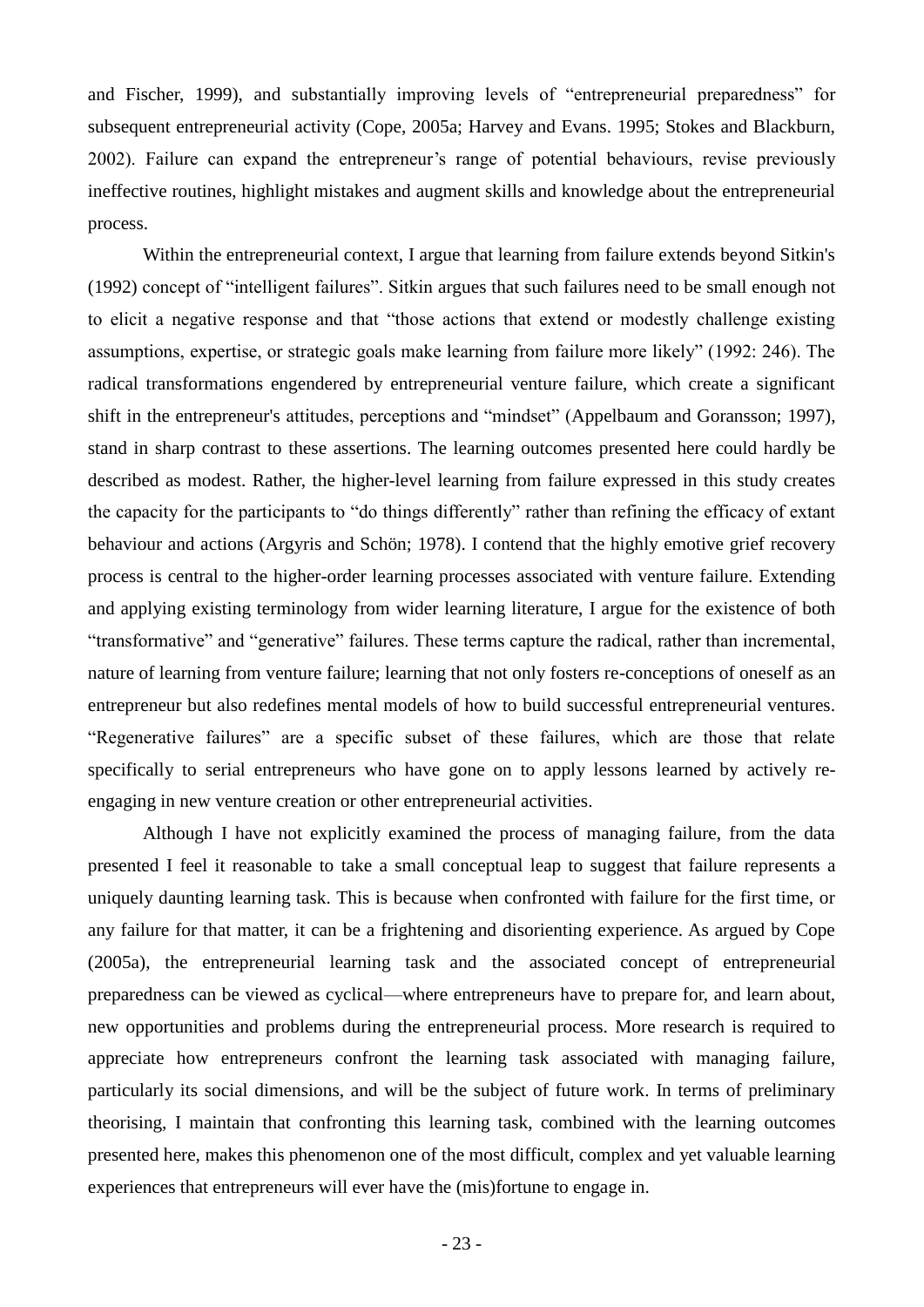and Fischer, 1999), and substantially improving levels of "entrepreneurial preparedness" for subsequent entrepreneurial activity (Cope, 2005a; Harvey and Evans. 1995; Stokes and Blackburn, 2002). Failure can expand the entrepreneur's range of potential behaviours, revise previously ineffective routines, highlight mistakes and augment skills and knowledge about the entrepreneurial process.

Within the entrepreneurial context, I argue that learning from failure extends beyond Sitkin's (1992) concept of "intelligent failures". Sitkin argues that such failures need to be small enough not to elicit a negative response and that "those actions that extend or modestly challenge existing assumptions, expertise, or strategic goals make learning from failure more likely" (1992: 246). The radical transformations engendered by entrepreneurial venture failure, which create a significant shift in the entrepreneur's attitudes, perceptions and "mindset" (Appelbaum and Goransson; 1997), stand in sharp contrast to these assertions. The learning outcomes presented here could hardly be described as modest. Rather, the higher-level learning from failure expressed in this study creates the capacity for the participants to "do things differently" rather than refining the efficacy of extant behaviour and actions (Argyris and Schön; 1978). I contend that the highly emotive grief recovery process is central to the higher-order learning processes associated with venture failure. Extending and applying existing terminology from wider learning literature, I argue for the existence of both "transformative" and "generative" failures. These terms capture the radical, rather than incremental, nature of learning from venture failure; learning that not only fosters re-conceptions of oneself as an entrepreneur but also redefines mental models of how to build successful entrepreneurial ventures. "Regenerative failures" are a specific subset of these failures, which are those that relate specifically to serial entrepreneurs who have gone on to apply lessons learned by actively re-engaging in new venture creation or other entrepreneurial activities.

Although I have not explicitly examined the process of managing failure, from the data presented I feel it reasonable to take a small conceptual leap to suggest that failure represents a uniquely daunting learning task. This is because when confronted with failure for the first time, or any failure for that matter, it can be a frightening and disorienting experience. As argued by Cope (2005a), the entrepreneurial learning task and the associated concept of entrepreneurial preparedness can be viewed as cyclical—where entrepreneurs have to prepare for, and learn about, new opportunities and problems during the entrepreneurial process. More research is required to appreciate how entrepreneurs confront the learning task associated with managing failure, particularly its social dimensions, and will be the subject of future work. In terms of preliminary theorising, I maintain that confronting this learning task, combined with the learning outcomes presented here, makes this phenomenon one of the most difficult, complex and yet valuable learning experiences that entrepreneurs will ever have the (mis)fortune to engage in.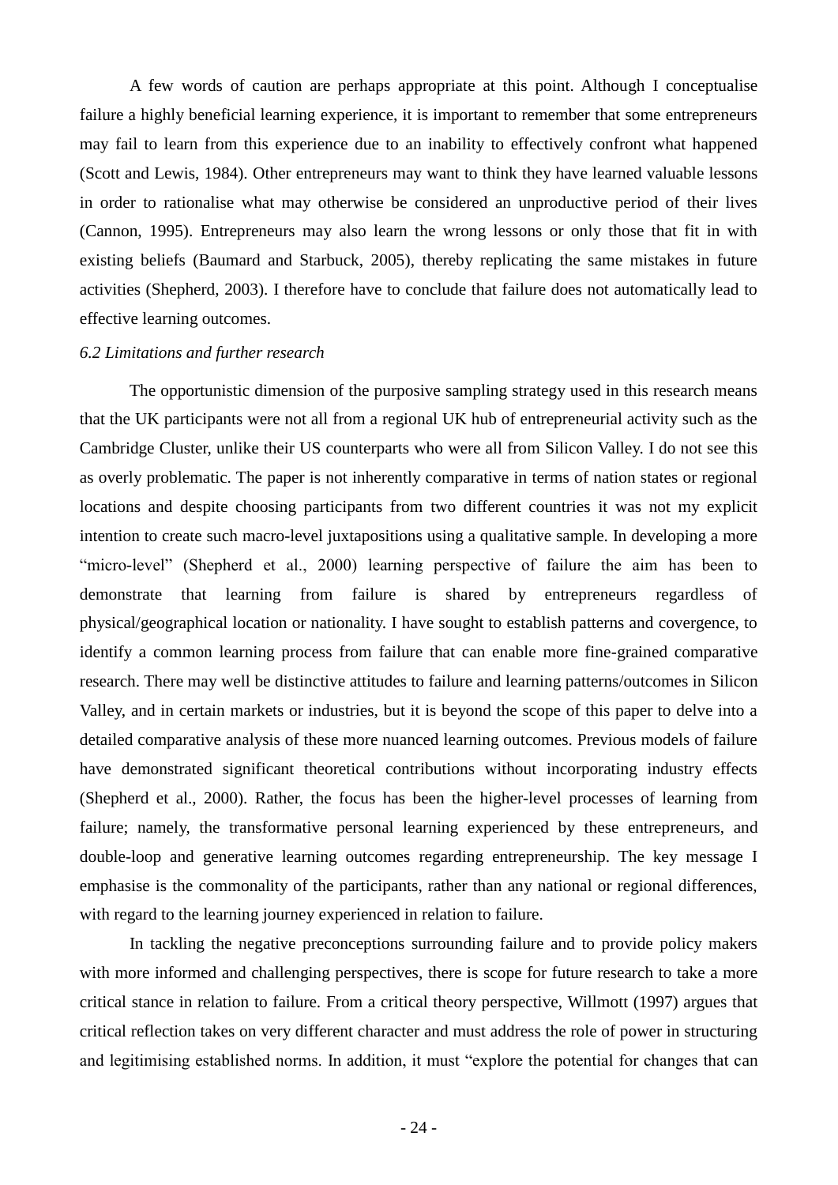A few words of caution are perhaps appropriate at this point. Although I conceptualise failure a highly beneficial learning experience, it is important to remember that some entrepreneurs may fail to learn from this experience due to an inability to effectively confront what happened (Scott and Lewis, 1984). Other entrepreneurs may want to think they have learned valuable lessons in order to rationalise what may otherwise be considered an unproductive period of their lives (Cannon, 1995). Entrepreneurs may also learn the wrong lessons or only those that fit in with existing beliefs (Baumard and Starbuck, 2005), thereby replicating the same mistakes in future activities (Shepherd, 2003). I therefore have to conclude that failure does not automatically lead to effective learning outcomes.

### *6.2 Limitations and further research*

The opportunistic dimension of the purposive sampling strategy used in this research means that the UK participants were not all from a regional UK hub of entrepreneurial activity such as the Cambridge Cluster, unlike their US counterparts who were all from Silicon Valley. I do not see this as overly problematic. The paper is not inherently comparative in terms of nation states or regional locations and despite choosing participants from two different countries it was not my explicit intention to create such macro-level juxtapositions using a qualitative sample. In developing a more "micro-level" (Shepherd et al., 2000) learning perspective of failure the aim has been to demonstrate that learning from failure is shared by entrepreneurs regardless of physical/geographical location or nationality. I have sought to establish patterns and covergence, to identify a common learning process from failure that can enable more fine-grained comparative research. There may well be distinctive attitudes to failure and learning patterns/outcomes in Silicon Valley, and in certain markets or industries, but it is beyond the scope of this paper to delve into a detailed comparative analysis of these more nuanced learning outcomes. Previous models of failure have demonstrated significant theoretical contributions without incorporating industry effects (Shepherd et al., 2000). Rather, the focus has been the higher-level processes of learning from failure; namely, the transformative personal learning experienced by these entrepreneurs, and double-loop and generative learning outcomes regarding entrepreneurship. The key message I emphasise is the commonality of the participants, rather than any national or regional differences, with regard to the learning journey experienced in relation to failure.

In tackling the negative preconceptions surrounding failure and to provide policy makers with more informed and challenging perspectives, there is scope for future research to take a more critical stance in relation to failure. From a critical theory perspective, Willmott (1997) argues that critical reflection takes on very different character and must address the role of power in structuring and legitimising established norms. In addition, it must "explore the potential for changes that can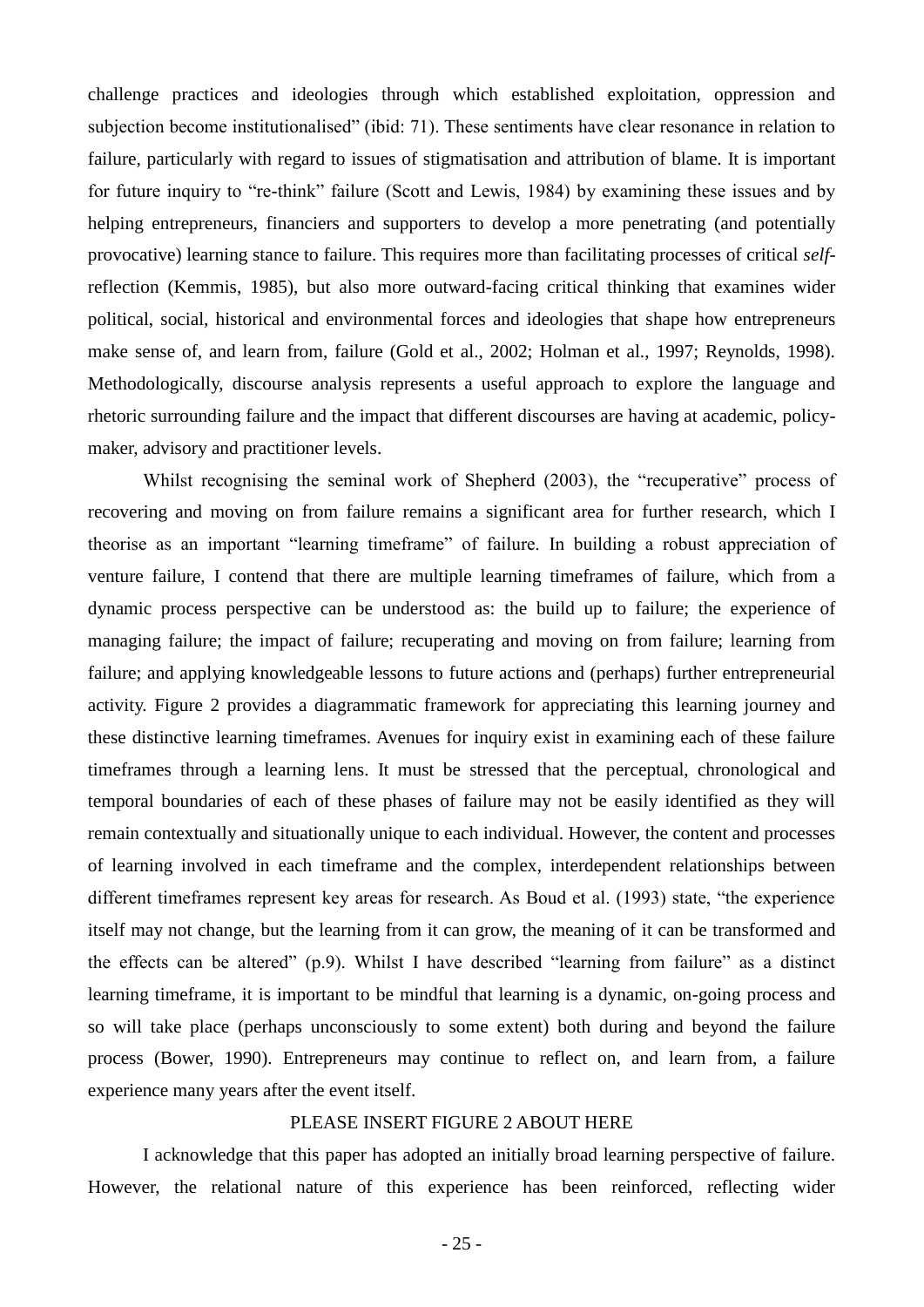challenge practices and ideologies through which established exploitation, oppression and subjection become institutionalised" (ibid: 71). These sentiments have clear resonance in relation to failure, particularly with regard to issues of stigmatisation and attribution of blame. It is important for future inquiry to "re-think" failure (Scott and Lewis, 1984) by examining these issues and by helping entrepreneurs, financiers and supporters to develop a more penetrating (and potentially provocative) learning stance to failure. This requires more than facilitating processes of critical *self*-reflection (Kemmis, 1985), but also more outward-facing critical thinking that examines wider political, social, historical and environmental forces and ideologies that shape how entrepreneurs make sense of, and learn from, failure (Gold et al., 2002; Holman et al., 1997; Reynolds, 1998). Methodologically, discourse analysis represents a useful approach to explore the language and rhetoric surrounding failure and the impact that different discourses are having at academic, policy-maker, advisory and practitioner levels.

Whilst recognising the seminal work of Shepherd (2003), the "recuperative" process of recovering and moving on from failure remains a significant area for further research, which I theorise as an important "learning timeframe" of failure. In building a robust appreciation of venture failure, I contend that there are multiple learning timeframes of failure, which from a dynamic process perspective can be understood as: the build up to failure; the experience of managing failure; the impact of failure; recuperating and moving on from failure; learning from failure; and applying knowledgeable lessons to future actions and (perhaps) further entrepreneurial activity. Figure 2 provides a diagrammatic framework for appreciating this learning journey and these distinctive learning timeframes. Avenues for inquiry exist in examining each of these failure timeframes through a learning lens. It must be stressed that the perceptual, chronological and temporal boundaries of each of these phases of failure may not be easily identified as they will remain contextually and situationally unique to each individual. However, the content and processes of learning involved in each timeframe and the complex, interdependent relationships between different timeframes represent key areas for research. As Boud et al. (1993) state, "the experience itself may not change, but the learning from it can grow, the meaning of it can be transformed and the effects can be altered" (p.9). Whilst I have described "learning from failure" as a distinct learning timeframe, it is important to be mindful that learning is a dynamic, on-going process and so will take place (perhaps unconsciously to some extent) both during and beyond the failure process (Bower, 1990). Entrepreneurs may continue to reflect on, and learn from, a failure experience many years after the event itself.

PLEASE INSERT FIGURE 2 ABOUT HERE

I acknowledge that this paper has adopted an initially broad learning perspective of failure. However, the relational nature of this experience has been reinforced, reflecting wider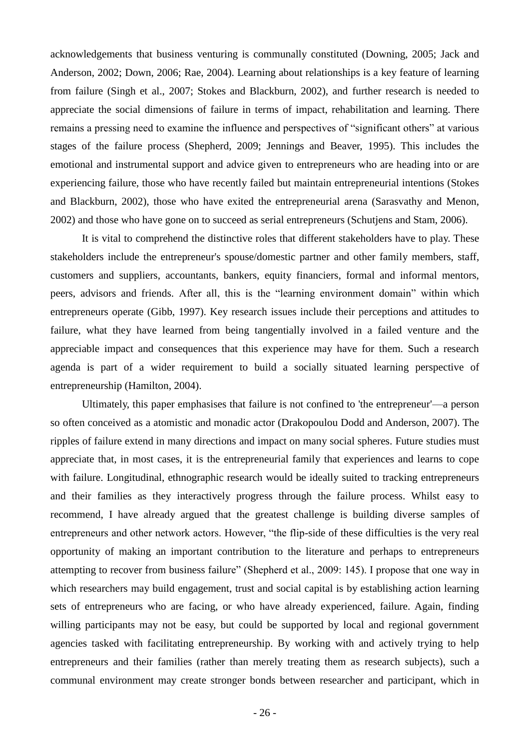acknowledgements that business venturing is communally constituted (Downing, 2005; Jack and Anderson, 2002; Down, 2006; Rae, 2004). Learning about relationships is a key feature of learning from failure (Singh et al., 2007; Stokes and Blackburn, 2002), and further research is needed to appreciate the social dimensions of failure in terms of impact, rehabilitation and learning. There remains a pressing need to examine the influence and perspectives of "significant others" at various stages of the failure process (Shepherd, 2009; Jennings and Beaver, 1995). This includes the emotional and instrumental support and advice given to entrepreneurs who are heading into or are experiencing failure, those who have recently failed but maintain entrepreneurial intentions (Stokes and Blackburn, 2002), those who have exited the entrepreneurial arena (Sarasvathy and Menon, 2002) and those who have gone on to succeed as serial entrepreneurs (Schutjens and Stam, 2006).

It is vital to comprehend the distinctive roles that different stakeholders have to play. These stakeholders include the entrepreneur's spouse/domestic partner and other family members, staff, customers and suppliers, accountants, bankers, equity financiers, formal and informal mentors, peers, advisors and friends. After all, this is the "learning environment domain" within which entrepreneurs operate (Gibb, 1997). Key research issues include their perceptions and attitudes to failure, what they have learned from being tangentially involved in a failed venture and the appreciable impact and consequences that this experience may have for them. Such a research agenda is part of a wider requirement to build a socially situated learning perspective of entrepreneurship (Hamilton, 2004).

Ultimately, this paper emphasises that failure is not confined to 'the entrepreneur'—a person so often conceived as a atomistic and monadic actor (Drakopoulou Dodd and Anderson, 2007). The ripples of failure extend in many directions and impact on many social spheres. Future studies must appreciate that, in most cases, it is the entrepreneurial family that experiences and learns to cope with failure. Longitudinal, ethnographic research would be ideally suited to tracking entrepreneurs and their families as they interactively progress through the failure process. Whilst easy to recommend, I have already argued that the greatest challenge is building diverse samples of entrepreneurs and other network actors. However, "the flip-side of these difficulties is the very real opportunity of making an important contribution to the literature and perhaps to entrepreneurs attempting to recover from business failure" (Shepherd et al., 2009: 145). I propose that one way in which researchers may build engagement, trust and social capital is by establishing action learning sets of entrepreneurs who are facing, or who have already experienced, failure. Again, finding willing participants may not be easy, but could be supported by local and regional government agencies tasked with facilitating entrepreneurship. By working with and actively trying to help entrepreneurs and their families (rather than merely treating them as research subjects), such a communal environment may create stronger bonds between researcher and participant, which in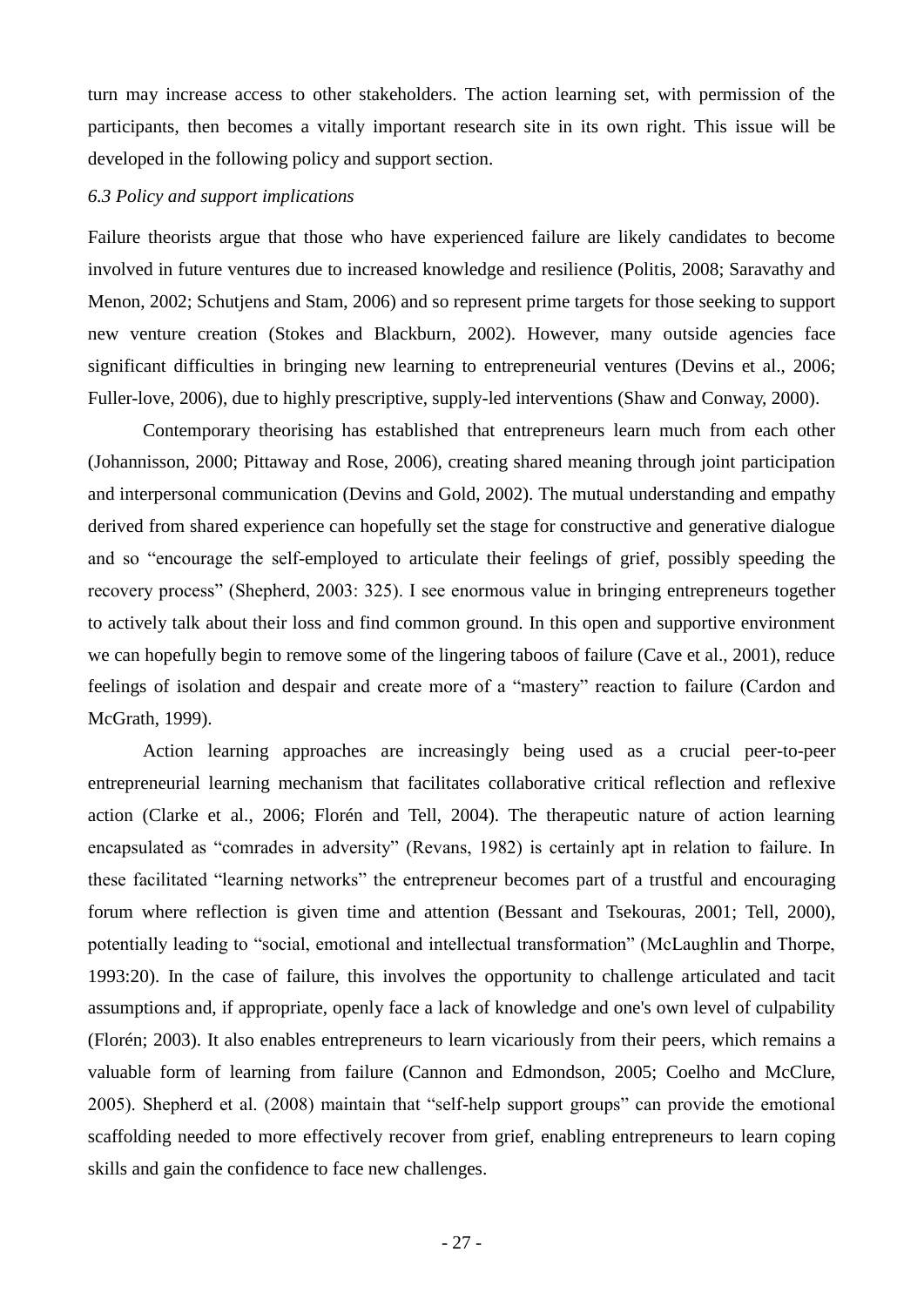turn may increase access to other stakeholders. The action learning set, with permission of the participants, then becomes a vitally important research site in its own right. This issue will be developed in the following policy and support section.

### *6.3 Policy and support implications*

Failure theorists argue that those who have experienced failure are likely candidates to become involved in future ventures due to increased knowledge and resilience (Politis, 2008; Saravathy and Menon, 2002; Schutjens and Stam, 2006) and so represent prime targets for those seeking to support new venture creation (Stokes and Blackburn, 2002). However, many outside agencies face significant difficulties in bringing new learning to entrepreneurial ventures (Devins et al., 2006; Fuller-love, 2006), due to highly prescriptive, supply-led interventions (Shaw and Conway, 2000).

Contemporary theorising has established that entrepreneurs learn much from each other (Johannisson, 2000; Pittaway and Rose, 2006), creating shared meaning through joint participation and interpersonal communication (Devins and Gold, 2002). The mutual understanding and empathy derived from shared experience can hopefully set the stage for constructive and generative dialogue and so "encourage the self-employed to articulate their feelings of grief, possibly speeding the recovery process" (Shepherd, 2003: 325). I see enormous value in bringing entrepreneurs together to actively talk about their loss and find common ground. In this open and supportive environment we can hopefully begin to remove some of the lingering taboos of failure (Cave et al., 2001), reduce feelings of isolation and despair and create more of a "mastery" reaction to failure (Cardon and McGrath, 1999).

Action learning approaches are increasingly being used as a crucial peer-to-peer entrepreneurial learning mechanism that facilitates collaborative critical reflection and reflexive action (Clarke et al., 2006; Florén and Tell, 2004). The therapeutic nature of action learning encapsulated as "comrades in adversity" (Revans, 1982) is certainly apt in relation to failure. In these facilitated "learning networks" the entrepreneur becomes part of a trustful and encouraging forum where reflection is given time and attention (Bessant and Tsekouras, 2001; Tell, 2000), potentially leading to "social, emotional and intellectual transformation" (McLaughlin and Thorpe, 1993:20). In the case of failure, this involves the opportunity to challenge articulated and tacit assumptions and, if appropriate, openly face a lack of knowledge and one's own level of culpability (Florén; 2003). It also enables entrepreneurs to learn vicariously from their peers, which remains a valuable form of learning from failure (Cannon and Edmondson, 2005; Coelho and McClure, 2005). Shepherd et al. (2008) maintain that "self-help support groups" can provide the emotional scaffolding needed to more effectively recover from grief, enabling entrepreneurs to learn coping skills and gain the confidence to face new challenges.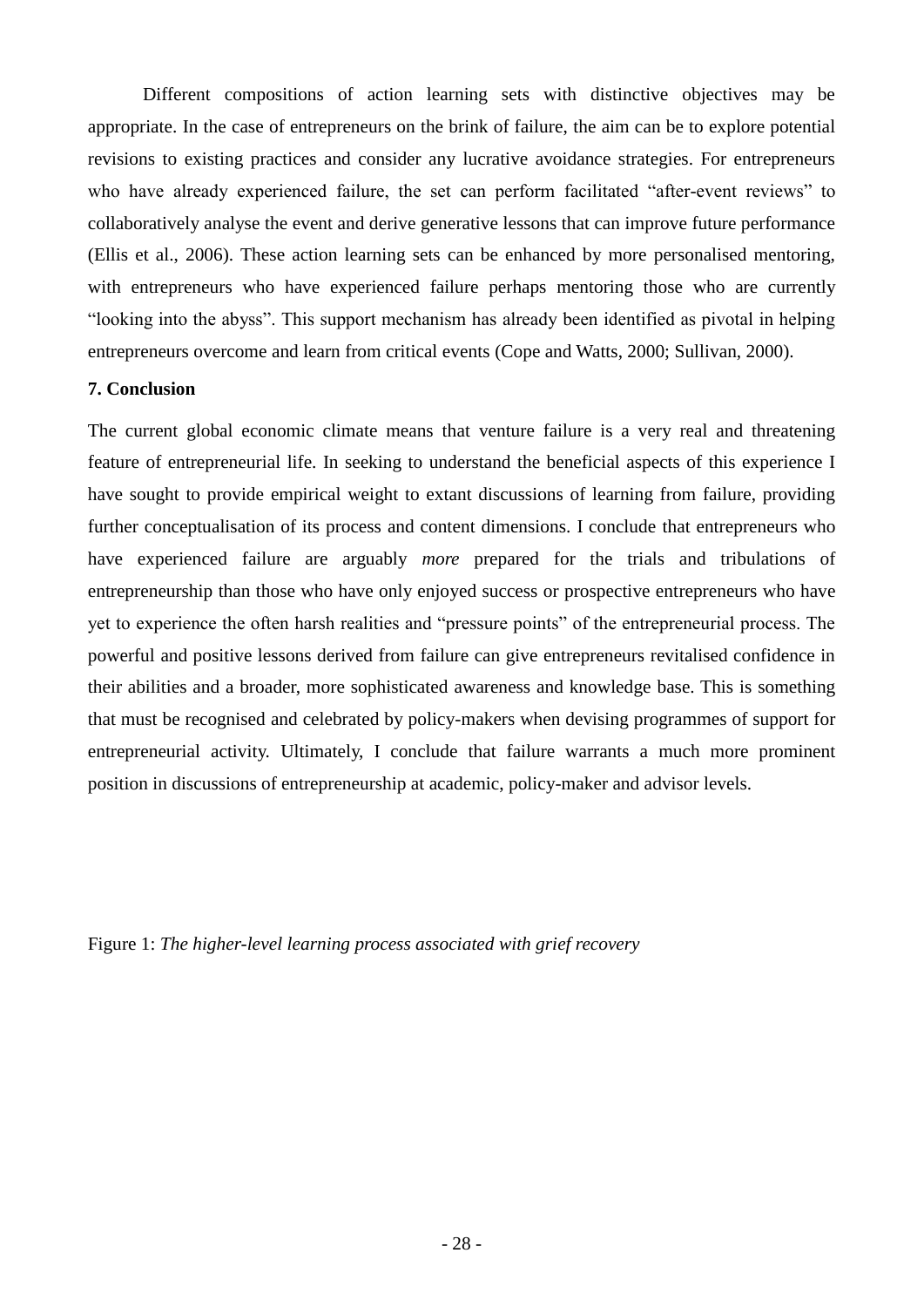Different compositions of action learning sets with distinctive objectives may be appropriate. In the case of entrepreneurs on the brink of failure, the aim can be to explore potential revisions to existing practices and consider any lucrative avoidance strategies. For entrepreneurs who have already experienced failure, the set can perform facilitated "after-event reviews" to collaboratively analyse the event and derive generative lessons that can improve future performance (Ellis et al., 2006). These action learning sets can be enhanced by more personalised mentoring, with entrepreneurs who have experienced failure perhaps mentoring those who are currently "looking into the abyss". This support mechanism has already been identified as pivotal in helping entrepreneurs overcome and learn from critical events (Cope and Watts, 2000; Sullivan, 2000).

## 7. Conclusion

The current global economic climate means that venture failure is a very real and threatening feature of entrepreneurial life. In seeking to understand the beneficial aspects of this experience I have sought to provide empirical weight to extant discussions of learning from failure, providing further conceptualisation of its process and content dimensions. I conclude that entrepreneurs who have experienced failure are arguably *more* prepared for the trials and tribulations of entrepreneurship than those who have only enjoyed success or prospective entrepreneurs who have yet to experience the often harsh realities and "pressure points" of the entrepreneurial process. The powerful and positive lessons derived from failure can give entrepreneurs revitalised confidence in their abilities and a broader, more sophisticated awareness and knowledge base. This is something that must be recognised and celebrated by policy-makers when devising programmes of support for entrepreneurial activity. Ultimately, I conclude that failure warrants a much more prominent position in discussions of entrepreneurship at academic, policy-maker and advisor levels.

Figure 1: *The higher-level learning process associated with grief recovery*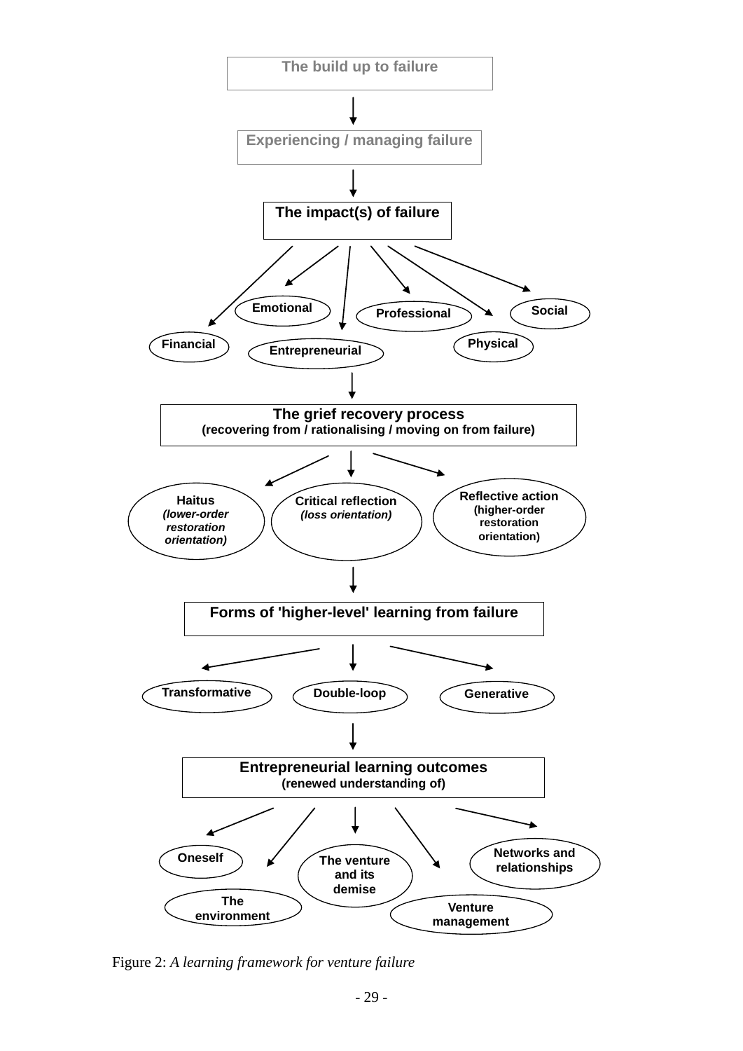**The build up to failure**

↓

**Experiencing / managing failure**

↓

**The impact(s) of failure**

- Financial
- Emotional
- Entrepreneurial
- Professional
- Physical
- Social

↓

**The grief recovery process**
**(recovering from / rationalising / moving on from failure)**

- **Haitus** *(lower-order restoration orientation)*
- **Critical reflection** *(loss orientation)*
- **Reflective action** (higher-order restoration orientation)

↓

**Forms of 'higher-level' learning from failure**

- Transformative
- Double-loop
- Generative

↓

**Entrepreneurial learning outcomes**
**(renewed understanding of)**

- Oneself
- The environment
- The venture and its demise
- Venture management
- Networks and relationships

Figure 2: *A learning framework for venture failure*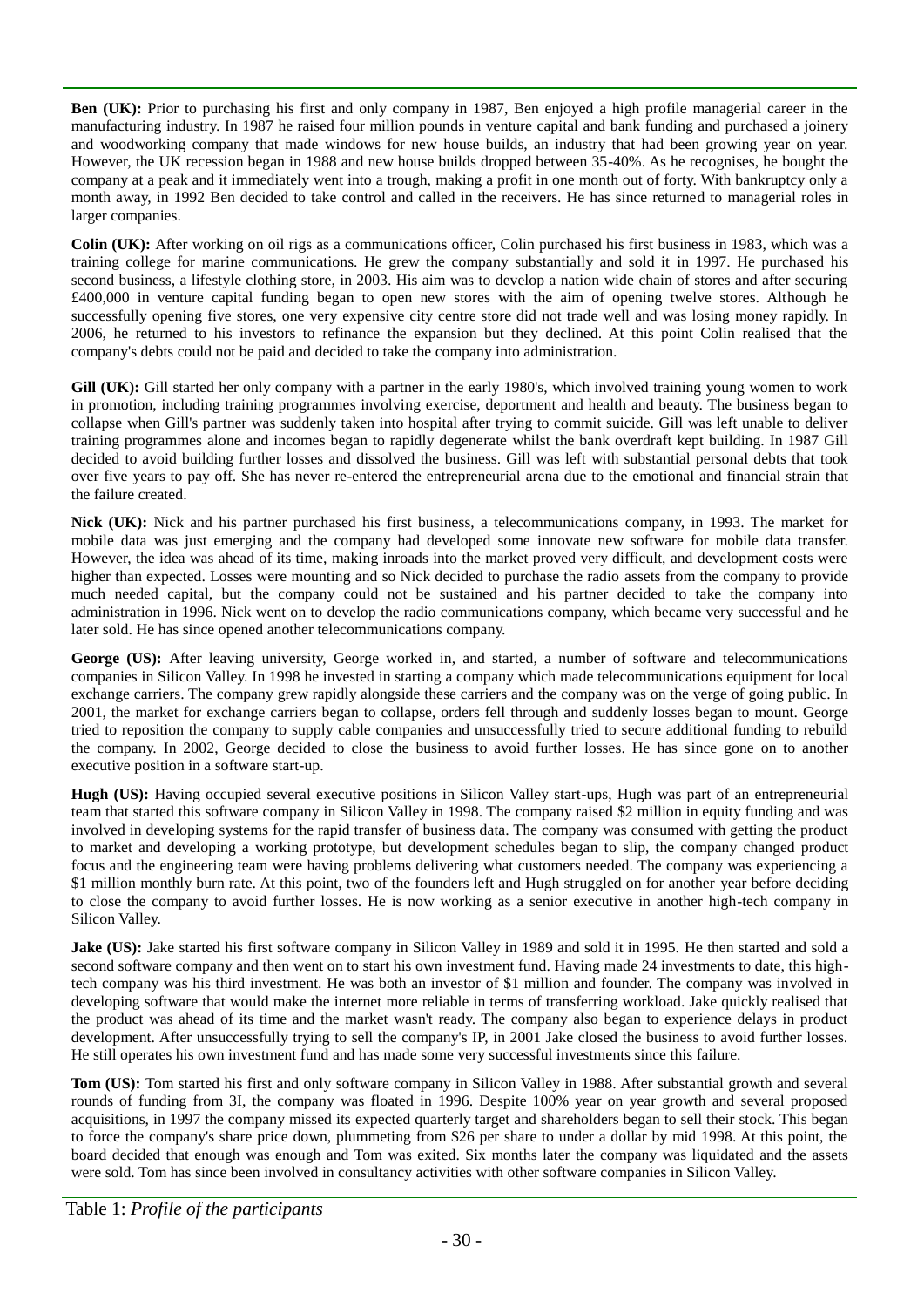**Ben (UK):** Prior to purchasing his first and only company in 1987, Ben enjoyed a high profile managerial career in the manufacturing industry. In 1987 he raised four million pounds in venture capital and bank funding and purchased a joinery and woodworking company that made windows for new house builds, an industry that had been growing year on year. However, the UK recession began in 1988 and new house builds dropped between 35-40%. As he recognises, he bought the company at a peak and it immediately went into a trough, making a profit in one month out of forty. With bankruptcy only a month away, in 1992 Ben decided to take control and called in the receivers. He has since returned to managerial roles in larger companies.

**Colin (UK):** After working on oil rigs as a communications officer, Colin purchased his first business in 1983, which was a training college for marine communications. He grew the company substantially and sold it in 1997. He purchased his second business, a lifestyle clothing store, in 2003. His aim was to develop a nation wide chain of stores and after securing £400,000 in venture capital funding began to open new stores with the aim of opening twelve stores. Although he successfully opening five stores, one very expensive city centre store did not trade well and was losing money rapidly. In 2006, he returned to his investors to refinance the expansion but they declined. At this point Colin realised that the company's debts could not be paid and decided to take the company into administration.

**Gill (UK):** Gill started her only company with a partner in the early 1980's, which involved training young women to work in promotion, including training programmes involving exercise, deportment and health and beauty. The business began to collapse when Gill's partner was suddenly taken into hospital after trying to commit suicide. Gill was left unable to deliver training programmes alone and incomes began to rapidly degenerate whilst the bank overdraft kept building. In 1987 Gill decided to avoid building further losses and dissolved the business. Gill was left with substantial personal debts that took over five years to pay off. She has never re-entered the entrepreneurial arena due to the emotional and financial strain that the failure created.

**Nick (UK):** Nick and his partner purchased his first business, a telecommunications company, in 1993. The market for mobile data was just emerging and the company had developed some innovate new software for mobile data transfer. However, the idea was ahead of its time, making inroads into the market proved very difficult, and development costs were higher than expected. Losses were mounting and so Nick decided to purchase the radio assets from the company to provide much needed capital, but the company could not be sustained and his partner decided to take the company into administration in 1996. Nick went on to develop the radio communications company, which became very successful and he later sold. He has since opened another telecommunications company.

**George (US):** After leaving university, George worked in, and started, a number of software and telecommunications companies in Silicon Valley. In 1998 he invested in starting a company which made telecommunications equipment for local exchange carriers. The company grew rapidly alongside these carriers and the company was on the verge of going public. In 2001, the market for exchange carriers began to collapse, orders fell through and suddenly losses began to mount. George tried to reposition the company to supply cable companies and unsuccessfully tried to secure additional funding to rebuild the company. In 2002, George decided to close the business to avoid further losses. He has since gone on to another executive position in a software start-up.

**Hugh (US):** Having occupied several executive positions in Silicon Valley start-ups, Hugh was part of an entrepreneurial team that started this software company in Silicon Valley in 1998. The company raised $2 million in equity funding and was involved in developing systems for the rapid transfer of business data. The company was consumed with getting the product to market and developing a working prototype, but development schedules began to slip, the company changed product focus and the engineering team were having problems delivering what customers needed. The company was experiencing a $1 million monthly burn rate. At this point, two of the founders left and Hugh struggled on for another year before deciding to close the company to avoid further losses. He is now working as a senior executive in another high-tech company in Silicon Valley.

**Jake (US):** Jake started his first software company in Silicon Valley in 1989 and sold it in 1995. He then started and sold a second software company and then went on to start his own investment fund. Having made 24 investments to date, this high-tech company was his third investment. He was both an investor of $1 million and founder. The company was involved in developing software that would make the internet more reliable in terms of transferring workload. Jake quickly realised that the product was ahead of its time and the market wasn't ready. The company also began to experience delays in product development. After unsuccessfully trying to sell the company's IP, in 2001 Jake closed the business to avoid further losses. He still operates his own investment fund and has made some very successful investments since this failure.

**Tom (US):** Tom started his first and only software company in Silicon Valley in 1988. After substantial growth and several rounds of funding from 3I, the company was floated in 1996. Despite 100% year on year growth and several proposed acquisitions, in 1997 the company missed its expected quarterly target and shareholders began to sell their stock. This began to force the company's share price down, plummeting from $26 per share to under a dollar by mid 1998. At this point, the board decided that enough was enough and Tom was exited. Six months later the company was liquidated and the assets were sold. Tom has since been involved in consultancy activities with other software companies in Silicon Valley.

Table 1: *Profile of the participants*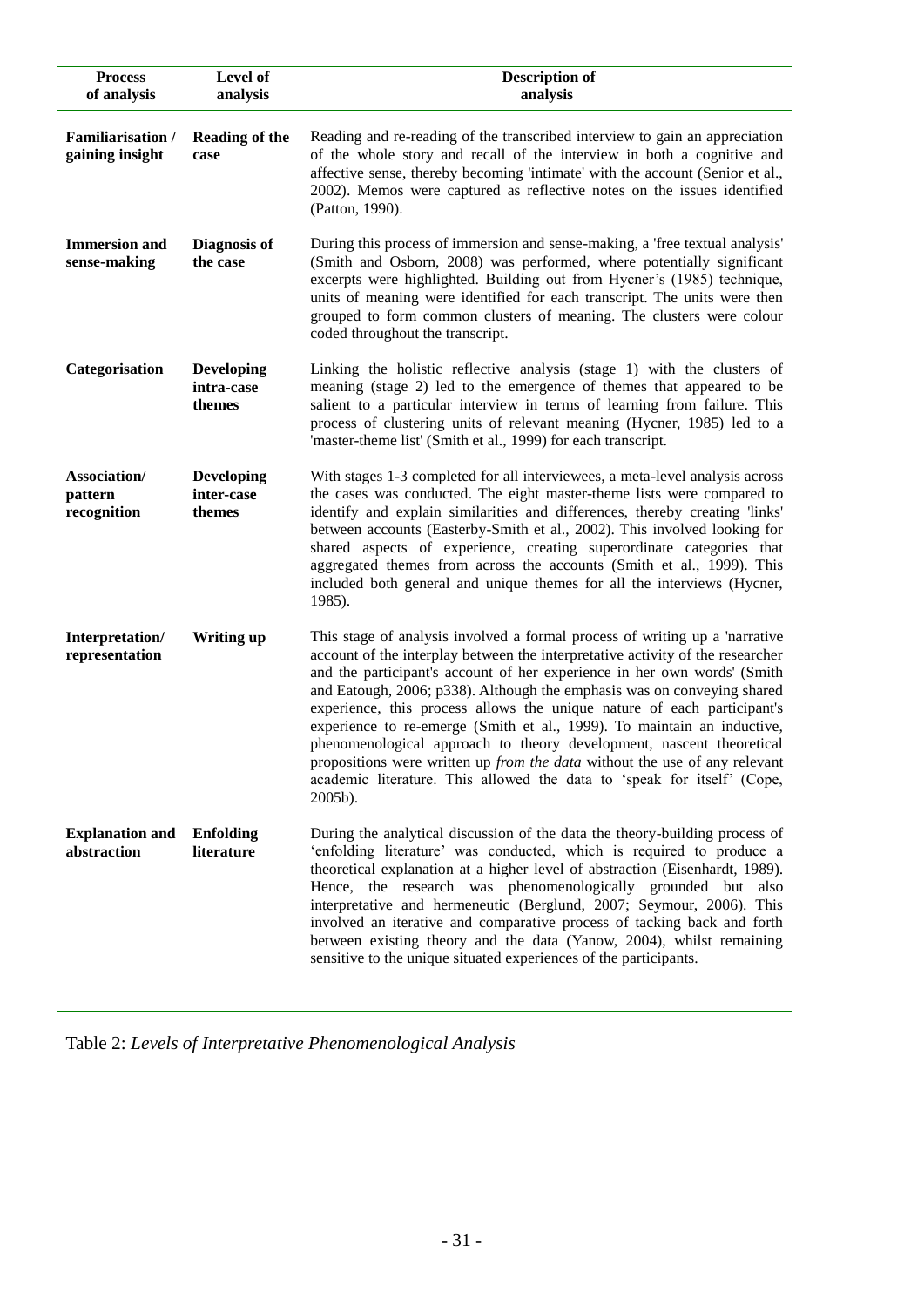| Process of analysis | Level of analysis | Description of analysis |
| --- | --- | --- |
| **Familiarisation / gaining insight** | **Reading of the case** | Reading and re-reading of the transcribed interview to gain an appreciation of the whole story and recall of the interview in both a cognitive and affective sense, thereby becoming 'intimate' with the account (Senior et al., 2002). Memos were captured as reflective notes on the issues identified (Patton, 1990). |
| **Immersion and sense-making** | **Diagnosis of the case** | During this process of immersion and sense-making, a 'free textual analysis' (Smith and Osborn, 2008) was performed, where potentially significant excerpts were highlighted. Building out from Hycner's (1985) technique, units of meaning were identified for each transcript. The units were then grouped to form common clusters of meaning. The clusters were colour coded throughout the transcript. |
| **Categorisation** | **Developing intra-case themes** | Linking the holistic reflective analysis (stage 1) with the clusters of meaning (stage 2) led to the emergence of themes that appeared to be salient to a particular interview in terms of learning from failure. This process of clustering units of relevant meaning (Hycner, 1985) led to a 'master-theme list' (Smith et al., 1999) for each transcript. |
| **Association/ pattern recognition** | **Developing inter-case themes** | With stages 1-3 completed for all interviewees, a meta-level analysis across the cases was conducted. The eight master-theme lists were compared to identify and explain similarities and differences, thereby creating 'links' between accounts (Easterby-Smith et al., 2002). This involved looking for shared aspects of experience, creating superordinate categories that aggregated themes from across the accounts (Smith et al., 1999). This included both general and unique themes for all the interviews (Hycner, 1985). |
| **Interpretation/ representation** | **Writing up** | This stage of analysis involved a formal process of writing up a 'narrative account of the interplay between the interpretative activity of the researcher and the participant's account of her experience in her own words' (Smith and Eatough, 2006; p338). Although the emphasis was on conveying shared experience, this process allows the unique nature of each participant's experience to re-emerge (Smith et al., 1999). To maintain an inductive, phenomenological approach to theory development, nascent theoretical propositions were written up *from the data* without the use of any relevant academic literature. This allowed the data to 'speak for itself' (Cope, 2005b). |
| **Explanation and abstraction** | **Enfolding literature** | During the analytical discussion of the data the theory-building process of 'enfolding literature' was conducted, which is required to produce a theoretical explanation at a higher level of abstraction (Eisenhardt, 1989). Hence, the research was phenomenologically grounded but also interpretative and hermeneutic (Berglund, 2007; Seymour, 2006). This involved an iterative and comparative process of tacking back and forth between existing theory and the data (Yanow, 2004), whilst remaining sensitive to the unique situated experiences of the participants. |

Table 2: *Levels of Interpretative Phenomenological Analysis*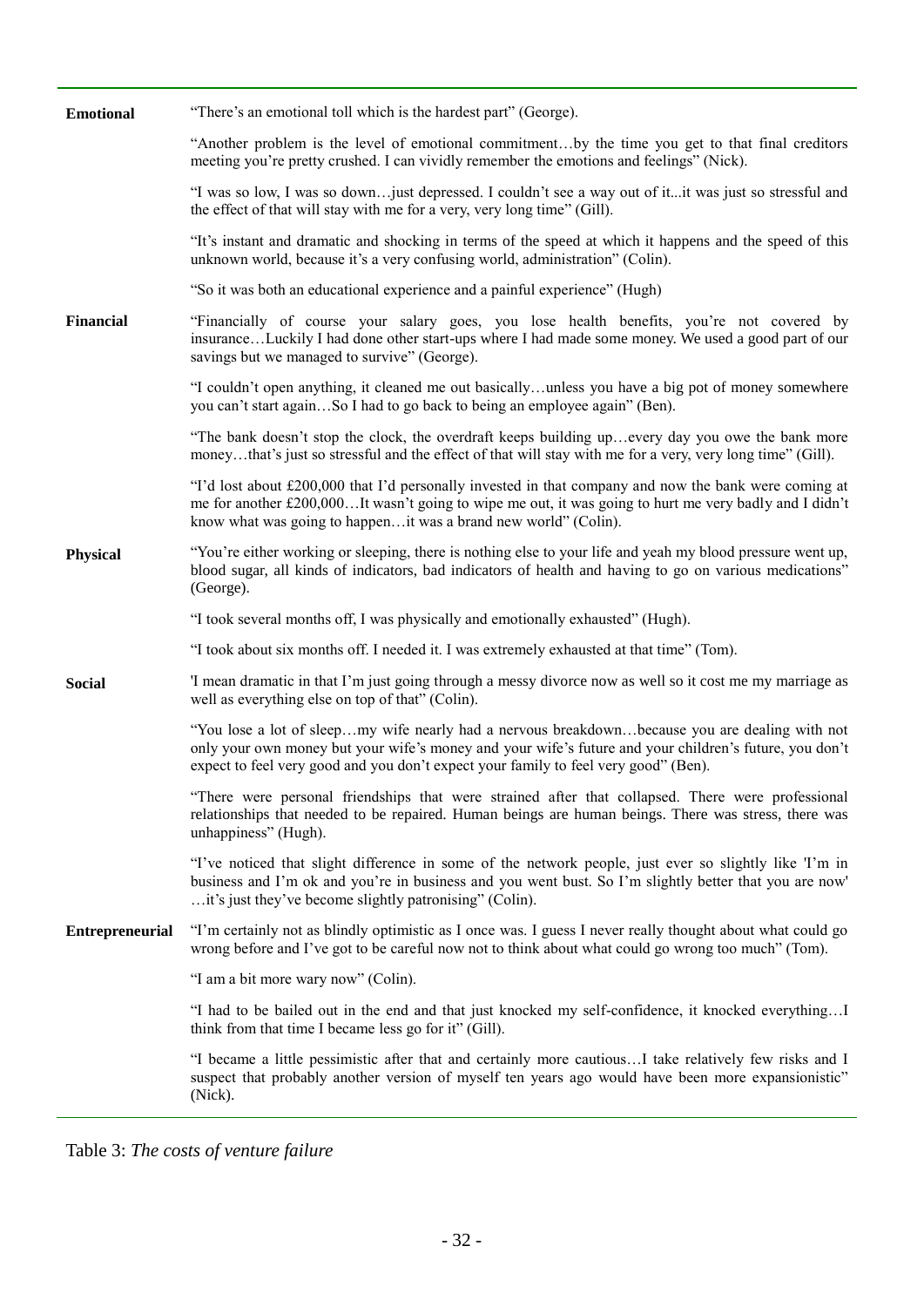| | |
|---|---|
| **Emotional** | "There's an emotional toll which is the hardest part" (George). |
| | "Another problem is the level of emotional commitment…by the time you get to that final creditors meeting you're pretty crushed. I can vividly remember the emotions and feelings" (Nick). |
| | "I was so low, I was so down…just depressed. I couldn't see a way out of it...it was just so stressful and the effect of that will stay with me for a very, very long time" (Gill). |
| | "It's instant and dramatic and shocking in terms of the speed at which it happens and the speed of this unknown world, because it's a very confusing world, administration" (Colin). |
| | "So it was both an educational experience and a painful experience" (Hugh) |
| **Financial** | "Financially of course your salary goes, you lose health benefits, you're not covered by insurance…Luckily I had done other start-ups where I had made some money. We used a good part of our savings but we managed to survive" (George). |
| | "I couldn't open anything, it cleaned me out basically…unless you have a big pot of money somewhere you can't start again…So I had to go back to being an employee again" (Ben). |
| | "The bank doesn't stop the clock, the overdraft keeps building up…every day you owe the bank more money…that's just so stressful and the effect of that will stay with me for a very, very long time" (Gill). |
| | "I'd lost about £200,000 that I'd personally invested in that company and now the bank were coming at me for another £200,000…It wasn't going to wipe me out, it was going to hurt me very badly and I didn't know what was going to happen…it was a brand new world" (Colin). |
| **Physical** | "You're either working or sleeping, there is nothing else to your life and yeah my blood pressure went up, blood sugar, all kinds of indicators, bad indicators of health and having to go on various medications" (George). |
| | "I took several months off, I was physically and emotionally exhausted" (Hugh). |
| | "I took about six months off. I needed it. I was extremely exhausted at that time" (Tom). |
| **Social** | 'I mean dramatic in that I'm just going through a messy divorce now as well so it cost me my marriage as well as everything else on top of that" (Colin). |
| | "You lose a lot of sleep…my wife nearly had a nervous breakdown…because you are dealing with not only your own money but your wife's money and your wife's future and your children's future, you don't expect to feel very good and you don't expect your family to feel very good" (Ben). |
| | "There were personal friendships that were strained after that collapsed. There were professional relationships that needed to be repaired. Human beings are human beings. There was stress, there was unhappiness" (Hugh). |
| | "I've noticed that slight difference in some of the network people, just ever so slightly like 'I'm in business and I'm ok and you're in business and you went bust. So I'm slightly better that you are now' …it's just they've become slightly patronising" (Colin). |
| **Entrepreneurial** | "I'm certainly not as blindly optimistic as I once was. I guess I never really thought about what could go wrong before and I've got to be careful now not to think about what could go wrong too much" (Tom). |
| | "I am a bit more wary now" (Colin). |
| | "I had to be bailed out in the end and that just knocked my self-confidence, it knocked everything…I think from that time I became less go for it" (Gill). |
| | "I became a little pessimistic after that and certainly more cautious…I take relatively few risks and I suspect that probably another version of myself ten years ago would have been more expansionistic" (Nick). |

Table 3: *The costs of venture failure*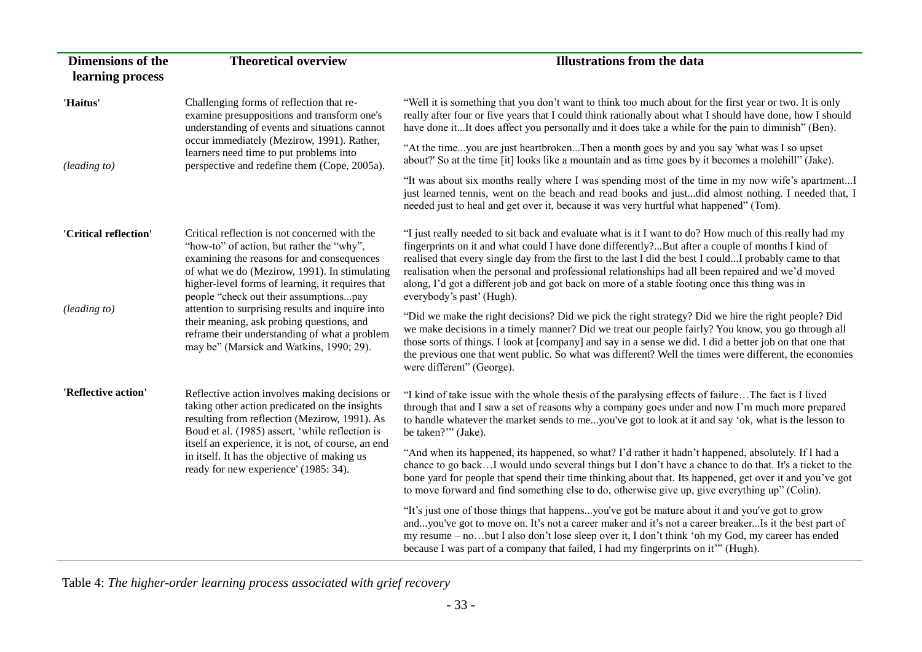| Dimensions of the learning process | Theoretical overview | Illustrations from the data |
|---|---|---|
| **'Haitus'** <br><br> *(leading to)* | Challenging forms of reflection that re-examine presuppositions and transform one's understanding of events and situations cannot occur immediately (Mezirow, 1991). Rather, learners need time to put problems into perspective and redefine them (Cope, 2005a). | "Well it is something that you don't want to think too much about for the first year or two. It is only really after four or five years that I could think rationally about what I should have done, how I should have done it...It does affect you personally and it does take a while for the pain to diminish" (Ben). <br><br> "At the time...you are just heartbroken...Then a month goes by and you say 'what was I so upset about?' So at the time [it] looks like a mountain and as time goes by it becomes a molehill" (Jake). <br><br> "It was about six months really where I was spending most of the time in my now wife's apartment...I just learned tennis, went on the beach and read books and just...did almost nothing. I needed that, I needed just to heal and get over it, because it was very hurtful what happened" (Tom). |
| **'Critical reflection'** <br><br> *(leading to)* | Critical reflection is not concerned with the "how-to" of action, but rather the "why", examining the reasons for and consequences of what we do (Mezirow, 1991). In stimulating higher-level forms of learning, it requires that people "check out their assumptions...pay attention to surprising results and inquire into their meaning, ask probing questions, and reframe their understanding of what a problem may be" (Marsick and Watkins, 1990; 29). | "I just really needed to sit back and evaluate what is it I want to do? How much of this really had my fingerprints on it and what could I have done differently?...But after a couple of months I kind of realised that every single day from the first to the last I did the best I could...I probably came to that realisation when the personal and professional relationships had all been repaired and we'd moved along, I'd got a different job and got back on more of a stable footing once this thing was in everybody's past' (Hugh). <br><br> "Did we make the right decisions? Did we pick the right strategy? Did we hire the right people? Did we make decisions in a timely manner? Did we treat our people fairly? You know, you go through all those sorts of things. I look at [company] and say in a sense we did. I did a better job on that one that the previous one that went public. So what was different? Well the times were different, the economies were different" (George). |
| **'Reflective action'** | Reflective action involves making decisions or taking other action predicated on the insights resulting from reflection (Mezirow, 1991). As Boud et al. (1985) assert, 'while reflection is itself an experience, it is not, of course, an end in itself. It has the objective of making us ready for new experience' (1985: 34). | "I kind of take issue with the whole thesis of the paralysing effects of failure…The fact is I lived through that and I saw a set of reasons why a company goes under and now I'm much more prepared to handle whatever the market sends to me...you've got to look at it and say 'ok, what is the lesson to be taken?'" (Jake). <br><br> "And when its happened, its happened, so what? I'd rather it hadn't happened, absolutely. If I had a chance to go back…I would undo several things but I don't have a chance to do that. It's a ticket to the bone yard for people that spend their time thinking about that. Its happened, get over it and you've got to move forward and find something else to do, otherwise give up, give everything up" (Colin). <br><br> "It's just one of those things that happens...you've got be mature about it and you've got to grow and...you've got to move on. It's not a career maker and it's not a career breaker...Is it the best part of my resume – no…but I also don't lose sleep over it, I don't think 'oh my God, my career has ended because I was part of a company that failed, I had my fingerprints on it'" (Hugh). |

Table 4: *The higher-order learning process associated with grief recovery*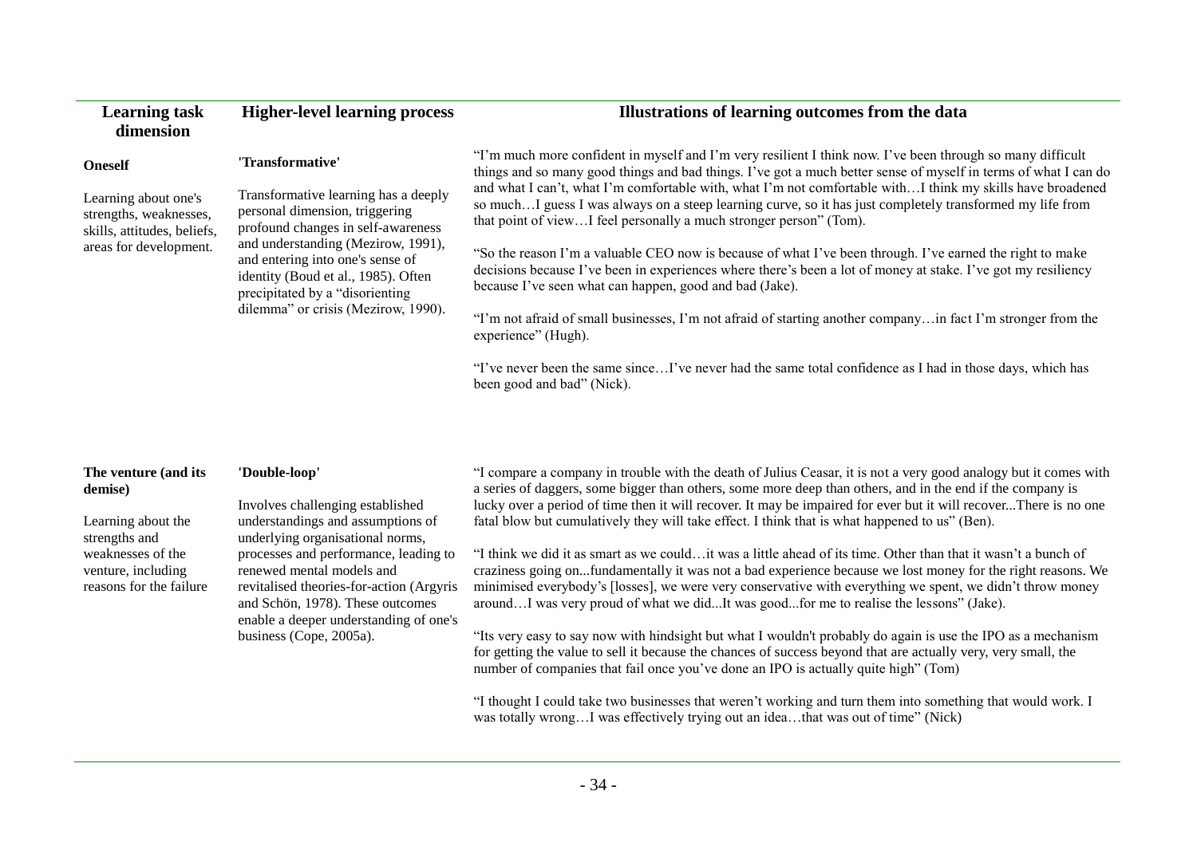| Learning task dimension | Higher-level learning process | Illustrations of learning outcomes from the data |
|---|---|---|
| **Oneself**<br><br>Learning about one's strengths, weaknesses, skills, attitudes, beliefs, areas for development. | **'Transformative'**<br><br>Transformative learning has a deeply personal dimension, triggering profound changes in self-awareness and understanding (Mezirow, 1991), and entering into one's sense of identity (Boud et al., 1985). Often precipitated by a "disorienting dilemma" or crisis (Mezirow, 1990). | "I'm much more confident in myself and I'm very resilient I think now. I've been through so many difficult things and so many good things and bad things. I've got a much better sense of myself in terms of what I can do and what I can't, what I'm comfortable with, what I'm not comfortable with…I think my skills have broadened so much…I guess I was always on a steep learning curve, so it has just completely transformed my life from that point of view…I feel personally a much stronger person" (Tom).<br><br>"So the reason I'm a valuable CEO now is because of what I've been through. I've earned the right to make decisions because I've been in experiences where there's been a lot of money at stake. I've got my resiliency because I've seen what can happen, good and bad (Jake).<br><br>"I'm not afraid of small businesses, I'm not afraid of starting another company…in fact I'm stronger from the experience" (Hugh).<br><br>"I've never been the same since…I've never had the same total confidence as I had in those days, which has been good and bad" (Nick). |
| **The venture (and its demise)**<br><br>Learning about the strengths and weaknesses of the venture, including reasons for the failure | **'Double-loop'**<br><br>Involves challenging established understandings and assumptions of underlying organisational norms, processes and performance, leading to renewed mental models and revitalised theories-for-action (Argyris and Schön, 1978). These outcomes enable a deeper understanding of one's business (Cope, 2005a). | "I compare a company in trouble with the death of Julius Ceasar, it is not a very good analogy but it comes with a series of daggers, some bigger than others, some more deep than others, and in the end if the company is lucky over a period of time then it will recover. It may be impaired for ever but it will recover...There is no one fatal blow but cumulatively they will take effect. I think that is what happened to us" (Ben).<br><br>"I think we did it as smart as we could…it was a little ahead of its time. Other than that it wasn't a bunch of craziness going on...fundamentally it was not a bad experience because we lost money for the right reasons. We minimised everybody's [losses], we were very conservative with everything we spent, we didn't throw money around…I was very proud of what we did...It was good...for me to realise the lessons" (Jake).<br><br>"Its very easy to say now with hindsight but what I wouldn't probably do again is use the IPO as a mechanism for getting the value to sell it because the chances of success beyond that are actually very, very small, the number of companies that fail once you've done an IPO is actually quite high" (Tom)<br><br>"I thought I could take two businesses that weren't working and turn them into something that would work. I was totally wrong…I was effectively trying out an idea…that was out of time" (Nick) |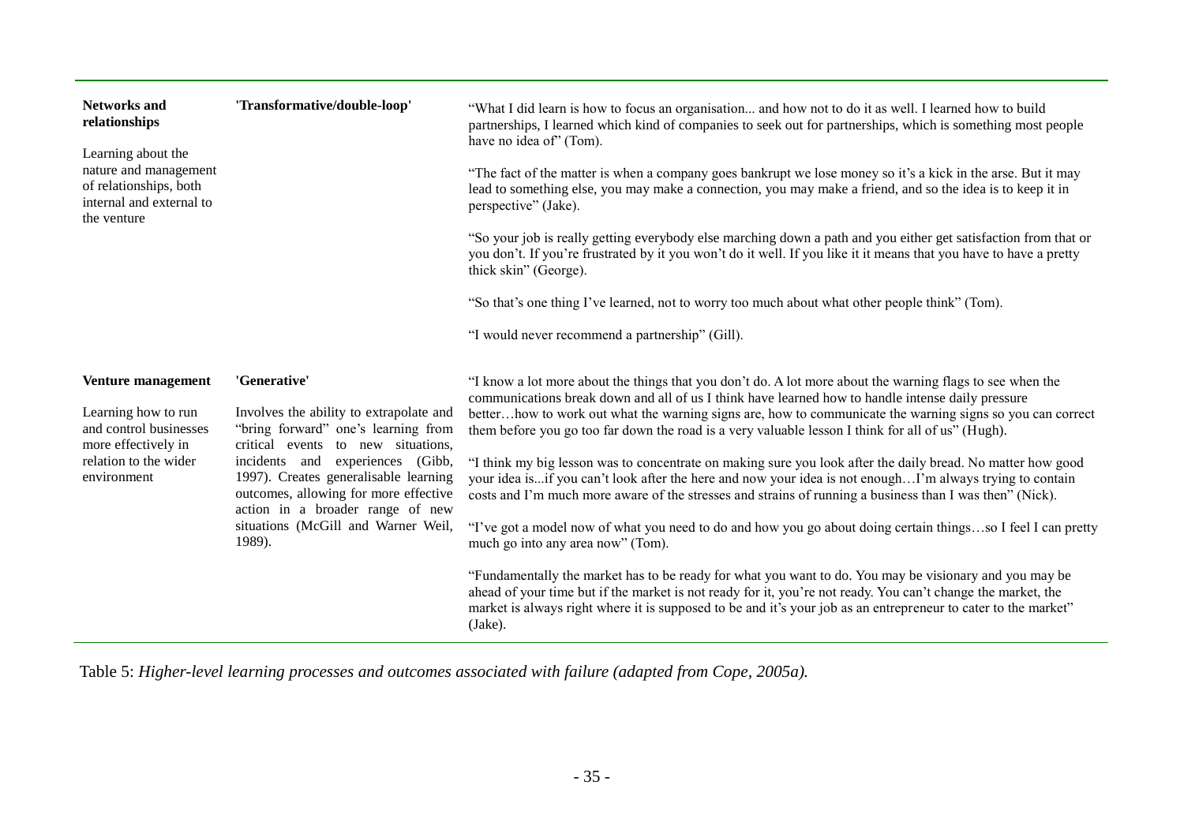| | | |
|---|---|---|
| **Networks and relationships**<br><br>Learning about the nature and management of relationships, both internal and external to the venture | **'Transformative/double-loop'** | "What I did learn is how to focus an organisation... and how not to do it as well. I learned how to build partnerships, I learned which kind of companies to seek out for partnerships, which is something most people have no idea of" (Tom).<br><br>"The fact of the matter is when a company goes bankrupt we lose money so it's a kick in the arse. But it may lead to something else, you may make a connection, you may make a friend, and so the idea is to keep it in perspective" (Jake).<br><br>"So your job is really getting everybody else marching down a path and you either get satisfaction from that or you don't. If you're frustrated by it you won't do it well. If you like it it means that you have to have a pretty thick skin" (George).<br><br>"So that's one thing I've learned, not to worry too much about what other people think" (Tom).<br><br>"I would never recommend a partnership" (Gill). |
| **Venture management**<br><br>Learning how to run and control businesses more effectively in relation to the wider environment | **'Generative'**<br><br>Involves the ability to extrapolate and "bring forward" one's learning from critical events to new situations, incidents and experiences (Gibb, 1997). Creates generalisable learning outcomes, allowing for more effective action in a broader range of new situations (McGill and Warner Weil, 1989). | "I know a lot more about the things that you don't do. A lot more about the warning flags to see when the communications break down and all of us I think have learned how to handle intense daily pressure better…how to work out what the warning signs are, how to communicate the warning signs so you can correct them before you go too far down the road is a very valuable lesson I think for all of us" (Hugh).<br><br>"I think my big lesson was to concentrate on making sure you look after the daily bread. No matter how good your idea is...if you can't look after the here and now your idea is not enough…I'm always trying to contain costs and I'm much more aware of the stresses and strains of running a business than I was then" (Nick).<br><br>"I've got a model now of what you need to do and how you go about doing certain things…so I feel I can pretty much go into any area now" (Tom).<br><br>"Fundamentally the market has to be ready for what you want to do. You may be visionary and you may be ahead of your time but if the market is not ready for it, you're not ready. You can't change the market, the market is always right where it is supposed to be and it's your job as an entrepreneur to cater to the market" (Jake). |

Table 5: *Higher-level learning processes and outcomes associated with failure (adapted from Cope, 2005a).*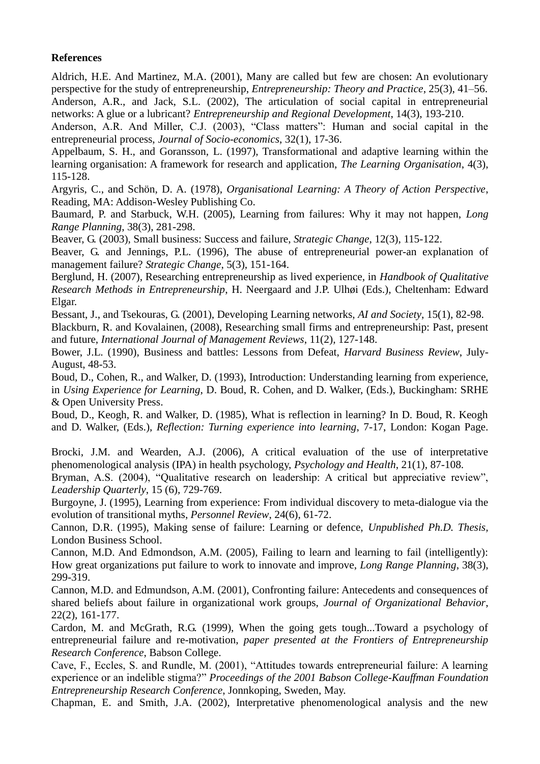**References**

Aldrich, H.E. And Martinez, M.A. (2001), Many are called but few are chosen: An evolutionary perspective for the study of entrepreneurship, *Entrepreneurship: Theory and Practice*, 25(3), 41–56.

Anderson, A.R., and Jack, S.L. (2002), The articulation of social capital in entrepreneurial networks: A glue or a lubricant? *Entrepreneurship and Regional Development*, 14(3), 193-210.

Anderson, A.R. And Miller, C.J. (2003), "Class matters": Human and social capital in the entrepreneurial process, *Journal of Socio-economics*, 32(1), 17-36.

Appelbaum, S. H., and Goransson, L. (1997), Transformational and adaptive learning within the learning organisation: A framework for research and application, *The Learning Organisation*, 4(3), 115-128.

Argyris, C., and Schön, D. A. (1978), *Organisational Learning: A Theory of Action Perspective*, Reading, MA: Addison-Wesley Publishing Co.

Baumard, P. and Starbuck, W.H. (2005), Learning from failures: Why it may not happen, *Long Range Planning*, 38(3), 281-298.

Beaver, G. (2003), Small business: Success and failure, *Strategic Change*, 12(3), 115-122.

Beaver, G. and Jennings, P.L. (1996), The abuse of entrepreneurial power-an explanation of management failure? *Strategic Change*, 5(3), 151-164.

Berglund, H. (2007), Researching entrepreneurship as lived experience, in *Handbook of Qualitative Research Methods in Entrepreneurship*, H. Neergaard and J.P. Ulhøi (Eds.), Cheltenham: Edward Elgar.

Bessant, J., and Tsekouras, G. (2001), Developing Learning networks, *AI and Society*, 15(1), 82-98.

Blackburn, R. and Kovalainen, (2008), Researching small firms and entrepreneurship: Past, present and future, *International Journal of Management Reviews*, 11(2), 127-148.

Bower, J.L. (1990), Business and battles: Lessons from Defeat, *Harvard Business Review*, July-August, 48-53.

Boud, D., Cohen, R., and Walker, D. (1993), Introduction: Understanding learning from experience, in *Using Experience for Learning*, D. Boud, R. Cohen, and D. Walker, (Eds.), Buckingham: SRHE & Open University Press.

Boud, D., Keogh, R. and Walker, D. (1985), What is reflection in learning? In D. Boud, R. Keogh and D. Walker, (Eds.), *Reflection: Turning experience into learning*, 7-17, London: Kogan Page.

Brocki, J.M. and Wearden, A.J. (2006), A critical evaluation of the use of interpretative phenomenological analysis (IPA) in health psychology, *Psychology and Health*, 21(1), 87-108.

Bryman, A.S. (2004), "Qualitative research on leadership: A critical but appreciative review", *Leadership Quarterly*, 15 (6), 729-769.

Burgoyne, J. (1995), Learning from experience: From individual discovery to meta-dialogue via the evolution of transitional myths, *Personnel Review*, 24(6), 61-72.

Cannon, D.R. (1995), Making sense of failure: Learning or defence, *Unpublished Ph.D. Thesis*, London Business School.

Cannon, M.D. And Edmondson, A.M. (2005), Failing to learn and learning to fail (intelligently): How great organizations put failure to work to innovate and improve, *Long Range Planning*, 38(3), 299-319.

Cannon, M.D. and Edmundson, A.M. (2001), Confronting failure: Antecedents and consequences of shared beliefs about failure in organizational work groups, *Journal of Organizational Behavior*, 22(2), 161-177.

Cardon, M. and McGrath, R.G. (1999), When the going gets tough...Toward a psychology of entrepreneurial failure and re-motivation, *paper presented at the Frontiers of Entrepreneurship Research Conference*, Babson College.

Cave, F., Eccles, S. and Rundle, M. (2001), "Attitudes towards entrepreneurial failure: A learning experience or an indelible stigma?" *Proceedings of the 2001 Babson College-Kauffman Foundation Entrepreneurship Research Conference*, Jonnkoping, Sweden, May.

Chapman, E. and Smith, J.A. (2002), Interpretative phenomenological analysis and the new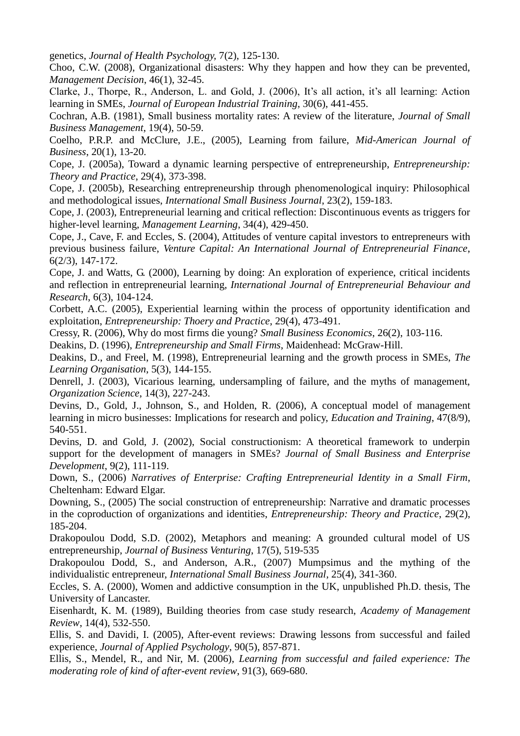genetics, *Journal of Health Psychology,* 7(2), 125-130.

Choo, C.W. (2008), Organizational disasters: Why they happen and how they can be prevented, *Management Decision*, 46(1), 32-45.

Clarke, J., Thorpe, R., Anderson, L. and Gold, J. (2006), It's all action, it's all learning: Action learning in SMEs, *Journal of European Industrial Training*, 30(6), 441-455.

Cochran, A.B. (1981), Small business mortality rates: A review of the literature, *Journal of Small Business Management*, 19(4), 50-59.

Coelho, P.R.P. and McClure, J.E., (2005), Learning from failure, *Mid-American Journal of Business*, 20(1), 13-20.

Cope, J. (2005a), Toward a dynamic learning perspective of entrepreneurship, *Entrepreneurship: Theory and Practice*, 29(4), 373-398.

Cope, J. (2005b), Researching entrepreneurship through phenomenological inquiry: Philosophical and methodological issues, *International Small Business Journal*, 23(2), 159-183.

Cope, J. (2003), Entrepreneurial learning and critical reflection: Discontinuous events as triggers for higher-level learning, *Management Learning*, 34(4), 429-450.

Cope, J., Cave, F. and Eccles, S. (2004), Attitudes of venture capital investors to entrepreneurs with previous business failure, *Venture Capital: An International Journal of Entrepreneurial Finance*, 6(2/3), 147-172.

Cope, J. and Watts, G. (2000), Learning by doing: An exploration of experience, critical incidents and reflection in entrepreneurial learning, *International Journal of Entrepreneurial Behaviour and Research*, 6(3), 104-124.

Corbett, A.C. (2005), Experiential learning within the process of opportunity identification and exploitation, *Entrepreneurship: Thoery and Practice*, 29(4), 473-491.

Cressy, R. (2006), Why do most firms die young? *Small Business Economics*, 26(2), 103-116.

Deakins, D. (1996), *Entrepreneurship and Small Firms*, Maidenhead: McGraw-Hill.

Deakins, D., and Freel, M. (1998), Entrepreneurial learning and the growth process in SMEs, *The Learning Organisation*, 5(3), 144-155.

Denrell, J. (2003), Vicarious learning, undersampling of failure, and the myths of management, *Organization Science*, 14(3), 227-243.

Devins, D., Gold, J., Johnson, S., and Holden, R. (2006), A conceptual model of management learning in micro businesses: Implications for research and policy, *Education and Training*, 47(8/9), 540-551.

Devins, D. and Gold, J. (2002), Social constructionism: A theoretical framework to underpin support for the development of managers in SMEs? *Journal of Small Business and Enterprise Development*, 9(2), 111-119.

Down, S., (2006) *Narratives of Enterprise: Crafting Entrepreneurial Identity in a Small Firm*, Cheltenham: Edward Elgar.

Downing, S., (2005) The social construction of entrepreneurship: Narrative and dramatic processes in the coproduction of organizations and identities, *Entrepreneurship: Theory and Practice*, 29(2), 185-204.

Drakopoulou Dodd, S.D. (2002), Metaphors and meaning: A grounded cultural model of US entrepreneurship, *Journal of Business Venturing*, 17(5), 519-535

Drakopoulou Dodd, S., and Anderson, A.R., (2007) Mumpsimus and the mything of the individualistic entrepreneur, *International Small Business Journal*, 25(4), 341-360.

Eccles, S. A. (2000), Women and addictive consumption in the UK, unpublished Ph.D. thesis, The University of Lancaster.

Eisenhardt, K. M. (1989), Building theories from case study research, *Academy of Management Review*, 14(4), 532-550.

Ellis, S. and Davidi, I. (2005), After-event reviews: Drawing lessons from successful and failed experience, *Journal of Applied Psychology*, 90(5), 857-871.

Ellis, S., Mendel, R., and Nir, M. (2006), *Learning from successful and failed experience: The moderating role of kind of after-event review*, 91(3), 669-680.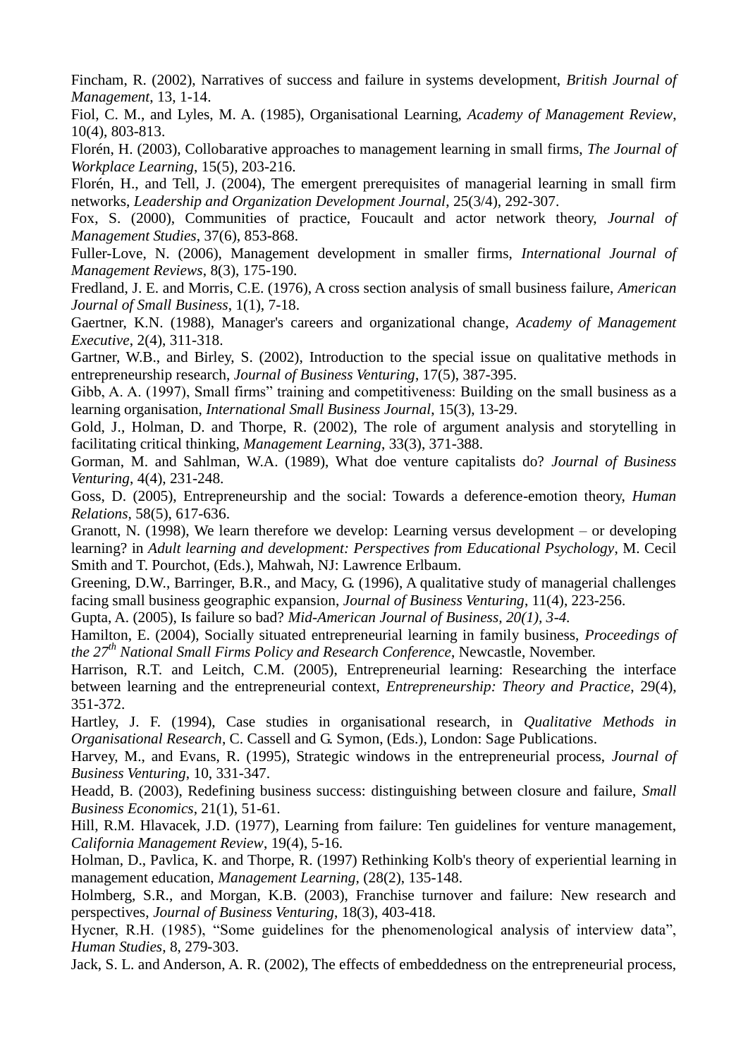Fincham, R. (2002), Narratives of success and failure in systems development, *British Journal of Management*, 13, 1-14.

Fiol, C. M., and Lyles, M. A. (1985), Organisational Learning, *Academy of Management Review*, 10(4), 803-813.

Florén, H. (2003), Collobarative approaches to management learning in small firms, *The Journal of Workplace Learning*, 15(5), 203-216.

Florén, H., and Tell, J. (2004), The emergent prerequisites of managerial learning in small firm networks, *Leadership and Organization Development Journal*, 25(3/4), 292-307.

Fox, S. (2000), Communities of practice, Foucault and actor network theory, *Journal of Management Studies*, 37(6), 853-868.

Fuller-Love, N. (2006), Management development in smaller firms, *International Journal of Management Reviews*, 8(3), 175-190.

Fredland, J. E. and Morris, C.E. (1976), A cross section analysis of small business failure, *American Journal of Small Business*, 1(1), 7-18.

Gaertner, K.N. (1988), Manager's careers and organizational change, *Academy of Management Executive*, 2(4), 311-318.

Gartner, W.B., and Birley, S. (2002), Introduction to the special issue on qualitative methods in entrepreneurship research, *Journal of Business Venturing*, 17(5), 387-395.

Gibb, A. A. (1997), Small firms" training and competitiveness: Building on the small business as a learning organisation, *International Small Business Journal*, 15(3), 13-29.

Gold, J., Holman, D. and Thorpe, R. (2002), The role of argument analysis and storytelling in facilitating critical thinking, *Management Learning*, 33(3), 371-388.

Gorman, M. and Sahlman, W.A. (1989), What doe venture capitalists do? *Journal of Business Venturing*, 4(4), 231-248.

Goss, D. (2005), Entrepreneurship and the social: Towards a deference-emotion theory, *Human Relations*, 58(5), 617-636.

Granott, N. (1998), We learn therefore we develop: Learning versus development – or developing learning? in *Adult learning and development: Perspectives from Educational Psychology*, M. Cecil Smith and T. Pourchot, (Eds.), Mahwah, NJ: Lawrence Erlbaum.

Greening, D.W., Barringer, B.R., and Macy, G. (1996), A qualitative study of managerial challenges facing small business geographic expansion, *Journal of Business Venturing*, 11(4), 223-256.

Gupta, A. (2005), Is failure so bad? *Mid-American Journal of Business, 20(1), 3-4.*

Hamilton, E. (2004), Socially situated entrepreneurial learning in family business, *Proceedings of the 27th National Small Firms Policy and Research Conference*, Newcastle, November.

Harrison, R.T. and Leitch, C.M. (2005), Entrepreneurial learning: Researching the interface between learning and the entrepreneurial context, *Entrepreneurship: Theory and Practice*, 29(4), 351-372.

Hartley, J. F. (1994), Case studies in organisational research, in *Qualitative Methods in Organisational Research*, C. Cassell and G. Symon, (Eds.), London: Sage Publications.

Harvey, M., and Evans, R. (1995), Strategic windows in the entrepreneurial process, *Journal of Business Venturing*, 10, 331-347.

Headd, B. (2003), Redefining business success: distinguishing between closure and failure, *Small Business Economics*, 21(1), 51-61.

Hill, R.M. Hlavacek, J.D. (1977), Learning from failure: Ten guidelines for venture management, *California Management Review*, 19(4), 5-16.

Holman, D., Pavlica, K. and Thorpe, R. (1997) Rethinking Kolb's theory of experiential learning in management education, *Management Learning*, (28(2), 135-148.

Holmberg, S.R., and Morgan, K.B. (2003), Franchise turnover and failure: New research and perspectives, *Journal of Business Venturing*, 18(3), 403-418.

Hycner, R.H. (1985), "Some guidelines for the phenomenological analysis of interview data", *Human Studies*, 8, 279-303.

Jack, S. L. and Anderson, A. R. (2002), The effects of embeddedness on the entrepreneurial process,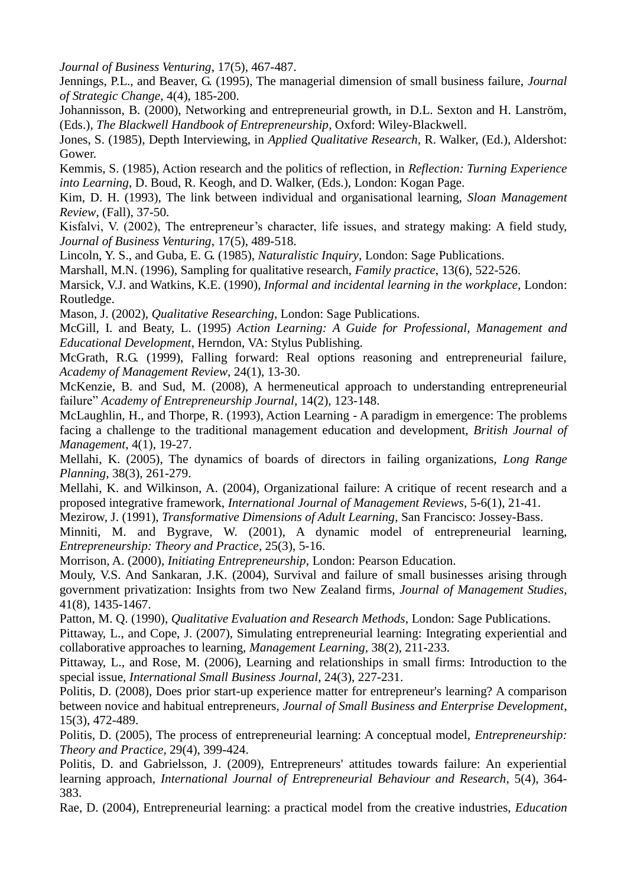*Journal of Business Venturing*, 17(5), 467-487.

Jennings, P.L., and Beaver, G. (1995), The managerial dimension of small business failure, *Journal of Strategic Change*, 4(4), 185-200.

Johannisson, B. (2000), Networking and entrepreneurial growth, in D.L. Sexton and H. Lanström, (Eds.), *The Blackwell Handbook of Entrepreneurship*, Oxford: Wiley-Blackwell.

Jones, S. (1985), Depth Interviewing, in *Applied Qualitative Research*, R. Walker, (Ed.), Aldershot: Gower.

Kemmis, S. (1985), Action research and the politics of reflection, in *Reflection: Turning Experience into Learning*, D. Boud, R. Keogh, and D. Walker, (Eds.), London: Kogan Page.

Kim, D. H. (1993), The link between individual and organisational learning, *Sloan Management Review*, (Fall), 37-50.

Kisfalvi, V. (2002), The entrepreneur's character, life issues, and strategy making: A field study, *Journal of Business Venturing*, 17(5), 489-518.

Lincoln, Y. S., and Guba, E. G. (1985), *Naturalistic Inquiry*, London: Sage Publications.

Marshall, M.N. (1996), Sampling for qualitative research, *Family practice*, 13(6), 522-526.

Marsick, V.J. and Watkins, K.E. (1990), *Informal and incidental learning in the workplace*, London: Routledge.

Mason, J. (2002), *Qualitative Researching*, London: Sage Publications.

McGill, I. and Beaty, L. (1995) *Action Learning: A Guide for Professional, Management and Educational Development*, Herndon, VA: Stylus Publishing.

McGrath, R.G. (1999), Falling forward: Real options reasoning and entrepreneurial failure, *Academy of Management Review*, 24(1), 13-30.

McKenzie, B. and Sud, M. (2008), A hermeneutical approach to understanding entrepreneurial failure" *Academy of Entrepreneurship Journal*, 14(2), 123-148.

McLaughlin, H., and Thorpe, R. (1993), Action Learning - A paradigm in emergence: The problems facing a challenge to the traditional management education and development, *British Journal of Management*, 4(1), 19-27.

Mellahi, K. (2005), The dynamics of boards of directors in failing organizations, *Long Range Planning*, 38(3), 261-279.

Mellahi, K. and Wilkinson, A. (2004), Organizational failure: A critique of recent research and a proposed integrative framework, *International Journal of Management Reviews*, 5-6(1), 21-41.

Mezirow, J. (1991), *Transformative Dimensions of Adult Learning*, San Francisco: Jossey-Bass.

Minniti, M. and Bygrave, W. (2001), A dynamic model of entrepreneurial learning, *Entrepreneurship: Theory and Practice*, 25(3), 5-16.

Morrison, A. (2000), *Initiating Entrepreneurship*, London: Pearson Education.

Mouly, V.S. And Sankaran, J.K. (2004), Survival and failure of small businesses arising through government privatization: Insights from two New Zealand firms, *Journal of Management Studies*, 41(8), 1435-1467.

Patton, M. Q. (1990), *Qualitative Evaluation and Research Methods*, London: Sage Publications.

Pittaway, L., and Cope, J. (2007), Simulating entrepreneurial learning: Integrating experiential and collaborative approaches to learning, *Management Learning*, 38(2), 211-233.

Pittaway, L., and Rose, M. (2006), Learning and relationships in small firms: Introduction to the special issue, *International Small Business Journal*, 24(3), 227-231.

Politis, D. (2008), Does prior start-up experience matter for entrepreneur's learning? A comparison between novice and habitual entrepreneurs, *Journal of Small Business and Enterprise Development*, 15(3), 472-489.

Politis, D. (2005), The process of entrepreneurial learning: A conceptual model, *Entrepreneurship: Theory and Practice*, 29(4), 399-424.

Politis, D. and Gabrielsson, J. (2009), Entrepreneurs' attitudes towards failure: An experiential learning approach, *International Journal of Entrepreneurial Behaviour and Research*, 5(4), 364-383.

Rae, D. (2004), Entrepreneurial learning: a practical model from the creative industries, *Education*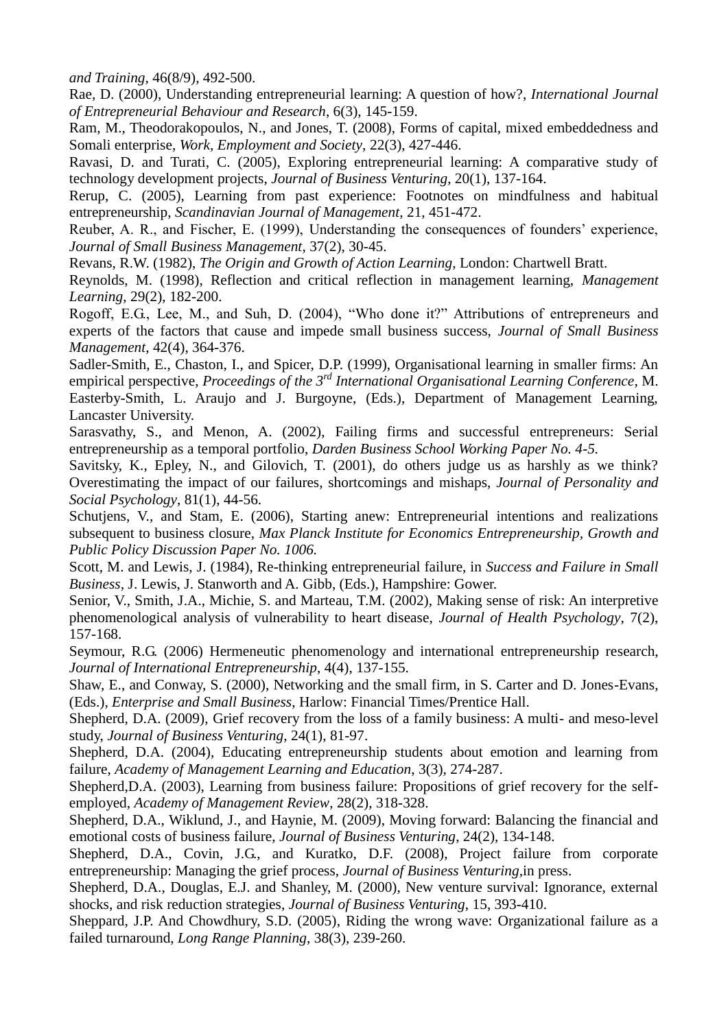*and Training*, 46(8/9), 492-500.

Rae, D. (2000), Understanding entrepreneurial learning: A question of how?, *International Journal of Entrepreneurial Behaviour and Research*, 6(3), 145-159.

Ram, M., Theodorakopoulos, N., and Jones, T. (2008), Forms of capital, mixed embeddedness and Somali enterprise, *Work, Employment and Society*, 22(3), 427-446.

Ravasi, D. and Turati, C. (2005), Exploring entrepreneurial learning: A comparative study of technology development projects, *Journal of Business Venturing*, 20(1), 137-164.

Rerup, C. (2005), Learning from past experience: Footnotes on mindfulness and habitual entrepreneurship, *Scandinavian Journal of Management*, 21, 451-472.

Reuber, A. R., and Fischer, E. (1999), Understanding the consequences of founders' experience, *Journal of Small Business Management*, 37(2), 30-45.

Revans, R.W. (1982), *The Origin and Growth of Action Learning*, London: Chartwell Bratt.

Reynolds, M. (1998), Reflection and critical reflection in management learning, *Management Learning*, 29(2), 182-200.

Rogoff, E.G., Lee, M., and Suh, D. (2004), "Who done it?" Attributions of entrepreneurs and experts of the factors that cause and impede small business success, *Journal of Small Business Management*, 42(4), 364-376.

Sadler-Smith, E., Chaston, I., and Spicer, D.P. (1999), Organisational learning in smaller firms: An empirical perspective, *Proceedings of the 3rd International Organisational Learning Conference*, M. Easterby-Smith, L. Araujo and J. Burgoyne, (Eds.), Department of Management Learning, Lancaster University.

Sarasvathy, S., and Menon, A. (2002), Failing firms and successful entrepreneurs: Serial entrepreneurship as a temporal portfolio, *Darden Business School Working Paper No. 4-5.*

Savitsky, K., Epley, N., and Gilovich, T. (2001), do others judge us as harshly as we think? Overestimating the impact of our failures, shortcomings and mishaps, *Journal of Personality and Social Psychology*, 81(1), 44-56.

Schutjens, V., and Stam, E. (2006), Starting anew: Entrepreneurial intentions and realizations subsequent to business closure, *Max Planck Institute for Economics Entrepreneurship, Growth and Public Policy Discussion Paper No. 1006.*

Scott, M. and Lewis, J. (1984), Re-thinking entrepreneurial failure, in *Success and Failure in Small Business*, J. Lewis, J. Stanworth and A. Gibb, (Eds.), Hampshire: Gower.

Senior, V., Smith, J.A., Michie, S. and Marteau, T.M. (2002), Making sense of risk: An interpretive phenomenological analysis of vulnerability to heart disease, *Journal of Health Psychology*, 7(2), 157-168.

Seymour, R.G. (2006) Hermeneutic phenomenology and international entrepreneurship research, *Journal of International Entrepreneurship*, 4(4), 137-155.

Shaw, E., and Conway, S. (2000), Networking and the small firm, in S. Carter and D. Jones-Evans, (Eds.), *Enterprise and Small Business*, Harlow: Financial Times/Prentice Hall.

Shepherd, D.A. (2009), Grief recovery from the loss of a family business: A multi- and meso-level study, *Journal of Business Venturing*, 24(1), 81-97.

Shepherd, D.A. (2004), Educating entrepreneurship students about emotion and learning from failure, *Academy of Management Learning and Education*, 3(3), 274-287.

Shepherd,D.A. (2003), Learning from business failure: Propositions of grief recovery for the self-employed, *Academy of Management Review*, 28(2), 318-328.

Shepherd, D.A., Wiklund, J., and Haynie, M. (2009), Moving forward: Balancing the financial and emotional costs of business failure, *Journal of Business Venturing*, 24(2), 134-148.

Shepherd, D.A., Covin, J.G., and Kuratko, D.F. (2008), Project failure from corporate entrepreneurship: Managing the grief process, *Journal of Business Venturing*,in press.

Shepherd, D.A., Douglas, E.J. and Shanley, M. (2000), New venture survival: Ignorance, external shocks, and risk reduction strategies, *Journal of Business Venturing*, 15, 393-410.

Sheppard, J.P. And Chowdhury, S.D. (2005), Riding the wrong wave: Organizational failure as a failed turnaround, *Long Range Planning*, 38(3), 239-260.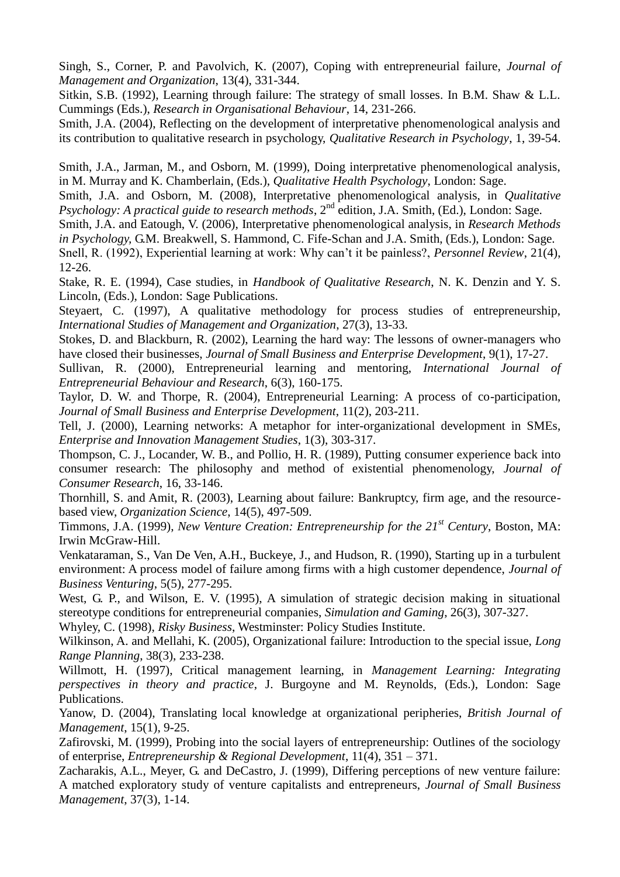Singh, S., Corner, P. and Pavolvich, K. (2007), Coping with entrepreneurial failure, *Journal of Management and Organization*, 13(4), 331-344.

Sitkin, S.B. (1992), Learning through failure: The strategy of small losses. In B.M. Shaw & L.L. Cummings (Eds.), *Research in Organisational Behaviour*, 14, 231-266.

Smith, J.A. (2004), Reflecting on the development of interpretative phenomenological analysis and its contribution to qualitative research in psychology, *Qualitative Research in Psychology*, 1, 39-54.

Smith, J.A., Jarman, M., and Osborn, M. (1999), Doing interpretative phenomenological analysis, in M. Murray and K. Chamberlain, (Eds.), *Qualitative Health Psychology*, London: Sage.

Smith, J.A. and Osborn, M. (2008), Interpretative phenomenological analysis, in *Qualitative Psychology: A practical guide to research methods*, 2nd edition, J.A. Smith, (Ed.), London: Sage.

Smith, J.A. and Eatough, V. (2006), Interpretative phenomenological analysis, in *Research Methods in Psychology*, G.M. Breakwell, S. Hammond, C. Fife-Schan and J.A. Smith, (Eds.), London: Sage.

Snell, R. (1992), Experiential learning at work: Why can't it be painless?, *Personnel Review*, 21(4), 12-26.

Stake, R. E. (1994), Case studies, in *Handbook of Qualitative Research*, N. K. Denzin and Y. S. Lincoln, (Eds.), London: Sage Publications.

Steyaert, C. (1997), A qualitative methodology for process studies of entrepreneurship, *International Studies of Management and Organization*, 27(3), 13-33.

Stokes, D. and Blackburn, R. (2002), Learning the hard way: The lessons of owner-managers who have closed their businesses, *Journal of Small Business and Enterprise Development*, 9(1), 17-27.

Sullivan, R. (2000), Entrepreneurial learning and mentoring, *International Journal of Entrepreneurial Behaviour and Research*, 6(3), 160-175.

Taylor, D. W. and Thorpe, R. (2004), Entrepreneurial Learning: A process of co-participation, *Journal of Small Business and Enterprise Development*, 11(2), 203-211.

Tell, J. (2000), Learning networks: A metaphor for inter-organizational development in SMEs, *Enterprise and Innovation Management Studies*, 1(3), 303-317.

Thompson, C. J., Locander, W. B., and Pollio, H. R. (1989), Putting consumer experience back into consumer research: The philosophy and method of existential phenomenology, *Journal of Consumer Research*, 16, 33-146.

Thornhill, S. and Amit, R. (2003), Learning about failure: Bankruptcy, firm age, and the resource-based view, *Organization Science*, 14(5), 497-509.

Timmons, J.A. (1999), *New Venture Creation: Entrepreneurship for the 21st Century*, Boston, MA: Irwin McGraw-Hill.

Venkataraman, S., Van De Ven, A.H., Buckeye, J., and Hudson, R. (1990), Starting up in a turbulent environment: A process model of failure among firms with a high customer dependence, *Journal of Business Venturing*, 5(5), 277-295.

West, G. P., and Wilson, E. V. (1995), A simulation of strategic decision making in situational stereotype conditions for entrepreneurial companies, *Simulation and Gaming*, 26(3), 307-327.

Whyley, C. (1998), *Risky Business*, Westminster: Policy Studies Institute.

Wilkinson, A. and Mellahi, K. (2005), Organizational failure: Introduction to the special issue, *Long Range Planning*, 38(3), 233-238.

Willmott, H. (1997), Critical management learning, in *Management Learning: Integrating perspectives in theory and practice*, J. Burgoyne and M. Reynolds, (Eds.), London: Sage Publications.

Yanow, D. (2004), Translating local knowledge at organizational peripheries, *British Journal of Management*, 15(1), 9-25.

Zafirovski, M. (1999), Probing into the social layers of entrepreneurship: Outlines of the sociology of enterprise, *Entrepreneurship & Regional Development*, 11(4), 351 – 371.

Zacharakis, A.L., Meyer, G. and DeCastro, J. (1999), Differing perceptions of new venture failure: A matched exploratory study of venture capitalists and entrepreneurs, *Journal of Small Business Management*, 37(3), 1-14.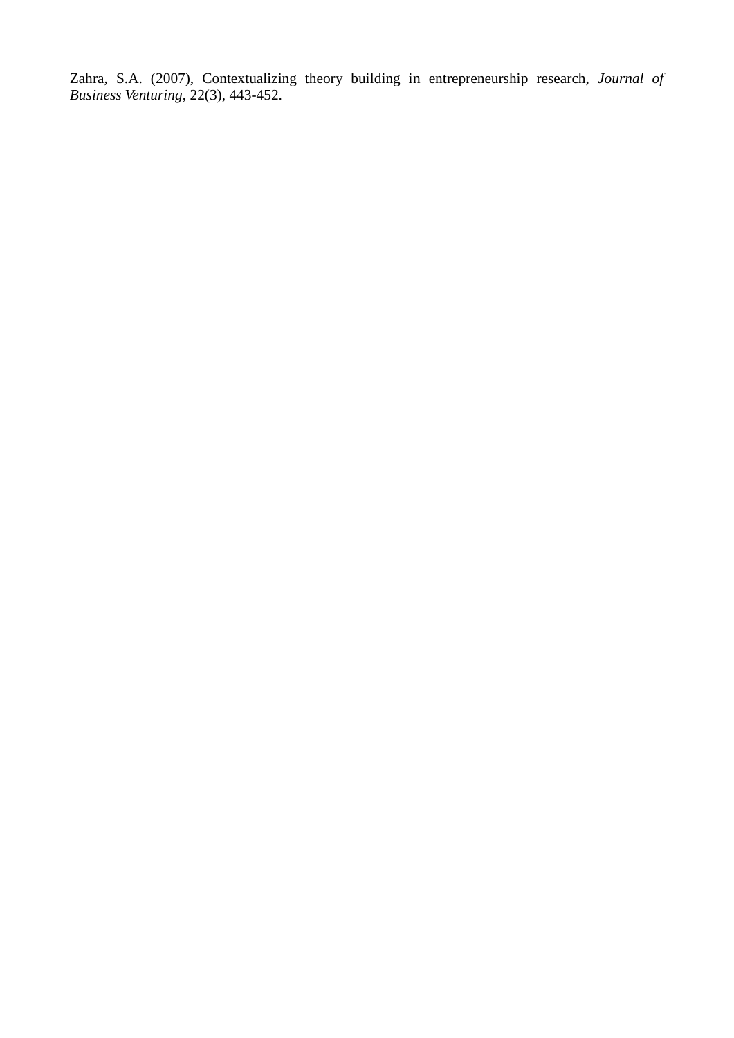Zahra, S.A. (2007), Contextualizing theory building in entrepreneurship research, *Journal of Business Venturing*, 22(3), 443-452.